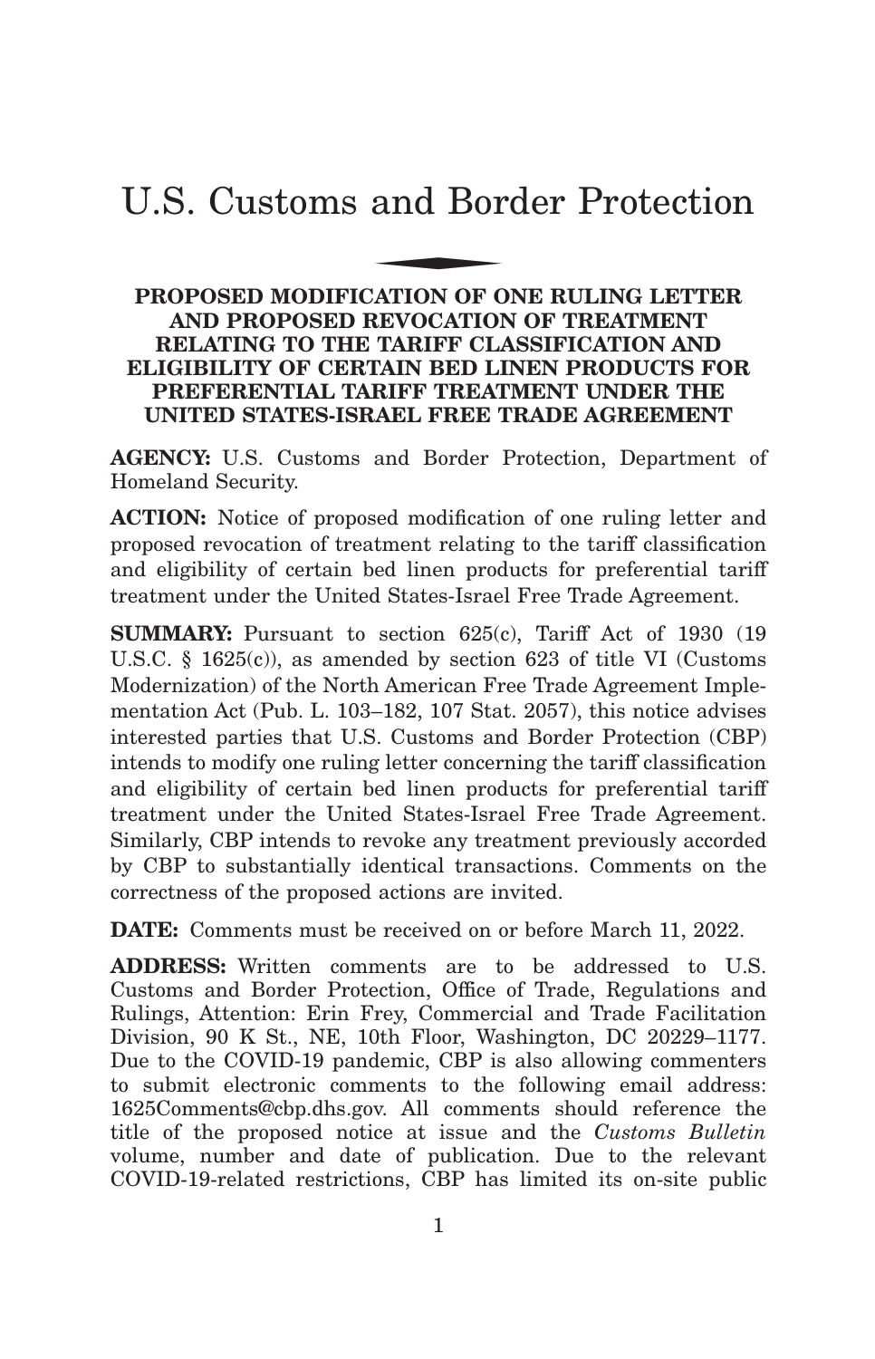# U.S. Customs and Border Protection

## PROPOSED MODIFICATION OF ONE RULING LETTER AND PROPOSED REVOCATION OF TREATMENT RELATING TO THE TARIFF CLASSIFICATION AND ELIGIBILITY OF CERTAIN BED LINEN PRODUCTS FOR PREFERENTIAL TARIFF TREATMENT UNDER THE UNITED STATES-ISRAEL FREE TRADE AGREEMENT

**AGENCY:** U.S. Customs and Border Protection, Department of Homeland Security.

**ACTION:** Notice of proposed modification of one ruling letter and proposed revocation of treatment relating to the tariff classification and eligibility of certain bed linen products for preferential tariff treatment under the United States-Israel Free Trade Agreement.

**SUMMARY:** Pursuant to section 625(c), Tariff Act of 1930 (19 U.S.C. § 1625(c)), as amended by section 623 of title VI (Customs Modernization) of the North American Free Trade Agreement Implementation Act (Pub. L. 103–182, 107 Stat. 2057), this notice advises interested parties that U.S. Customs and Border Protection (CBP) intends to modify one ruling letter concerning the tariff classification and eligibility of certain bed linen products for preferential tariff treatment under the United States-Israel Free Trade Agreement. Similarly, CBP intends to revoke any treatment previously accorded by CBP to substantially identical transactions. Comments on the correctness of the proposed actions are invited.

**DATE:** Comments must be received on or before March 11, 2022.

**ADDRESS:** Written comments are to be addressed to U.S. Customs and Border Protection, Office of Trade, Regulations and Rulings, Attention: Erin Frey, Commercial and Trade Facilitation Division, 90 K St., NE, 10th Floor, Washington, DC 20229–1177. Due to the COVID-19 pandemic, CBP is also allowing commenters to submit electronic comments to the following email address: 1625Comments@cbp.dhs.gov. All comments should reference the title of the proposed notice at issue and the *Customs Bulletin* volume, number and date of publication. Due to the relevant COVID-19-related restrictions, CBP has limited its on-site public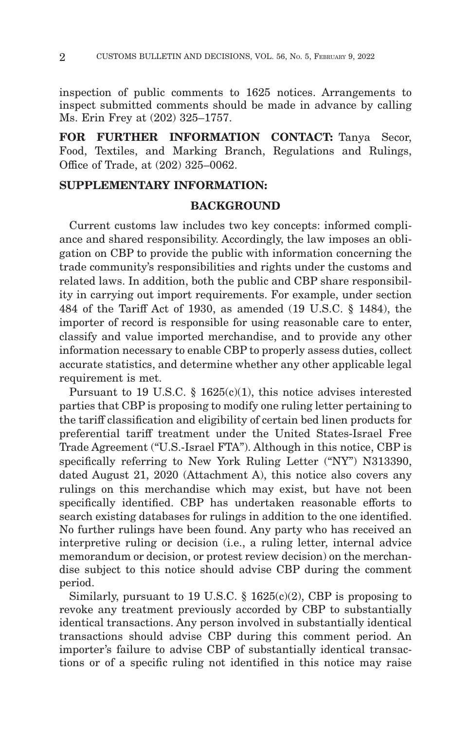inspection of public comments to 1625 notices. Arrangements to inspect submitted comments should be made in advance by calling Ms. Erin Frey at (202) 325–1757.

**FOR FURTHER INFORMATION CONTACT:** Tanya Secor, Food, Textiles, and Marking Branch, Regulations and Rulings, Office of Trade, at (202) 325–0062.

**SUPPLEMENTARY INFORMATION:**

**BACKGROUND**

Current customs law includes two key concepts: informed compliance and shared responsibility. Accordingly, the law imposes an obligation on CBP to provide the public with information concerning the trade community's responsibilities and rights under the customs and related laws. In addition, both the public and CBP share responsibility in carrying out import requirements. For example, under section 484 of the Tariff Act of 1930, as amended (19 U.S.C. § 1484), the importer of record is responsible for using reasonable care to enter, classify and value imported merchandise, and to provide any other information necessary to enable CBP to properly assess duties, collect accurate statistics, and determine whether any other applicable legal requirement is met.

Pursuant to 19 U.S.C. § 1625(c)(1), this notice advises interested parties that CBP is proposing to modify one ruling letter pertaining to the tariff classification and eligibility of certain bed linen products for preferential tariff treatment under the United States-Israel Free Trade Agreement ("U.S.-Israel FTA"). Although in this notice, CBP is specifically referring to New York Ruling Letter ("NY") N313390, dated August 21, 2020 (Attachment A), this notice also covers any rulings on this merchandise which may exist, but have not been specifically identified. CBP has undertaken reasonable efforts to search existing databases for rulings in addition to the one identified. No further rulings have been found. Any party who has received an interpretive ruling or decision (i.e., a ruling letter, internal advice memorandum or decision, or protest review decision) on the merchandise subject to this notice should advise CBP during the comment period.

Similarly, pursuant to 19 U.S.C. § 1625(c)(2), CBP is proposing to revoke any treatment previously accorded by CBP to substantially identical transactions. Any person involved in substantially identical transactions should advise CBP during this comment period. An importer's failure to advise CBP of substantially identical transactions or of a specific ruling not identified in this notice may raise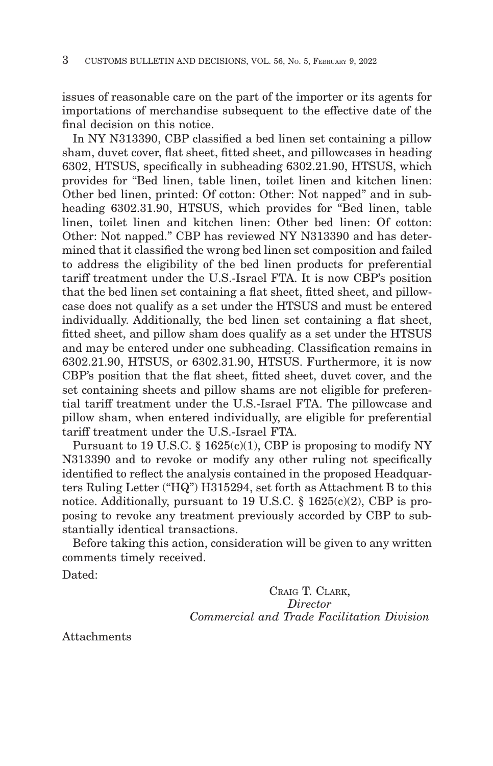issues of reasonable care on the part of the importer or its agents for importations of merchandise subsequent to the effective date of the final decision on this notice.

In NY N313390, CBP classified a bed linen set containing a pillow sham, duvet cover, flat sheet, fitted sheet, and pillowcases in heading 6302, HTSUS, specifically in subheading 6302.21.90, HTSUS, which provides for "Bed linen, table linen, toilet linen and kitchen linen: Other bed linen, printed: Of cotton: Other: Not napped" and in subheading 6302.31.90, HTSUS, which provides for "Bed linen, table linen, toilet linen and kitchen linen: Other bed linen: Of cotton: Other: Not napped." CBP has reviewed NY N313390 and has determined that it classified the wrong bed linen set composition and failed to address the eligibility of the bed linen products for preferential tariff treatment under the U.S.-Israel FTA. It is now CBP's position that the bed linen set containing a flat sheet, fitted sheet, and pillowcase does not qualify as a set under the HTSUS and must be entered individually. Additionally, the bed linen set containing a flat sheet, fitted sheet, and pillow sham does qualify as a set under the HTSUS and may be entered under one subheading. Classification remains in 6302.21.90, HTSUS, or 6302.31.90, HTSUS. Furthermore, it is now CBP's position that the flat sheet, fitted sheet, duvet cover, and the set containing sheets and pillow shams are not eligible for preferential tariff treatment under the U.S.-Israel FTA. The pillowcase and pillow sham, when entered individually, are eligible for preferential tariff treatment under the U.S.-Israel FTA.

Pursuant to 19 U.S.C. § 1625(c)(1), CBP is proposing to modify NY N313390 and to revoke or modify any other ruling not specifically identified to reflect the analysis contained in the proposed Headquarters Ruling Letter ("HQ") H315294, set forth as Attachment B to this notice. Additionally, pursuant to 19 U.S.C. § 1625(c)(2), CBP is proposing to revoke any treatment previously accorded by CBP to substantially identical transactions.

Before taking this action, consideration will be given to any written comments timely received.

Dated:

CRAIG T. CLARK,
*Director*
*Commercial and Trade Facilitation Division*

Attachments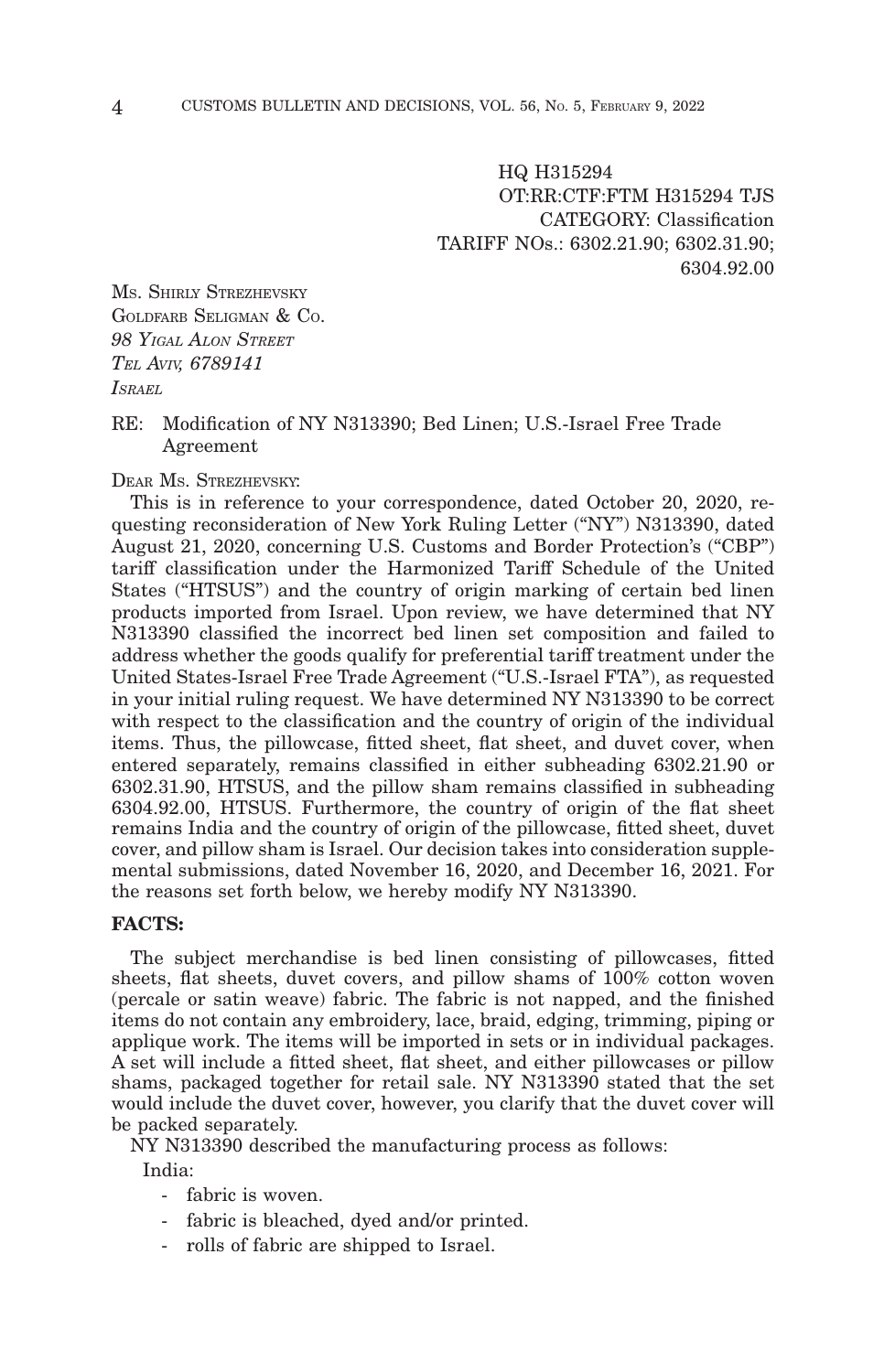HQ H315294
OT:RR:CTF:FTM H315294 TJS
CATEGORY: Classification
TARIFF NOs.: 6302.21.90; 6302.31.90;
6304.92.00

MS. SHIRLY STREZHEVSKY
GOLDFARB SELIGMAN & CO.
*98 YIGAL ALON STREET*
*TEL AVIV, 6789141*
*ISRAEL*

RE: Modification of NY N313390; Bed Linen; U.S.-Israel Free Trade Agreement

DEAR MS. STREZHEVSKY:

This is in reference to your correspondence, dated October 20, 2020, requesting reconsideration of New York Ruling Letter ("NY") N313390, dated August 21, 2020, concerning U.S. Customs and Border Protection's ("CBP") tariff classification under the Harmonized Tariff Schedule of the United States ("HTSUS") and the country of origin marking of certain bed linen products imported from Israel. Upon review, we have determined that NY N313390 classified the incorrect bed linen set composition and failed to address whether the goods qualify for preferential tariff treatment under the United States-Israel Free Trade Agreement ("U.S.-Israel FTA"), as requested in your initial ruling request. We have determined NY N313390 to be correct with respect to the classification and the country of origin of the individual items. Thus, the pillowcase, fitted sheet, flat sheet, and duvet cover, when entered separately, remains classified in either subheading 6302.21.90 or 6302.31.90, HTSUS, and the pillow sham remains classified in subheading 6304.92.00, HTSUS. Furthermore, the country of origin of the flat sheet remains India and the country of origin of the pillowcase, fitted sheet, duvet cover, and pillow sham is Israel. Our decision takes into consideration supplemental submissions, dated November 16, 2020, and December 16, 2021. For the reasons set forth below, we hereby modify NY N313390.

**FACTS:**

The subject merchandise is bed linen consisting of pillowcases, fitted sheets, flat sheets, duvet covers, and pillow shams of 100% cotton woven (percale or satin weave) fabric. The fabric is not napped, and the finished items do not contain any embroidery, lace, braid, edging, trimming, piping or applique work. The items will be imported in sets or in individual packages. A set will include a fitted sheet, flat sheet, and either pillowcases or pillow shams, packaged together for retail sale. NY N313390 stated that the set would include the duvet cover, however, you clarify that the duvet cover will be packed separately.

NY N313390 described the manufacturing process as follows:

India:

- fabric is woven.
- fabric is bleached, dyed and/or printed.
- rolls of fabric are shipped to Israel.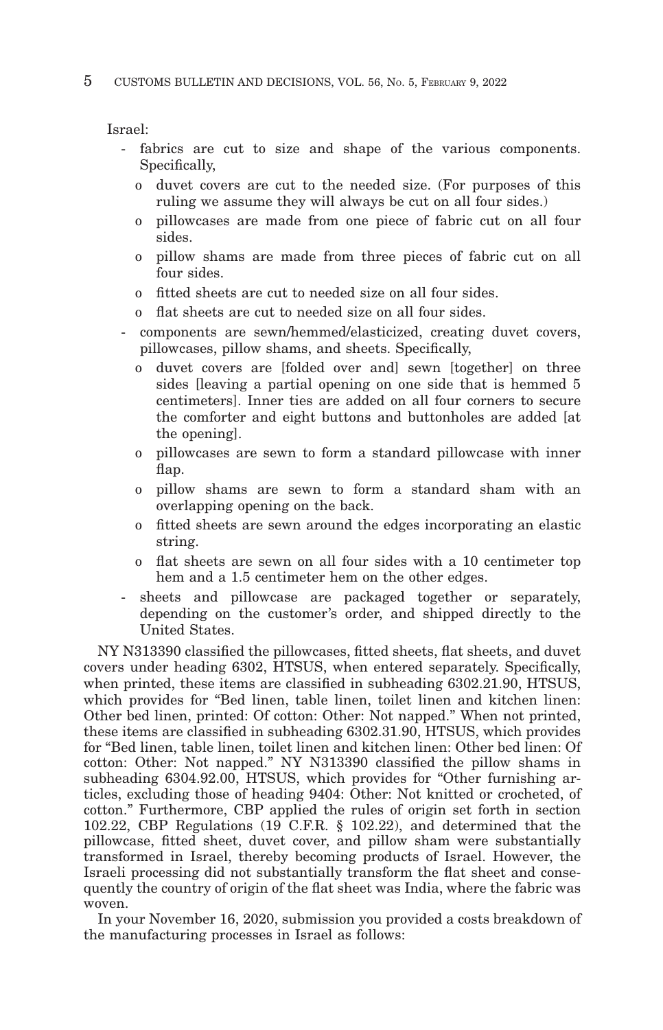Israel:

- fabrics are cut to size and shape of the various components. Specifically,
  - o duvet covers are cut to the needed size. (For purposes of this ruling we assume they will always be cut on all four sides.)
  - o pillowcases are made from one piece of fabric cut on all four sides.
  - o pillow shams are made from three pieces of fabric cut on all four sides.
  - o fitted sheets are cut to needed size on all four sides.
  - o flat sheets are cut to needed size on all four sides.
- components are sewn/hemmed/elasticized, creating duvet covers, pillowcases, pillow shams, and sheets. Specifically,
  - o duvet covers are [folded over and] sewn [together] on three sides [leaving a partial opening on one side that is hemmed 5 centimeters]. Inner ties are added on all four corners to secure the comforter and eight buttons and buttonholes are added [at the opening].
  - o pillowcases are sewn to form a standard pillowcase with inner flap.
  - o pillow shams are sewn to form a standard sham with an overlapping opening on the back.
  - o fitted sheets are sewn around the edges incorporating an elastic string.
  - o flat sheets are sewn on all four sides with a 10 centimeter top hem and a 1.5 centimeter hem on the other edges.
- sheets and pillowcase are packaged together or separately, depending on the customer's order, and shipped directly to the United States.

NY N313390 classified the pillowcases, fitted sheets, flat sheets, and duvet covers under heading 6302, HTSUS, when entered separately. Specifically, when printed, these items are classified in subheading 6302.21.90, HTSUS, which provides for "Bed linen, table linen, toilet linen and kitchen linen: Other bed linen, printed: Of cotton: Other: Not napped." When not printed, these items are classified in subheading 6302.31.90, HTSUS, which provides for "Bed linen, table linen, toilet linen and kitchen linen: Other bed linen: Of cotton: Other: Not napped." NY N313390 classified the pillow shams in subheading 6304.92.00, HTSUS, which provides for "Other furnishing articles, excluding those of heading 9404: Other: Not knitted or crocheted, of cotton." Furthermore, CBP applied the rules of origin set forth in section 102.22, CBP Regulations (19 C.F.R. § 102.22), and determined that the pillowcase, fitted sheet, duvet cover, and pillow sham were substantially transformed in Israel, thereby becoming products of Israel. However, the Israeli processing did not substantially transform the flat sheet and consequently the country of origin of the flat sheet was India, where the fabric was woven.

In your November 16, 2020, submission you provided a costs breakdown of the manufacturing processes in Israel as follows: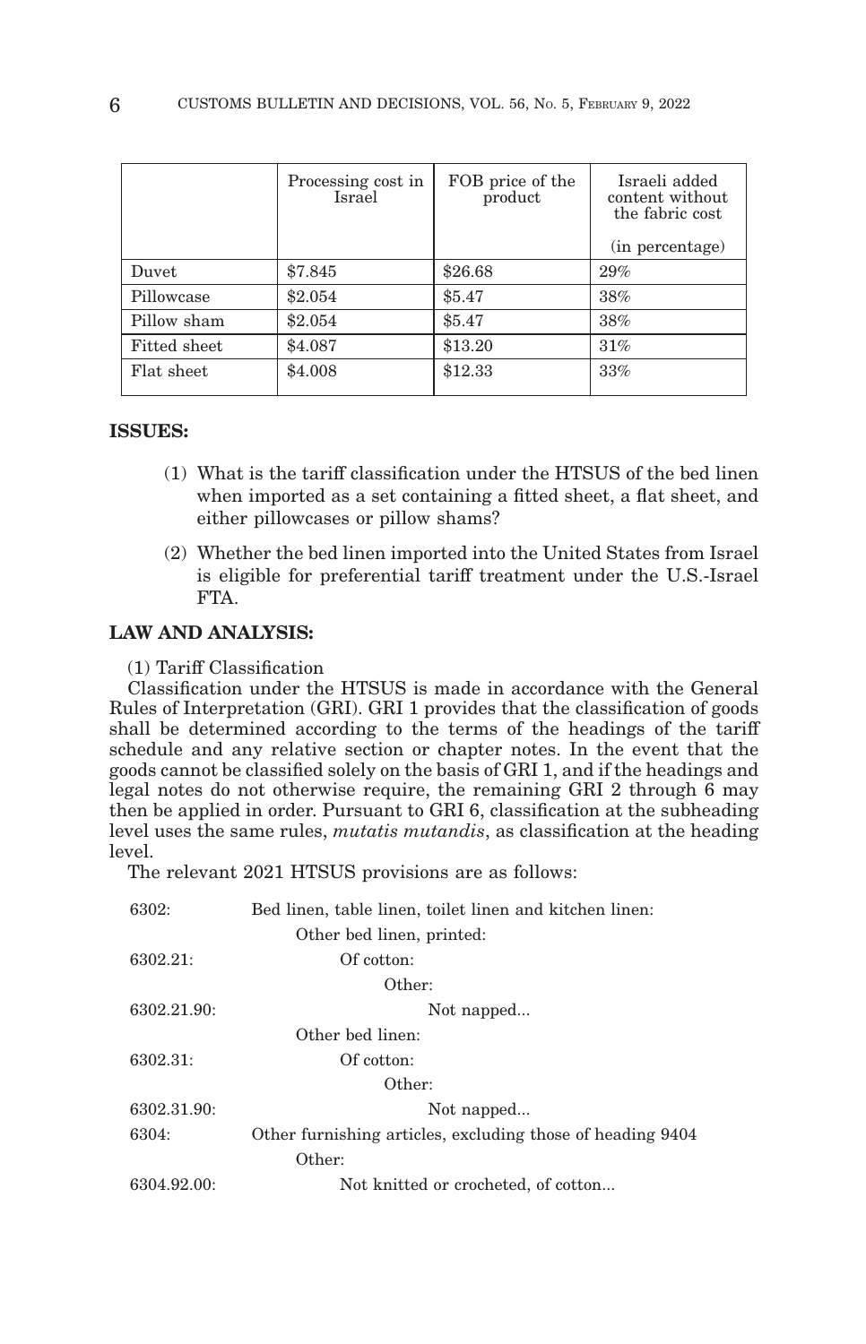| | Processing cost in Israel | FOB price of the product | Israeli added content without the fabric cost (in percentage) |
|---|---|---|---|
| Duvet | $7.845 | $26.68 | 29% |
| Pillowcase | $2.054 | $5.47 | 38% |
| Pillow sham | $2.054 | $5.47 | 38% |
| Fitted sheet | $4.087 | $13.20 | 31% |
| Flat sheet | $4.008 | $12.33 | 33% |

**ISSUES:**

(1) What is the tariff classification under the HTSUS of the bed linen when imported as a set containing a fitted sheet, a flat sheet, and either pillowcases or pillow shams?

(2) Whether the bed linen imported into the United States from Israel is eligible for preferential tariff treatment under the U.S.-Israel FTA.

**LAW AND ANALYSIS:**

(1) Tariff Classification

Classification under the HTSUS is made in accordance with the General Rules of Interpretation (GRI). GRI 1 provides that the classification of goods shall be determined according to the terms of the headings of the tariff schedule and any relative section or chapter notes. In the event that the goods cannot be classified solely on the basis of GRI 1, and if the headings and legal notes do not otherwise require, the remaining GRI 2 through 6 may then be applied in order. Pursuant to GRI 6, classification at the subheading level uses the same rules, *mutatis mutandis*, as classification at the heading level.

The relevant 2021 HTSUS provisions are as follows:

6302: Bed linen, table linen, toilet linen and kitchen linen:

  Other bed linen, printed:

6302.21:   Of cotton:

    Other:

6302.21.90:     Not napped...

  Other bed linen:

6302.31:   Of cotton:

    Other:

6302.31.90:     Not napped...

6304: Other furnishing articles, excluding those of heading 9404

  Other:

6304.92.00:   Not knitted or crocheted, of cotton...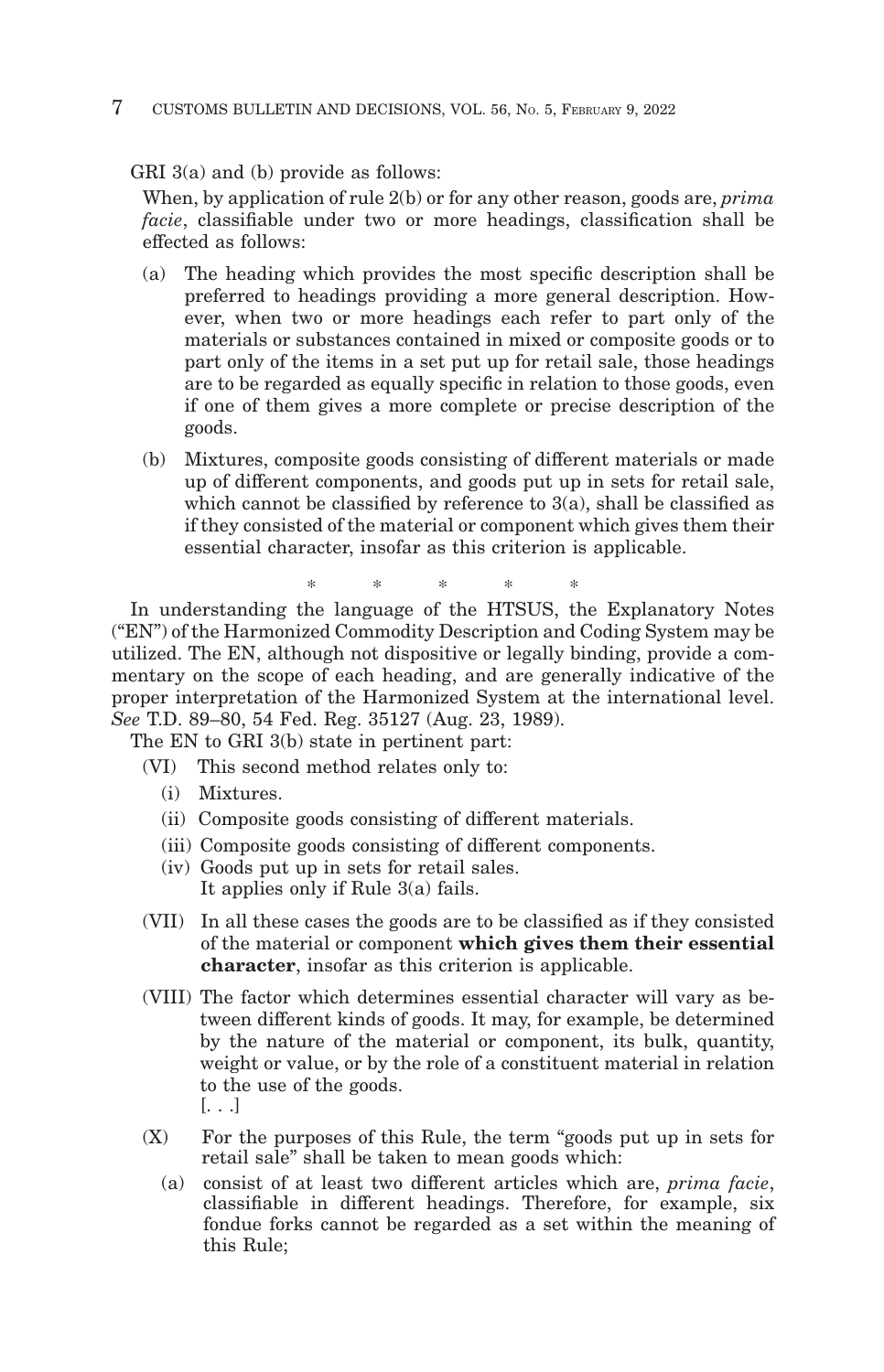GRI 3(a) and (b) provide as follows:

When, by application of rule 2(b) or for any other reason, goods are, *prima facie*, classifiable under two or more headings, classification shall be effected as follows:

(a) The heading which provides the most specific description shall be preferred to headings providing a more general description. However, when two or more headings each refer to part only of the materials or substances contained in mixed or composite goods or to part only of the items in a set put up for retail sale, those headings are to be regarded as equally specific in relation to those goods, even if one of them gives a more complete or precise description of the goods.

(b) Mixtures, composite goods consisting of different materials or made up of different components, and goods put up in sets for retail sale, which cannot be classified by reference to 3(a), shall be classified as if they consisted of the material or component which gives them their essential character, insofar as this criterion is applicable.

\* \* \* \* \*

In understanding the language of the HTSUS, the Explanatory Notes ("EN") of the Harmonized Commodity Description and Coding System may be utilized. The EN, although not dispositive or legally binding, provide a commentary on the scope of each heading, and are generally indicative of the proper interpretation of the Harmonized System at the international level. *See* T.D. 89–80, 54 Fed. Reg. 35127 (Aug. 23, 1989).

The EN to GRI 3(b) state in pertinent part:

(VI) This second method relates only to:

- (i) Mixtures.
- (ii) Composite goods consisting of different materials.
- (iii) Composite goods consisting of different components.
- (iv) Goods put up in sets for retail sales.

It applies only if Rule 3(a) fails.

(VII) In all these cases the goods are to be classified as if they consisted of the material or component **which gives them their essential character**, insofar as this criterion is applicable.

(VIII) The factor which determines essential character will vary as between different kinds of goods. It may, for example, be determined by the nature of the material or component, its bulk, quantity, weight or value, or by the role of a constituent material in relation to the use of the goods.

[. . .]

(X) For the purposes of this Rule, the term "goods put up in sets for retail sale" shall be taken to mean goods which:

(a) consist of at least two different articles which are, *prima facie*, classifiable in different headings. Therefore, for example, six fondue forks cannot be regarded as a set within the meaning of this Rule;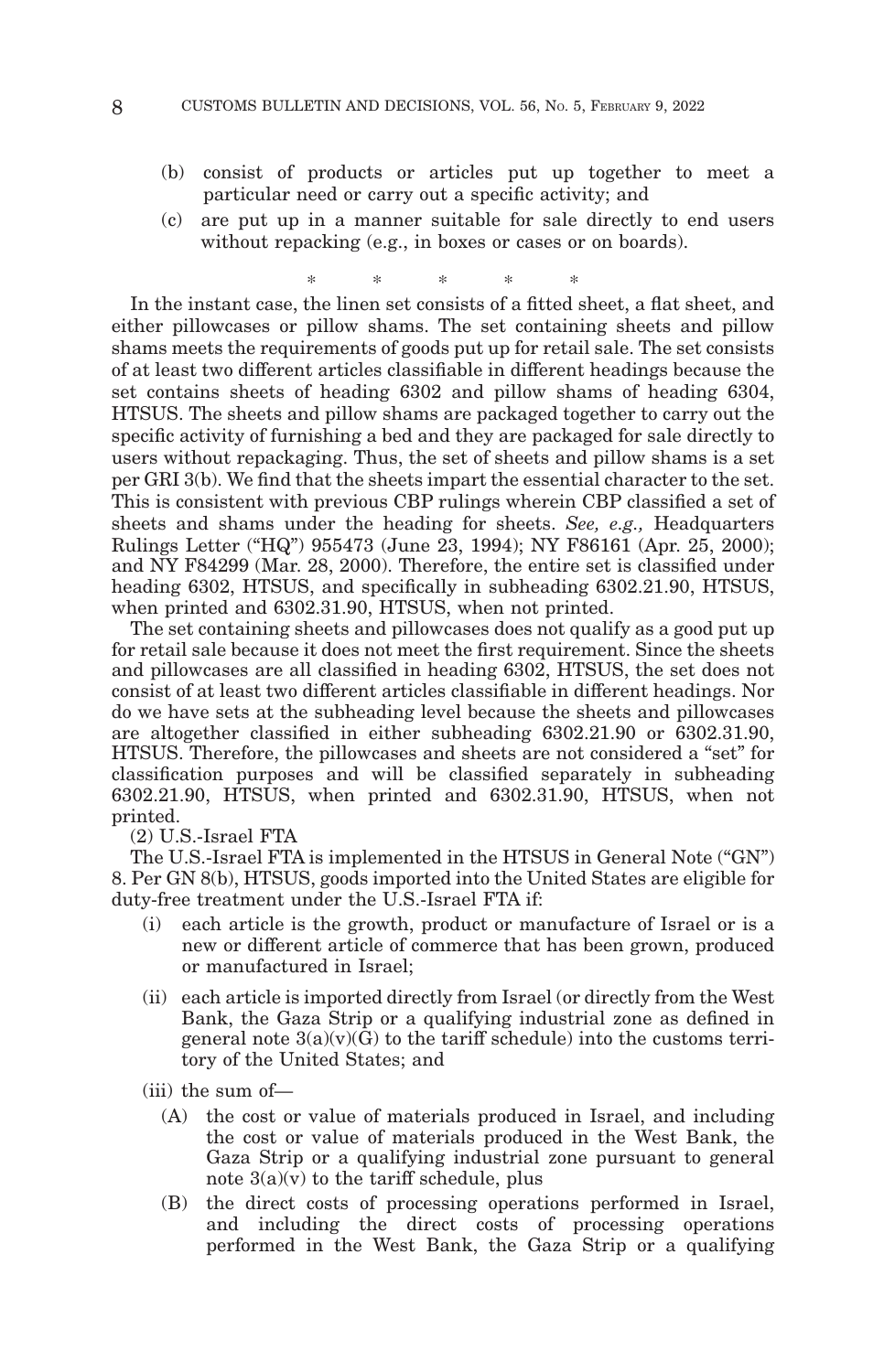(b) consist of products or articles put up together to meet a particular need or carry out a specific activity; and

(c) are put up in a manner suitable for sale directly to end users without repacking (e.g., in boxes or cases or on boards).

\* \* \* \* \*

In the instant case, the linen set consists of a fitted sheet, a flat sheet, and either pillowcases or pillow shams. The set containing sheets and pillow shams meets the requirements of goods put up for retail sale. The set consists of at least two different articles classifiable in different headings because the set contains sheets of heading 6302 and pillow shams of heading 6304, HTSUS. The sheets and pillow shams are packaged together to carry out the specific activity of furnishing a bed and they are packaged for sale directly to users without repackaging. Thus, the set of sheets and pillow shams is a set per GRI 3(b). We find that the sheets impart the essential character to the set. This is consistent with previous CBP rulings wherein CBP classified a set of sheets and shams under the heading for sheets. *See, e.g.,* Headquarters Rulings Letter ("HQ") 955473 (June 23, 1994); NY F86161 (Apr. 25, 2000); and NY F84299 (Mar. 28, 2000). Therefore, the entire set is classified under heading 6302, HTSUS, and specifically in subheading 6302.21.90, HTSUS, when printed and 6302.31.90, HTSUS, when not printed.

The set containing sheets and pillowcases does not qualify as a good put up for retail sale because it does not meet the first requirement. Since the sheets and pillowcases are all classified in heading 6302, HTSUS, the set does not consist of at least two different articles classifiable in different headings. Nor do we have sets at the subheading level because the sheets and pillowcases are altogether classified in either subheading 6302.21.90 or 6302.31.90, HTSUS. Therefore, the pillowcases and sheets are not considered a "set" for classification purposes and will be classified separately in subheading 6302.21.90, HTSUS, when printed and 6302.31.90, HTSUS, when not printed.

(2) U.S.-Israel FTA

The U.S.-Israel FTA is implemented in the HTSUS in General Note ("GN") 8. Per GN 8(b), HTSUS, goods imported into the United States are eligible for duty-free treatment under the U.S.-Israel FTA if:

(i) each article is the growth, product or manufacture of Israel or is a new or different article of commerce that has been grown, produced or manufactured in Israel;

(ii) each article is imported directly from Israel (or directly from the West Bank, the Gaza Strip or a qualifying industrial zone as defined in general note 3(a)(v)(G) to the tariff schedule) into the customs territory of the United States; and

(iii) the sum of—

(A) the cost or value of materials produced in Israel, and including the cost or value of materials produced in the West Bank, the Gaza Strip or a qualifying industrial zone pursuant to general note 3(a)(v) to the tariff schedule, plus

(B) the direct costs of processing operations performed in Israel, and including the direct costs of processing operations performed in the West Bank, the Gaza Strip or a qualifying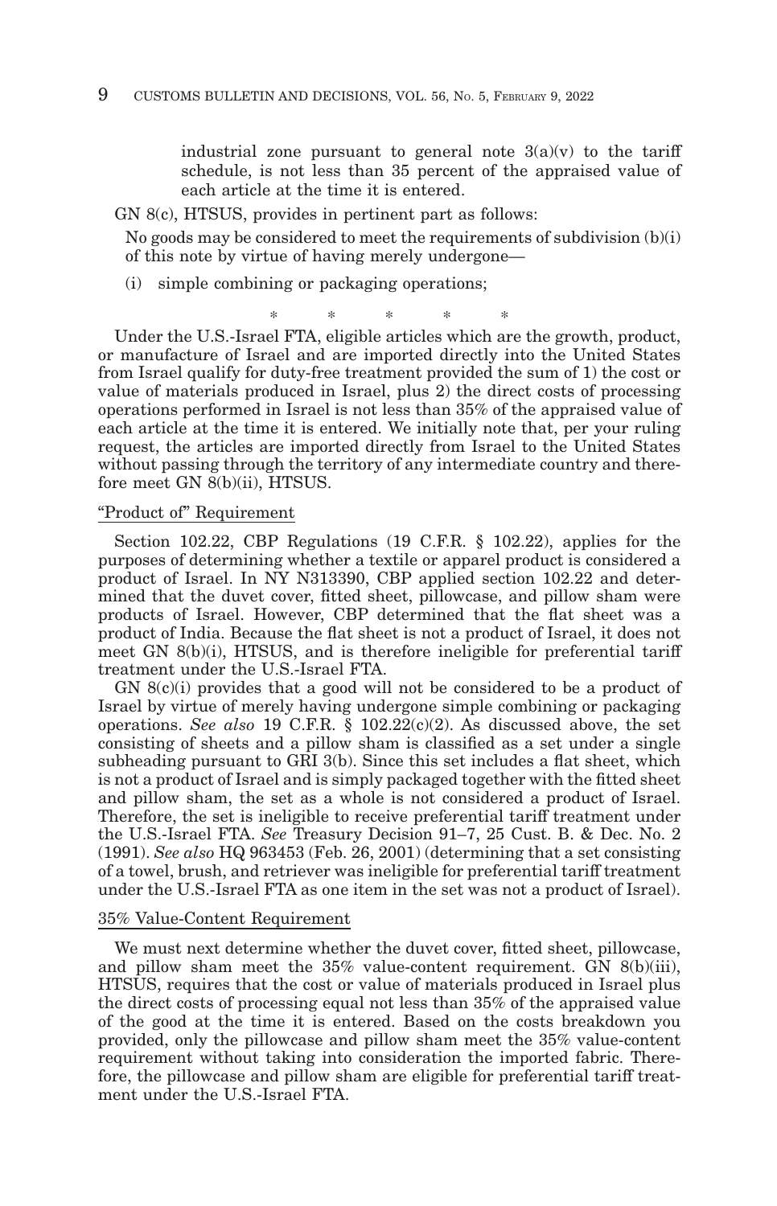industrial zone pursuant to general note 3(a)(v) to the tariff schedule, is not less than 35 percent of the appraised value of each article at the time it is entered.

GN 8(c), HTSUS, provides in pertinent part as follows:

No goods may be considered to meet the requirements of subdivision (b)(i) of this note by virtue of having merely undergone—

(i) simple combining or packaging operations;

\* \* \* \* \*

Under the U.S.-Israel FTA, eligible articles which are the growth, product, or manufacture of Israel and are imported directly into the United States from Israel qualify for duty-free treatment provided the sum of 1) the cost or value of materials produced in Israel, plus 2) the direct costs of processing operations performed in Israel is not less than 35% of the appraised value of each article at the time it is entered. We initially note that, per your ruling request, the articles are imported directly from Israel to the United States without passing through the territory of any intermediate country and therefore meet GN 8(b)(ii), HTSUS.

"Product of" Requirement

Section 102.22, CBP Regulations (19 C.F.R. § 102.22), applies for the purposes of determining whether a textile or apparel product is considered a product of Israel. In NY N313390, CBP applied section 102.22 and determined that the duvet cover, fitted sheet, pillowcase, and pillow sham were products of Israel. However, CBP determined that the flat sheet was a product of India. Because the flat sheet is not a product of Israel, it does not meet GN 8(b)(i), HTSUS, and is therefore ineligible for preferential tariff treatment under the U.S.-Israel FTA.

GN 8(c)(i) provides that a good will not be considered to be a product of Israel by virtue of merely having undergone simple combining or packaging operations. *See also* 19 C.F.R. § 102.22(c)(2). As discussed above, the set consisting of sheets and a pillow sham is classified as a set under a single subheading pursuant to GRI 3(b). Since this set includes a flat sheet, which is not a product of Israel and is simply packaged together with the fitted sheet and pillow sham, the set as a whole is not considered a product of Israel. Therefore, the set is ineligible to receive preferential tariff treatment under the U.S.-Israel FTA. *See* Treasury Decision 91–7, 25 Cust. B. & Dec. No. 2 (1991). *See also* HQ 963453 (Feb. 26, 2001) (determining that a set consisting of a towel, brush, and retriever was ineligible for preferential tariff treatment under the U.S.-Israel FTA as one item in the set was not a product of Israel).

35% Value-Content Requirement

We must next determine whether the duvet cover, fitted sheet, pillowcase, and pillow sham meet the 35% value-content requirement. GN 8(b)(iii), HTSUS, requires that the cost or value of materials produced in Israel plus the direct costs of processing equal not less than 35% of the appraised value of the good at the time it is entered. Based on the costs breakdown you provided, only the pillowcase and pillow sham meet the 35% value-content requirement without taking into consideration the imported fabric. Therefore, the pillowcase and pillow sham are eligible for preferential tariff treatment under the U.S.-Israel FTA.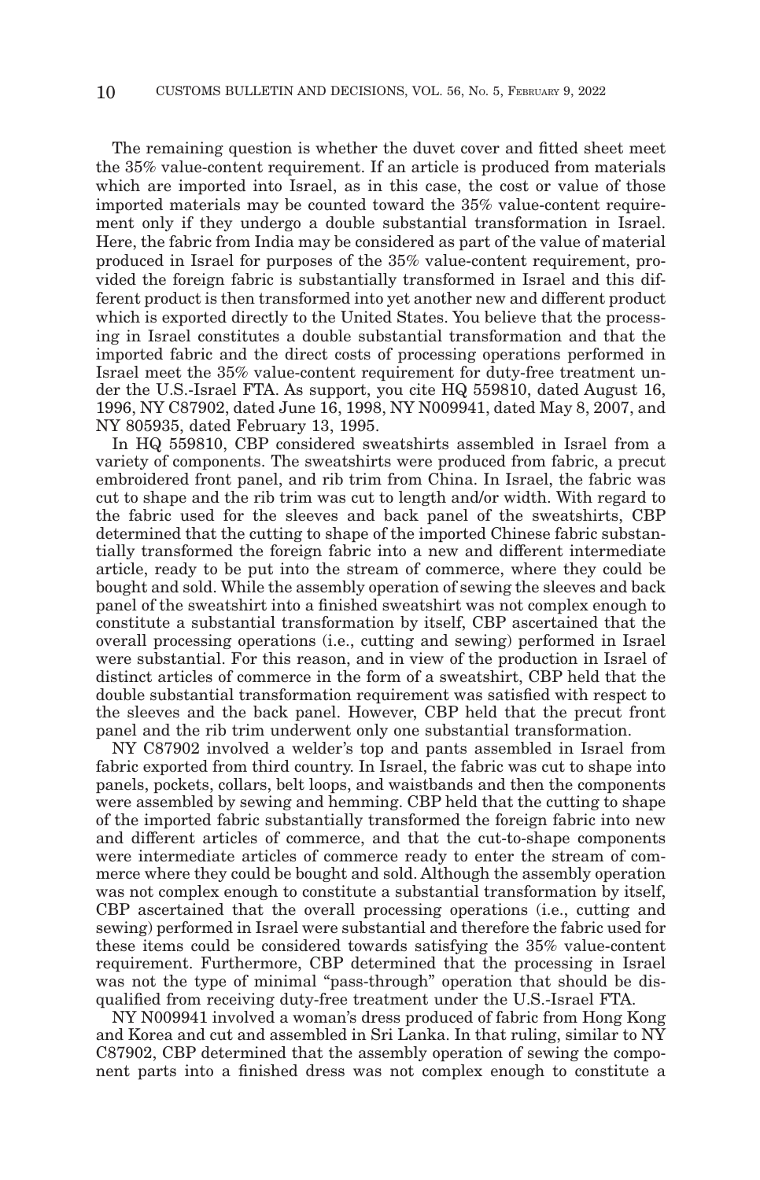The remaining question is whether the duvet cover and fitted sheet meet the 35% value-content requirement. If an article is produced from materials which are imported into Israel, as in this case, the cost or value of those imported materials may be counted toward the 35% value-content requirement only if they undergo a double substantial transformation in Israel. Here, the fabric from India may be considered as part of the value of material produced in Israel for purposes of the 35% value-content requirement, provided the foreign fabric is substantially transformed in Israel and this different product is then transformed into yet another new and different product which is exported directly to the United States. You believe that the processing in Israel constitutes a double substantial transformation and that the imported fabric and the direct costs of processing operations performed in Israel meet the 35% value-content requirement for duty-free treatment under the U.S.-Israel FTA. As support, you cite HQ 559810, dated August 16, 1996, NY C87902, dated June 16, 1998, NY N009941, dated May 8, 2007, and NY 805935, dated February 13, 1995.

In HQ 559810, CBP considered sweatshirts assembled in Israel from a variety of components. The sweatshirts were produced from fabric, a precut embroidered front panel, and rib trim from China. In Israel, the fabric was cut to shape and the rib trim was cut to length and/or width. With regard to the fabric used for the sleeves and back panel of the sweatshirts, CBP determined that the cutting to shape of the imported Chinese fabric substantially transformed the foreign fabric into a new and different intermediate article, ready to be put into the stream of commerce, where they could be bought and sold. While the assembly operation of sewing the sleeves and back panel of the sweatshirt into a finished sweatshirt was not complex enough to constitute a substantial transformation by itself, CBP ascertained that the overall processing operations (i.e., cutting and sewing) performed in Israel were substantial. For this reason, and in view of the production in Israel of distinct articles of commerce in the form of a sweatshirt, CBP held that the double substantial transformation requirement was satisfied with respect to the sleeves and the back panel. However, CBP held that the precut front panel and the rib trim underwent only one substantial transformation.

NY C87902 involved a welder's top and pants assembled in Israel from fabric exported from third country. In Israel, the fabric was cut to shape into panels, pockets, collars, belt loops, and waistbands and then the components were assembled by sewing and hemming. CBP held that the cutting to shape of the imported fabric substantially transformed the foreign fabric into new and different articles of commerce, and that the cut-to-shape components were intermediate articles of commerce ready to enter the stream of commerce where they could be bought and sold. Although the assembly operation was not complex enough to constitute a substantial transformation by itself, CBP ascertained that the overall processing operations (i.e., cutting and sewing) performed in Israel were substantial and therefore the fabric used for these items could be considered towards satisfying the 35% value-content requirement. Furthermore, CBP determined that the processing in Israel was not the type of minimal "pass-through" operation that should be disqualified from receiving duty-free treatment under the U.S.-Israel FTA.

NY N009941 involved a woman's dress produced of fabric from Hong Kong and Korea and cut and assembled in Sri Lanka. In that ruling, similar to NY C87902, CBP determined that the assembly operation of sewing the component parts into a finished dress was not complex enough to constitute a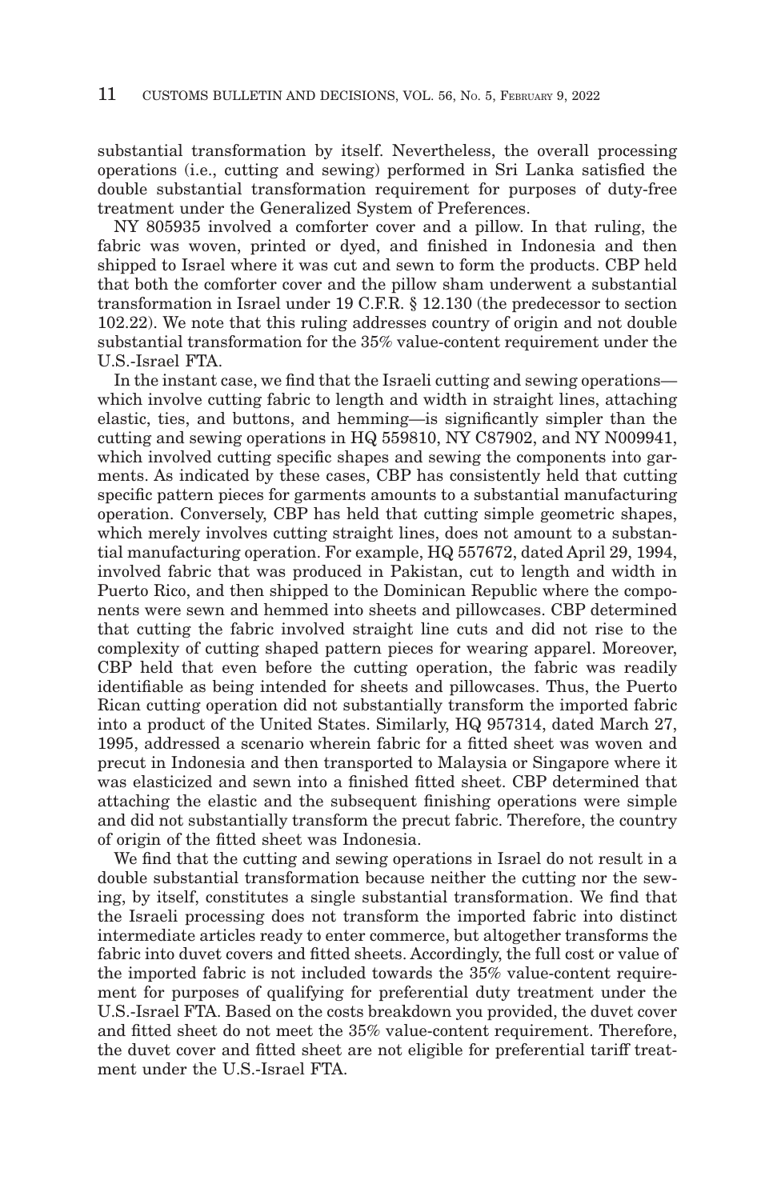substantial transformation by itself. Nevertheless, the overall processing operations (i.e., cutting and sewing) performed in Sri Lanka satisfied the double substantial transformation requirement for purposes of duty-free treatment under the Generalized System of Preferences.

NY 805935 involved a comforter cover and a pillow. In that ruling, the fabric was woven, printed or dyed, and finished in Indonesia and then shipped to Israel where it was cut and sewn to form the products. CBP held that both the comforter cover and the pillow sham underwent a substantial transformation in Israel under 19 C.F.R. § 12.130 (the predecessor to section 102.22). We note that this ruling addresses country of origin and not double substantial transformation for the 35% value-content requirement under the U.S.-Israel FTA.

In the instant case, we find that the Israeli cutting and sewing operations—which involve cutting fabric to length and width in straight lines, attaching elastic, ties, and buttons, and hemming—is significantly simpler than the cutting and sewing operations in HQ 559810, NY C87902, and NY N009941, which involved cutting specific shapes and sewing the components into garments. As indicated by these cases, CBP has consistently held that cutting specific pattern pieces for garments amounts to a substantial manufacturing operation. Conversely, CBP has held that cutting simple geometric shapes, which merely involves cutting straight lines, does not amount to a substantial manufacturing operation. For example, HQ 557672, dated April 29, 1994, involved fabric that was produced in Pakistan, cut to length and width in Puerto Rico, and then shipped to the Dominican Republic where the components were sewn and hemmed into sheets and pillowcases. CBP determined that cutting the fabric involved straight line cuts and did not rise to the complexity of cutting shaped pattern pieces for wearing apparel. Moreover, CBP held that even before the cutting operation, the fabric was readily identifiable as being intended for sheets and pillowcases. Thus, the Puerto Rican cutting operation did not substantially transform the imported fabric into a product of the United States. Similarly, HQ 957314, dated March 27, 1995, addressed a scenario wherein fabric for a fitted sheet was woven and precut in Indonesia and then transported to Malaysia or Singapore where it was elasticized and sewn into a finished fitted sheet. CBP determined that attaching the elastic and the subsequent finishing operations were simple and did not substantially transform the precut fabric. Therefore, the country of origin of the fitted sheet was Indonesia.

We find that the cutting and sewing operations in Israel do not result in a double substantial transformation because neither the cutting nor the sewing, by itself, constitutes a single substantial transformation. We find that the Israeli processing does not transform the imported fabric into distinct intermediate articles ready to enter commerce, but altogether transforms the fabric into duvet covers and fitted sheets. Accordingly, the full cost or value of the imported fabric is not included towards the 35% value-content requirement for purposes of qualifying for preferential duty treatment under the U.S.-Israel FTA. Based on the costs breakdown you provided, the duvet cover and fitted sheet do not meet the 35% value-content requirement. Therefore, the duvet cover and fitted sheet are not eligible for preferential tariff treatment under the U.S.-Israel FTA.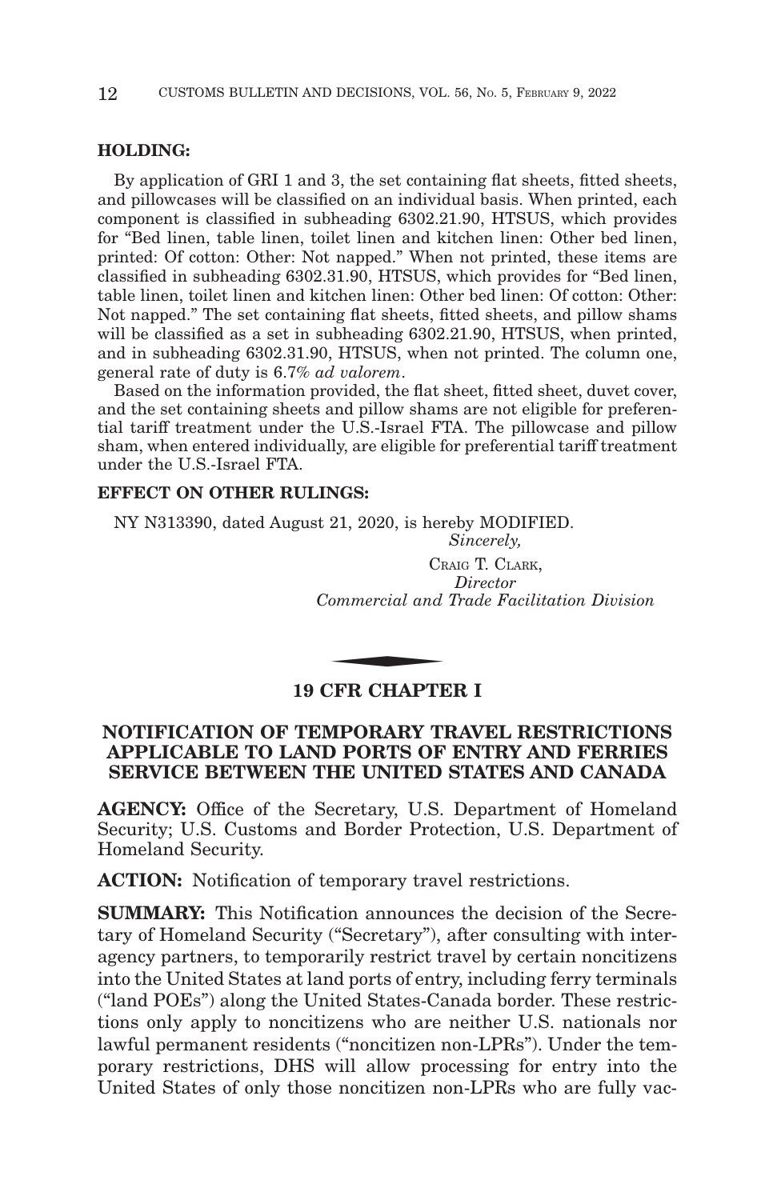**HOLDING:**

By application of GRI 1 and 3, the set containing flat sheets, fitted sheets, and pillowcases will be classified on an individual basis. When printed, each component is classified in subheading 6302.21.90, HTSUS, which provides for "Bed linen, table linen, toilet linen and kitchen linen: Other bed linen, printed: Of cotton: Other: Not napped." When not printed, these items are classified in subheading 6302.31.90, HTSUS, which provides for "Bed linen, table linen, toilet linen and kitchen linen: Other bed linen: Of cotton: Other: Not napped." The set containing flat sheets, fitted sheets, and pillow shams will be classified as a set in subheading 6302.21.90, HTSUS, when printed, and in subheading 6302.31.90, HTSUS, when not printed. The column one, general rate of duty is 6.7% *ad valorem*.

Based on the information provided, the flat sheet, fitted sheet, duvet cover, and the set containing sheets and pillow shams are not eligible for preferential tariff treatment under the U.S.-Israel FTA. The pillowcase and pillow sham, when entered individually, are eligible for preferential tariff treatment under the U.S.-Israel FTA.

**EFFECT ON OTHER RULINGS:**

NY N313390, dated August 21, 2020, is hereby MODIFIED.

*Sincerely,*

CRAIG T. CLARK,
*Director*
*Commercial and Trade Facilitation Division*

## 19 CFR CHAPTER I

## NOTIFICATION OF TEMPORARY TRAVEL RESTRICTIONS APPLICABLE TO LAND PORTS OF ENTRY AND FERRIES SERVICE BETWEEN THE UNITED STATES AND CANADA

**AGENCY:** Office of the Secretary, U.S. Department of Homeland Security; U.S. Customs and Border Protection, U.S. Department of Homeland Security.

**ACTION:** Notification of temporary travel restrictions.

**SUMMARY:** This Notification announces the decision of the Secretary of Homeland Security ("Secretary"), after consulting with interagency partners, to temporarily restrict travel by certain noncitizens into the United States at land ports of entry, including ferry terminals ("land POEs") along the United States-Canada border. These restrictions only apply to noncitizens who are neither U.S. nationals nor lawful permanent residents ("noncitizen non-LPRs"). Under the temporary restrictions, DHS will allow processing for entry into the United States of only those noncitizen non-LPRs who are fully vac-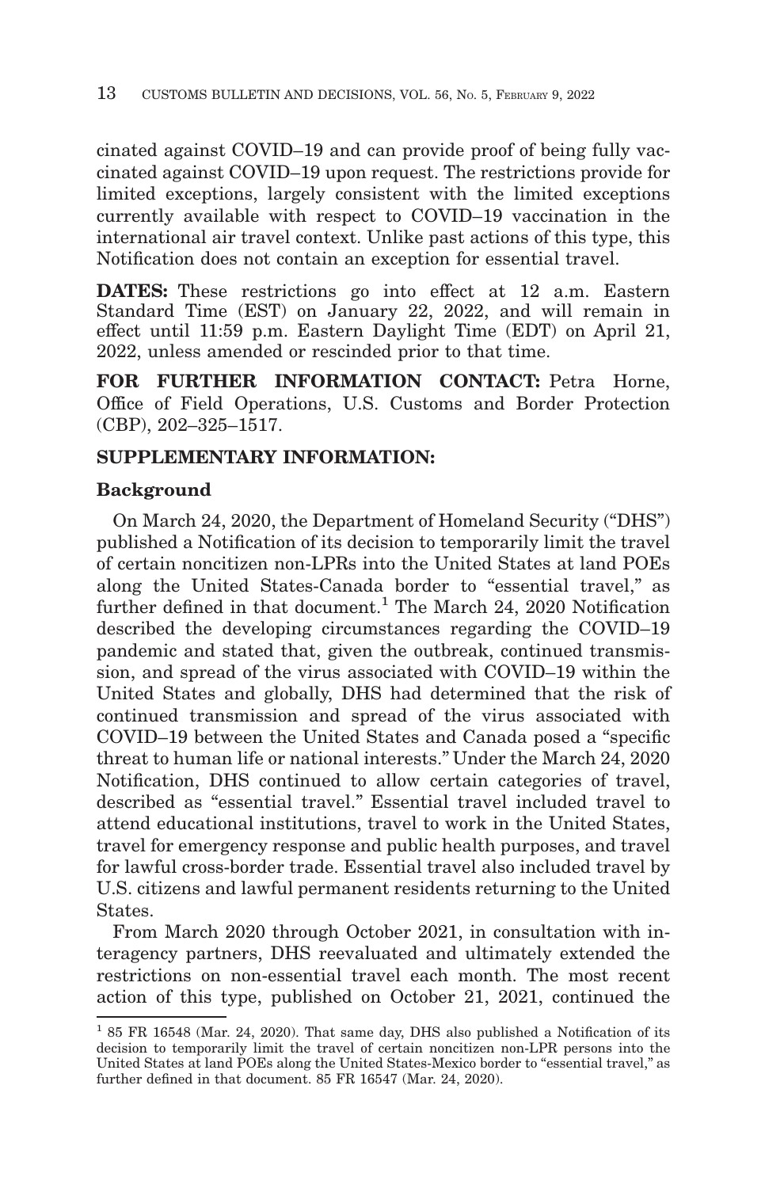cinated against COVID–19 and can provide proof of being fully vaccinated against COVID–19 upon request. The restrictions provide for limited exceptions, largely consistent with the limited exceptions currently available with respect to COVID–19 vaccination in the international air travel context. Unlike past actions of this type, this Notification does not contain an exception for essential travel.

**DATES:** These restrictions go into effect at 12 a.m. Eastern Standard Time (EST) on January 22, 2022, and will remain in effect until 11:59 p.m. Eastern Daylight Time (EDT) on April 21, 2022, unless amended or rescinded prior to that time.

**FOR FURTHER INFORMATION CONTACT:** Petra Horne, Office of Field Operations, U.S. Customs and Border Protection (CBP), 202–325–1517.

**SUPPLEMENTARY INFORMATION:**

**Background**

On March 24, 2020, the Department of Homeland Security ("DHS") published a Notification of its decision to temporarily limit the travel of certain noncitizen non-LPRs into the United States at land POEs along the United States-Canada border to "essential travel," as further defined in that document.[1] The March 24, 2020 Notification described the developing circumstances regarding the COVID–19 pandemic and stated that, given the outbreak, continued transmission, and spread of the virus associated with COVID–19 within the United States and globally, DHS had determined that the risk of continued transmission and spread of the virus associated with COVID–19 between the United States and Canada posed a "specific threat to human life or national interests." Under the March 24, 2020 Notification, DHS continued to allow certain categories of travel, described as "essential travel." Essential travel included travel to attend educational institutions, travel to work in the United States, travel for emergency response and public health purposes, and travel for lawful cross-border trade. Essential travel also included travel by U.S. citizens and lawful permanent residents returning to the United States.

From March 2020 through October 2021, in consultation with interagency partners, DHS reevaluated and ultimately extended the restrictions on non-essential travel each month. The most recent action of this type, published on October 21, 2021, continued the

[1] 85 FR 16548 (Mar. 24, 2020). That same day, DHS also published a Notification of its decision to temporarily limit the travel of certain noncitizen non-LPR persons into the United States at land POEs along the United States-Mexico border to "essential travel," as further defined in that document. 85 FR 16547 (Mar. 24, 2020).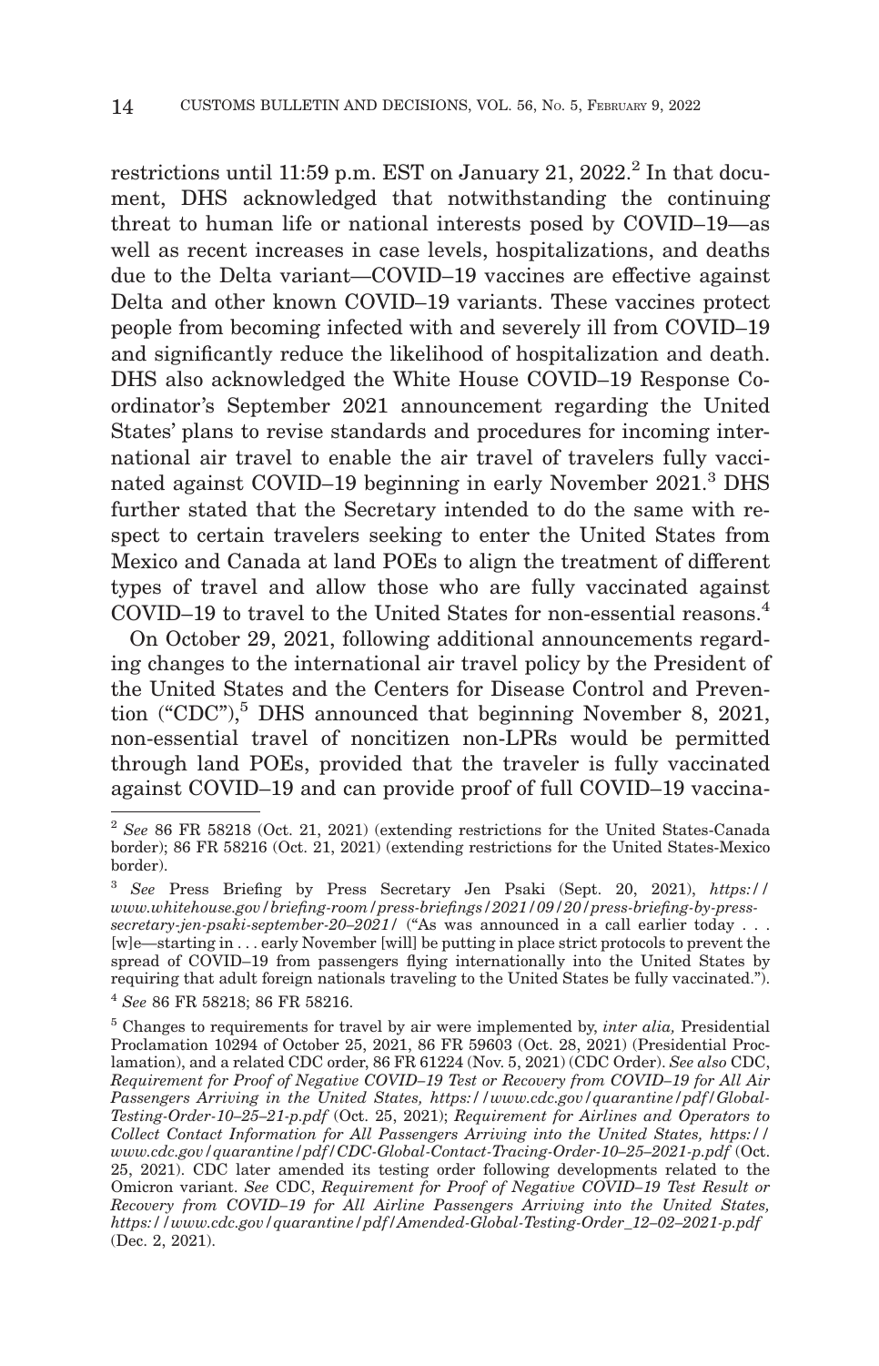restrictions until 11:59 p.m. EST on January 21, 2022.[2] In that document, DHS acknowledged that notwithstanding the continuing threat to human life or national interests posed by COVID–19—as well as recent increases in case levels, hospitalizations, and deaths due to the Delta variant—COVID–19 vaccines are effective against Delta and other known COVID–19 variants. These vaccines protect people from becoming infected with and severely ill from COVID–19 and significantly reduce the likelihood of hospitalization and death. DHS also acknowledged the White House COVID–19 Response Coordinator's September 2021 announcement regarding the United States' plans to revise standards and procedures for incoming international air travel to enable the air travel of travelers fully vaccinated against COVID–19 beginning in early November 2021.[3] DHS further stated that the Secretary intended to do the same with respect to certain travelers seeking to enter the United States from Mexico and Canada at land POEs to align the treatment of different types of travel and allow those who are fully vaccinated against COVID–19 to travel to the United States for non-essential reasons.[4]

On October 29, 2021, following additional announcements regarding changes to the international air travel policy by the President of the United States and the Centers for Disease Control and Prevention ("CDC"),[5] DHS announced that beginning November 8, 2021, non-essential travel of noncitizen non-LPRs would be permitted through land POEs, provided that the traveler is fully vaccinated against COVID–19 and can provide proof of full COVID–19 vaccina-

---

[2] *See* 86 FR 58218 (Oct. 21, 2021) (extending restrictions for the United States-Canada border); 86 FR 58216 (Oct. 21, 2021) (extending restrictions for the United States-Mexico border).

[3] *See* Press Briefing by Press Secretary Jen Psaki (Sept. 20, 2021), *https://www.whitehouse.gov/briefing-room/press-briefings/2021/09/20/press-briefing-by-press-secretary-jen-psaki-september-20–2021/* ("As was announced in a call earlier today . . . [w]e—starting in . . . early November [will] be putting in place strict protocols to prevent the spread of COVID–19 from passengers flying internationally into the United States by requiring that adult foreign nationals traveling to the United States be fully vaccinated.").

[4] *See* 86 FR 58218; 86 FR 58216.

[5] Changes to requirements for travel by air were implemented by, *inter alia,* Presidential Proclamation 10294 of October 25, 2021, 86 FR 59603 (Oct. 28, 2021) (Presidential Proclamation), and a related CDC order, 86 FR 61224 (Nov. 5, 2021) (CDC Order). *See also* CDC, *Requirement for Proof of Negative COVID–19 Test or Recovery from COVID–19 for All Air Passengers Arriving in the United States, https://www.cdc.gov/quarantine/pdf/Global-Testing-Order-10–25–21-p.pdf* (Oct. 25, 2021); *Requirement for Airlines and Operators to Collect Contact Information for All Passengers Arriving into the United States, https://www.cdc.gov/quarantine/pdf/CDC-Global-Contact-Tracing-Order-10–25–2021-p.pdf* (Oct. 25, 2021). CDC later amended its testing order following developments related to the Omicron variant. *See* CDC, *Requirement for Proof of Negative COVID–19 Test Result or Recovery from COVID–19 for All Airline Passengers Arriving into the United States, https://www.cdc.gov/quarantine/pdf/Amended-Global-Testing-Order_12–02–2021-p.pdf* (Dec. 2, 2021).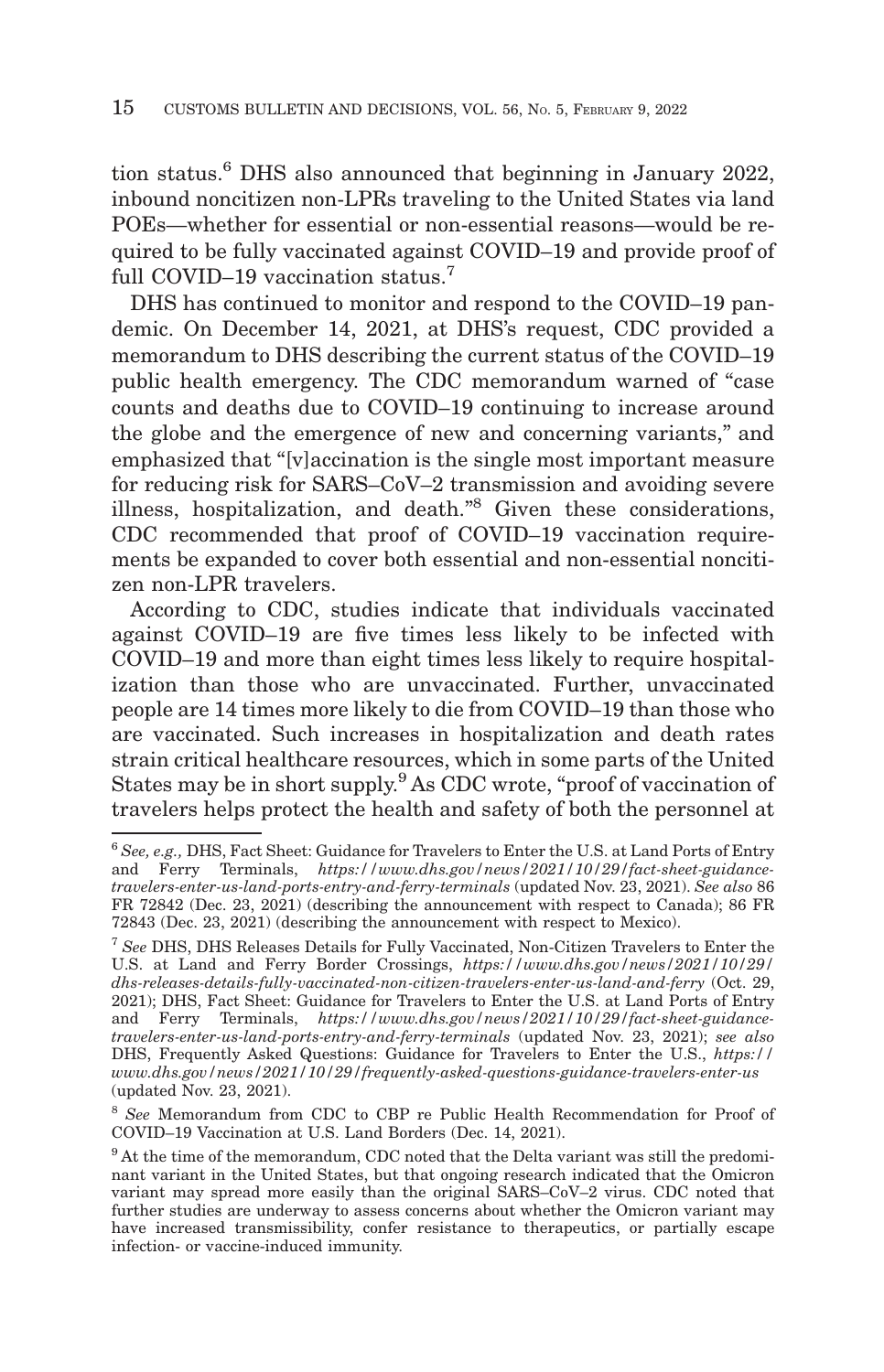tion status.[6] DHS also announced that beginning in January 2022, inbound noncitizen non-LPRs traveling to the United States via land POEs—whether for essential or non-essential reasons—would be required to be fully vaccinated against COVID–19 and provide proof of full COVID–19 vaccination status.[7]

DHS has continued to monitor and respond to the COVID–19 pandemic. On December 14, 2021, at DHS's request, CDC provided a memorandum to DHS describing the current status of the COVID–19 public health emergency. The CDC memorandum warned of "case counts and deaths due to COVID–19 continuing to increase around the globe and the emergence of new and concerning variants," and emphasized that "[v]accination is the single most important measure for reducing risk for SARS–CoV–2 transmission and avoiding severe illness, hospitalization, and death."[8] Given these considerations, CDC recommended that proof of COVID–19 vaccination requirements be expanded to cover both essential and non-essential noncitizen non-LPR travelers.

According to CDC, studies indicate that individuals vaccinated against COVID–19 are five times less likely to be infected with COVID–19 and more than eight times less likely to require hospitalization than those who are unvaccinated. Further, unvaccinated people are 14 times more likely to die from COVID–19 than those who are vaccinated. Such increases in hospitalization and death rates strain critical healthcare resources, which in some parts of the United States may be in short supply.[9] As CDC wrote, "proof of vaccination of travelers helps protect the health and safety of both the personnel at

---

[6] *See, e.g.,* DHS, Fact Sheet: Guidance for Travelers to Enter the U.S. at Land Ports of Entry and Ferry Terminals, *https://www.dhs.gov/news/2021/10/29/fact-sheet-guidance-travelers-enter-us-land-ports-entry-and-ferry-terminals* (updated Nov. 23, 2021). *See also* 86 FR 72842 (Dec. 23, 2021) (describing the announcement with respect to Canada); 86 FR 72843 (Dec. 23, 2021) (describing the announcement with respect to Mexico).

[7] *See* DHS, DHS Releases Details for Fully Vaccinated, Non-Citizen Travelers to Enter the U.S. at Land and Ferry Border Crossings, *https://www.dhs.gov/news/2021/10/29/dhs-releases-details-fully-vaccinated-non-citizen-travelers-enter-us-land-and-ferry* (Oct. 29, 2021); DHS, Fact Sheet: Guidance for Travelers to Enter the U.S. at Land Ports of Entry and Ferry Terminals, *https://www.dhs.gov/news/2021/10/29/fact-sheet-guidance-travelers-enter-us-land-ports-entry-and-ferry-terminals* (updated Nov. 23, 2021); *see also* DHS, Frequently Asked Questions: Guidance for Travelers to Enter the U.S., *https://www.dhs.gov/news/2021/10/29/frequently-asked-questions-guidance-travelers-enter-us* (updated Nov. 23, 2021).

[8] *See* Memorandum from CDC to CBP re Public Health Recommendation for Proof of COVID–19 Vaccination at U.S. Land Borders (Dec. 14, 2021).

[9] At the time of the memorandum, CDC noted that the Delta variant was still the predominant variant in the United States, but that ongoing research indicated that the Omicron variant may spread more easily than the original SARS–CoV–2 virus. CDC noted that further studies are underway to assess concerns about whether the Omicron variant may have increased transmissibility, confer resistance to therapeutics, or partially escape infection- or vaccine-induced immunity.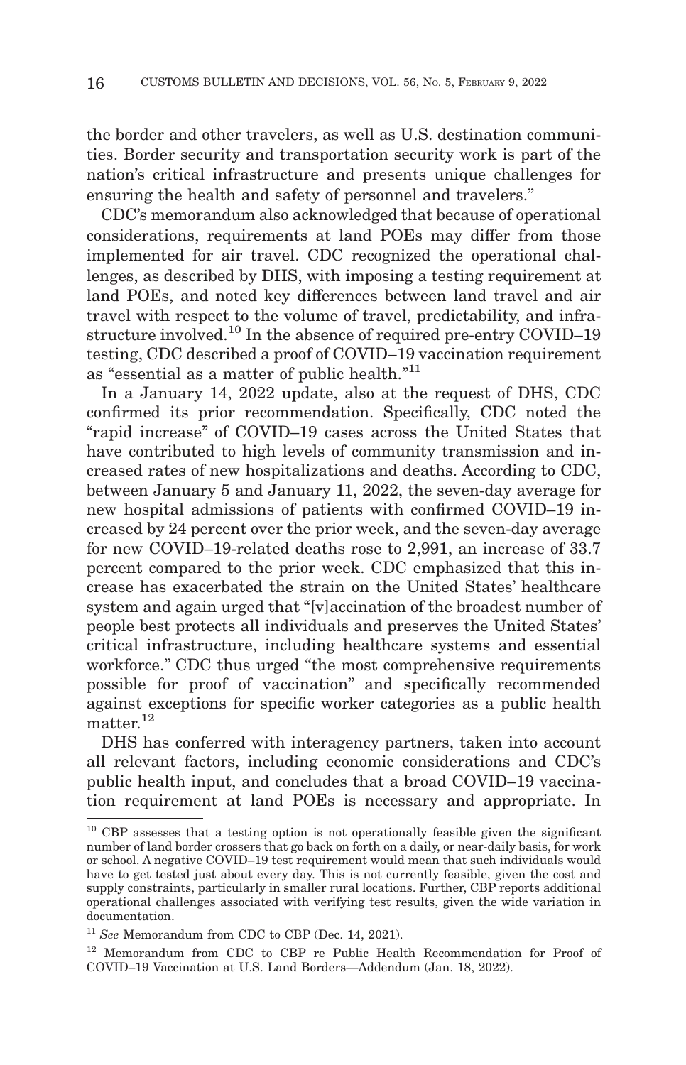the border and other travelers, as well as U.S. destination communities. Border security and transportation security work is part of the nation's critical infrastructure and presents unique challenges for ensuring the health and safety of personnel and travelers."

CDC's memorandum also acknowledged that because of operational considerations, requirements at land POEs may differ from those implemented for air travel. CDC recognized the operational challenges, as described by DHS, with imposing a testing requirement at land POEs, and noted key differences between land travel and air travel with respect to the volume of travel, predictability, and infrastructure involved.[10] In the absence of required pre-entry COVID–19 testing, CDC described a proof of COVID–19 vaccination requirement as "essential as a matter of public health."[11]

In a January 14, 2022 update, also at the request of DHS, CDC confirmed its prior recommendation. Specifically, CDC noted the "rapid increase" of COVID–19 cases across the United States that have contributed to high levels of community transmission and increased rates of new hospitalizations and deaths. According to CDC, between January 5 and January 11, 2022, the seven-day average for new hospital admissions of patients with confirmed COVID–19 increased by 24 percent over the prior week, and the seven-day average for new COVID–19-related deaths rose to 2,991, an increase of 33.7 percent compared to the prior week. CDC emphasized that this increase has exacerbated the strain on the United States' healthcare system and again urged that "[v]accination of the broadest number of people best protects all individuals and preserves the United States' critical infrastructure, including healthcare systems and essential workforce." CDC thus urged "the most comprehensive requirements possible for proof of vaccination" and specifically recommended against exceptions for specific worker categories as a public health matter.[12]

DHS has conferred with interagency partners, taken into account all relevant factors, including economic considerations and CDC's public health input, and concludes that a broad COVID–19 vaccination requirement at land POEs is necessary and appropriate. In

---

[10] CBP assesses that a testing option is not operationally feasible given the significant number of land border crossers that go back on forth on a daily, or near-daily basis, for work or school. A negative COVID–19 test requirement would mean that such individuals would have to get tested just about every day. This is not currently feasible, given the cost and supply constraints, particularly in smaller rural locations. Further, CBP reports additional operational challenges associated with verifying test results, given the wide variation in documentation.

[11] *See* Memorandum from CDC to CBP (Dec. 14, 2021).

[12] Memorandum from CDC to CBP re Public Health Recommendation for Proof of COVID–19 Vaccination at U.S. Land Borders—Addendum (Jan. 18, 2022).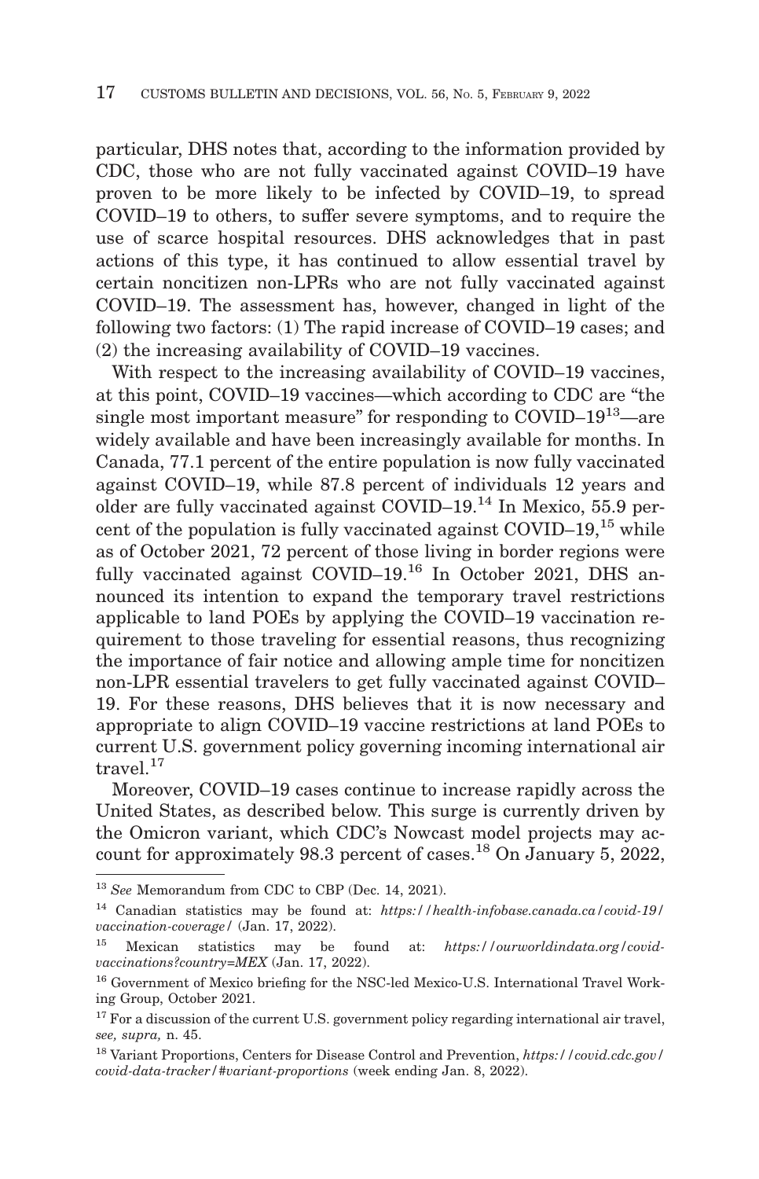particular, DHS notes that, according to the information provided by CDC, those who are not fully vaccinated against COVID–19 have proven to be more likely to be infected by COVID–19, to spread COVID–19 to others, to suffer severe symptoms, and to require the use of scarce hospital resources. DHS acknowledges that in past actions of this type, it has continued to allow essential travel by certain noncitizen non-LPRs who are not fully vaccinated against COVID–19. The assessment has, however, changed in light of the following two factors: (1) The rapid increase of COVID–19 cases; and (2) the increasing availability of COVID–19 vaccines.

With respect to the increasing availability of COVID–19 vaccines, at this point, COVID–19 vaccines—which according to CDC are "the single most important measure" for responding to COVID–19[13]—are widely available and have been increasingly available for months. In Canada, 77.1 percent of the entire population is now fully vaccinated against COVID–19, while 87.8 percent of individuals 12 years and older are fully vaccinated against COVID–19.[14] In Mexico, 55.9 percent of the population is fully vaccinated against COVID–19,[15] while as of October 2021, 72 percent of those living in border regions were fully vaccinated against COVID–19.[16] In October 2021, DHS announced its intention to expand the temporary travel restrictions applicable to land POEs by applying the COVID–19 vaccination requirement to those traveling for essential reasons, thus recognizing the importance of fair notice and allowing ample time for noncitizen non-LPR essential travelers to get fully vaccinated against COVID–19. For these reasons, DHS believes that it is now necessary and appropriate to align COVID–19 vaccine restrictions at land POEs to current U.S. government policy governing incoming international air travel.[17]

Moreover, COVID–19 cases continue to increase rapidly across the United States, as described below. This surge is currently driven by the Omicron variant, which CDC's Nowcast model projects may account for approximately 98.3 percent of cases.[18] On January 5, 2022,

---

[13] *See* Memorandum from CDC to CBP (Dec. 14, 2021).

[14] Canadian statistics may be found at: *https://health-infobase.canada.ca/covid-19/vaccination-coverage/* (Jan. 17, 2022).

[15] Mexican statistics may be found at: *https://ourworldindata.org/covid-vaccinations?country=MEX* (Jan. 17, 2022).

[16] Government of Mexico briefing for the NSC-led Mexico-U.S. International Travel Working Group, October 2021.

[17] For a discussion of the current U.S. government policy regarding international air travel, *see, supra,* n. 45.

[18] Variant Proportions, Centers for Disease Control and Prevention, *https://covid.cdc.gov/covid-data-tracker/#variant-proportions* (week ending Jan. 8, 2022).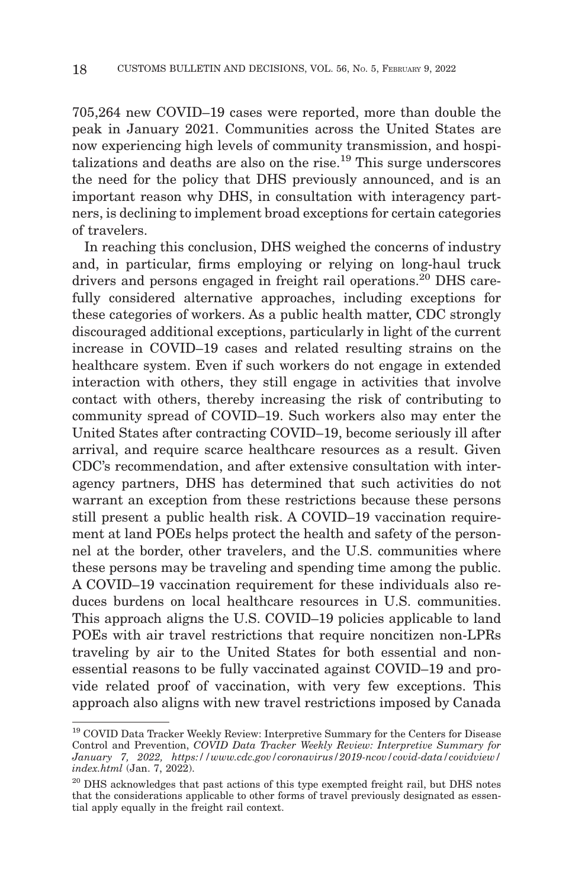705,264 new COVID–19 cases were reported, more than double the peak in January 2021. Communities across the United States are now experiencing high levels of community transmission, and hospitalizations and deaths are also on the rise.[19] This surge underscores the need for the policy that DHS previously announced, and is an important reason why DHS, in consultation with interagency partners, is declining to implement broad exceptions for certain categories of travelers.

In reaching this conclusion, DHS weighed the concerns of industry and, in particular, firms employing or relying on long-haul truck drivers and persons engaged in freight rail operations.[20] DHS carefully considered alternative approaches, including exceptions for these categories of workers. As a public health matter, CDC strongly discouraged additional exceptions, particularly in light of the current increase in COVID–19 cases and related resulting strains on the healthcare system. Even if such workers do not engage in extended interaction with others, they still engage in activities that involve contact with others, thereby increasing the risk of contributing to community spread of COVID–19. Such workers also may enter the United States after contracting COVID–19, become seriously ill after arrival, and require scarce healthcare resources as a result. Given CDC's recommendation, and after extensive consultation with interagency partners, DHS has determined that such activities do not warrant an exception from these restrictions because these persons still present a public health risk. A COVID–19 vaccination requirement at land POEs helps protect the health and safety of the personnel at the border, other travelers, and the U.S. communities where these persons may be traveling and spending time among the public. A COVID–19 vaccination requirement for these individuals also reduces burdens on local healthcare resources in U.S. communities. This approach aligns the U.S. COVID–19 policies applicable to land POEs with air travel restrictions that require noncitizen non-LPRs traveling by air to the United States for both essential and non-essential reasons to be fully vaccinated against COVID–19 and provide related proof of vaccination, with very few exceptions. This approach also aligns with new travel restrictions imposed by Canada

---

[19] COVID Data Tracker Weekly Review: Interpretive Summary for the Centers for Disease Control and Prevention, *COVID Data Tracker Weekly Review: Interpretive Summary for January 7, 2022, https://www.cdc.gov/coronavirus/2019-ncov/covid-data/covidview/index.html* (Jan. 7, 2022).

[20] DHS acknowledges that past actions of this type exempted freight rail, but DHS notes that the considerations applicable to other forms of travel previously designated as essential apply equally in the freight rail context.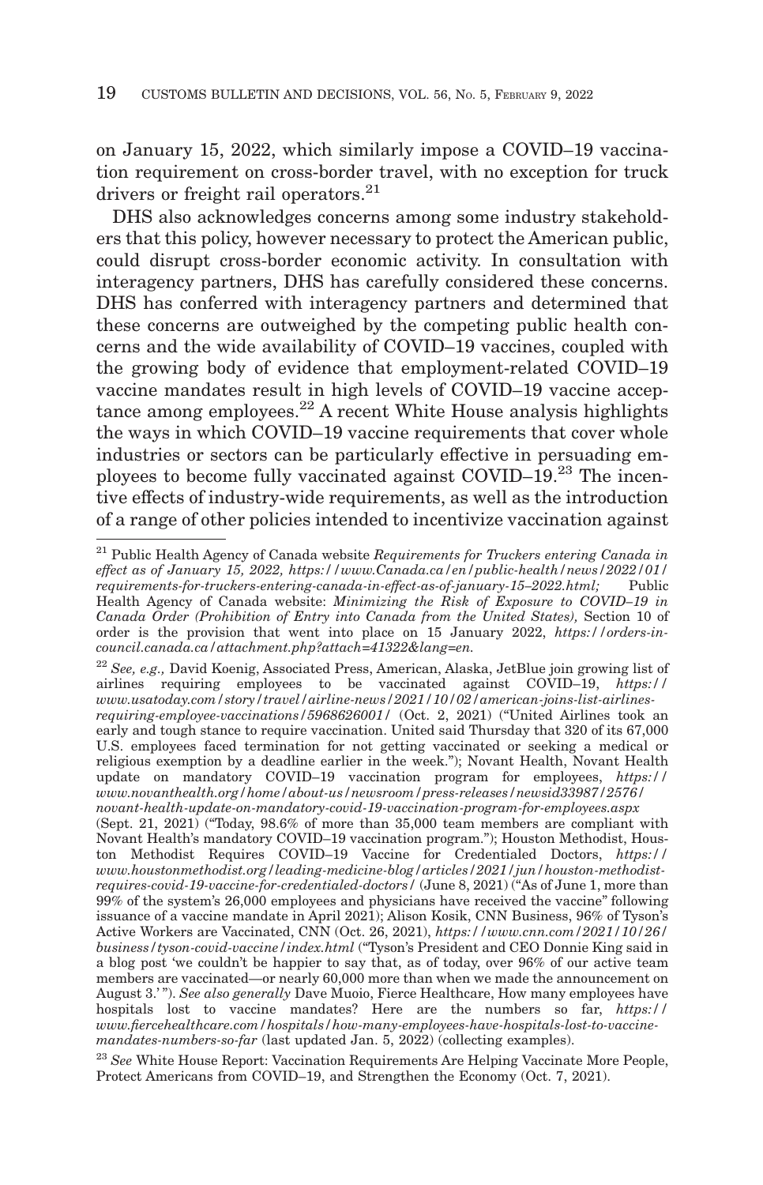on January 15, 2022, which similarly impose a COVID–19 vaccination requirement on cross-border travel, with no exception for truck drivers or freight rail operators.[21]

DHS also acknowledges concerns among some industry stakeholders that this policy, however necessary to protect the American public, could disrupt cross-border economic activity. In consultation with interagency partners, DHS has carefully considered these concerns. DHS has conferred with interagency partners and determined that these concerns are outweighed by the competing public health concerns and the wide availability of COVID–19 vaccines, coupled with the growing body of evidence that employment-related COVID–19 vaccine mandates result in high levels of COVID–19 vaccine acceptance among employees.[22] A recent White House analysis highlights the ways in which COVID–19 vaccine requirements that cover whole industries or sectors can be particularly effective in persuading employees to become fully vaccinated against COVID–19.[23] The incentive effects of industry-wide requirements, as well as the introduction of a range of other policies intended to incentivize vaccination against

---

[21] Public Health Agency of Canada website *Requirements for Truckers entering Canada in effect as of January 15, 2022, https://www.Canada.ca/en/public-health/news/2022/01/requirements-for-truckers-entering-canada-in-effect-as-of-january-15–2022.html;* Public Health Agency of Canada website: *Minimizing the Risk of Exposure to COVID–19 in Canada Order (Prohibition of Entry into Canada from the United States),* Section 10 of order is the provision that went into place on 15 January 2022, *https://orders-in-council.canada.ca/attachment.php?attach=41322&lang=en.*

[22] *See, e.g.,* David Koenig, Associated Press, American, Alaska, JetBlue join growing list of airlines requiring employees to be vaccinated against COVID–19, *https://www.usatoday.com/story/travel/airline-news/2021/10/02/american-joins-list-airlines-requiring-employee-vaccinations/5968626001/* (Oct. 2, 2021) ("United Airlines took an early and tough stance to require vaccination. United said Thursday that 320 of its 67,000 U.S. employees faced termination for not getting vaccinated or seeking a medical or religious exemption by a deadline earlier in the week."); Novant Health, Novant Health update on mandatory COVID–19 vaccination program for employees, *https://www.novanthealth.org/home/about-us/newsroom/press-releases/newsid33987/2576/novant-health-update-on-mandatory-covid-19-vaccination-program-for-employees.aspx* (Sept. 21, 2021) ("Today, 98.6% of more than 35,000 team members are compliant with Novant Health's mandatory COVID–19 vaccination program."); Houston Methodist, Houston Methodist Requires COVID–19 Vaccine for Credentialed Doctors, *https://www.houstonmethodist.org/leading-medicine-blog/articles/2021/jun/houston-methodist-requires-covid-19-vaccine-for-credentialed-doctors/* (June 8, 2021) ("As of June 1, more than 99% of the system's 26,000 employees and physicians have received the vaccine" following issuance of a vaccine mandate in April 2021); Alison Kosik, CNN Business, 96% of Tyson's Active Workers are Vaccinated, CNN (Oct. 26, 2021), *https://www.cnn.com/2021/10/26/business/tyson-covid-vaccine/index.html* ("Tyson's President and CEO Donnie King said in a blog post 'we couldn't be happier to say that, as of today, over 96% of our active team members are vaccinated—or nearly 60,000 more than when we made the announcement on August 3.' "). *See also generally* Dave Muoio, Fierce Healthcare, How many employees have hospitals lost to vaccine mandates? Here are the numbers so far, *https://www.fiercehealthcare.com/hospitals/how-many-employees-have-hospitals-lost-to-vaccine-mandates-numbers-so-far* (last updated Jan. 5, 2022) (collecting examples).

[23] *See* White House Report: Vaccination Requirements Are Helping Vaccinate More People, Protect Americans from COVID–19, and Strengthen the Economy (Oct. 7, 2021).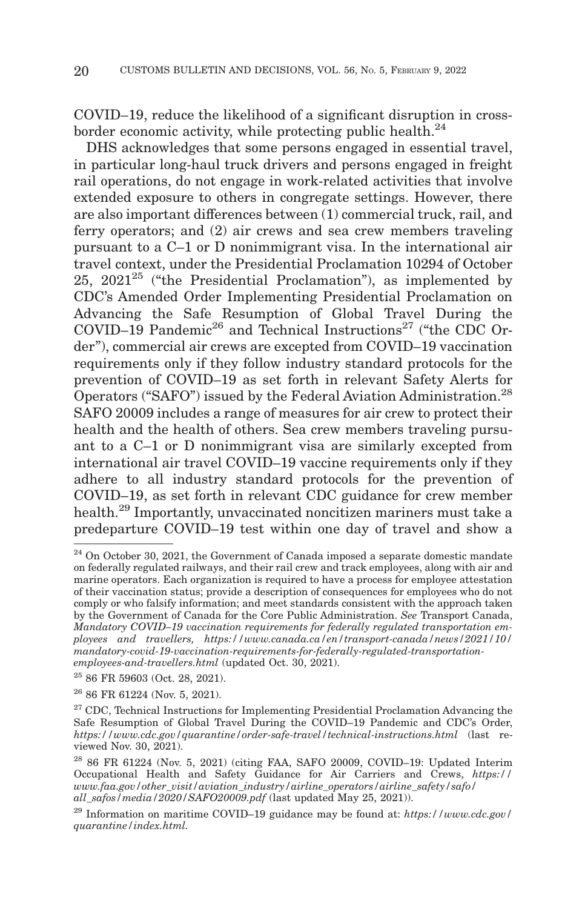COVID–19, reduce the likelihood of a significant disruption in cross-border economic activity, while protecting public health.[24]

DHS acknowledges that some persons engaged in essential travel, in particular long-haul truck drivers and persons engaged in freight rail operations, do not engage in work-related activities that involve extended exposure to others in congregate settings. However, there are also important differences between (1) commercial truck, rail, and ferry operators; and (2) air crews and sea crew members traveling pursuant to a C–1 or D nonimmigrant visa. In the international air travel context, under the Presidential Proclamation 10294 of October 25, 2021[25] ("the Presidential Proclamation"), as implemented by CDC's Amended Order Implementing Presidential Proclamation on Advancing the Safe Resumption of Global Travel During the COVID–19 Pandemic[26] and Technical Instructions[27] ("the CDC Order"), commercial air crews are excepted from COVID–19 vaccination requirements only if they follow industry standard protocols for the prevention of COVID–19 as set forth in relevant Safety Alerts for Operators ("SAFO") issued by the Federal Aviation Administration.[28] SAFO 20009 includes a range of measures for air crew to protect their health and the health of others. Sea crew members traveling pursuant to a C–1 or D nonimmigrant visa are similarly excepted from international air travel COVID–19 vaccine requirements only if they adhere to all industry standard protocols for the prevention of COVID–19, as set forth in relevant CDC guidance for crew member health.[29] Importantly, unvaccinated noncitizen mariners must take a predeparture COVID–19 test within one day of travel and show a

---

[24] On October 30, 2021, the Government of Canada imposed a separate domestic mandate on federally regulated railways, and their rail crew and track employees, along with air and marine operators. Each organization is required to have a process for employee attestation of their vaccination status; provide a description of consequences for employees who do not comply or who falsify information; and meet standards consistent with the approach taken by the Government of Canada for the Core Public Administration. *See* Transport Canada, *Mandatory COVID–19 vaccination requirements for federally regulated transportation employees and travellers, https://www.canada.ca/en/transport-canada/news/2021/10/mandatory-covid-19-vaccination-requirements-for-federally-regulated-transportation-employees-and-travellers.html* (updated Oct. 30, 2021).

[25] 86 FR 59603 (Oct. 28, 2021).

[26] 86 FR 61224 (Nov. 5, 2021).

[27] CDC, Technical Instructions for Implementing Presidential Proclamation Advancing the Safe Resumption of Global Travel During the COVID–19 Pandemic and CDC's Order, *https://www.cdc.gov/quarantine/order-safe-travel/technical-instructions.html* (last reviewed Nov. 30, 2021).

[28] 86 FR 61224 (Nov. 5, 2021) (citing FAA, SAFO 20009, COVID–19: Updated Interim Occupational Health and Safety Guidance for Air Carriers and Crews, *https://www.faa.gov/other_visit/aviation_industry/airline_operators/airline_safety/safo/all_safos/media/2020/SAFO20009.pdf* (last updated May 25, 2021)).

[29] Information on maritime COVID–19 guidance may be found at: *https://www.cdc.gov/quarantine/index.html.*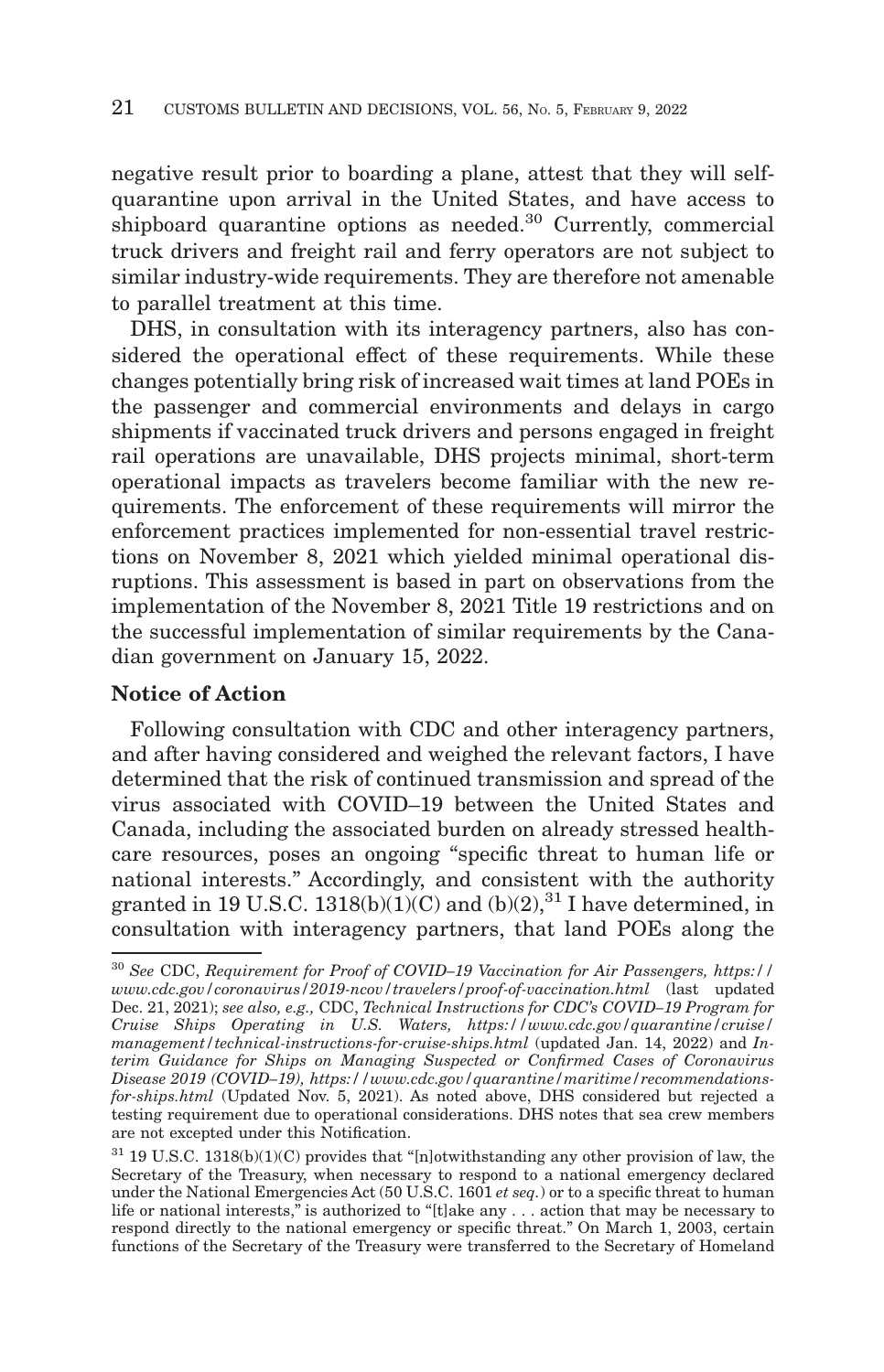negative result prior to boarding a plane, attest that they will self-quarantine upon arrival in the United States, and have access to shipboard quarantine options as needed.[30] Currently, commercial truck drivers and freight rail and ferry operators are not subject to similar industry-wide requirements. They are therefore not amenable to parallel treatment at this time.

DHS, in consultation with its interagency partners, also has considered the operational effect of these requirements. While these changes potentially bring risk of increased wait times at land POEs in the passenger and commercial environments and delays in cargo shipments if vaccinated truck drivers and persons engaged in freight rail operations are unavailable, DHS projects minimal, short-term operational impacts as travelers become familiar with the new requirements. The enforcement of these requirements will mirror the enforcement practices implemented for non-essential travel restrictions on November 8, 2021 which yielded minimal operational disruptions. This assessment is based in part on observations from the implementation of the November 8, 2021 Title 19 restrictions and on the successful implementation of similar requirements by the Canadian government on January 15, 2022.

**Notice of Action**

Following consultation with CDC and other interagency partners, and after having considered and weighed the relevant factors, I have determined that the risk of continued transmission and spread of the virus associated with COVID–19 between the United States and Canada, including the associated burden on already stressed healthcare resources, poses an ongoing "specific threat to human life or national interests." Accordingly, and consistent with the authority granted in 19 U.S.C. 1318(b)(1)(C) and (b)(2),[31] I have determined, in consultation with interagency partners, that land POEs along the

---

[30] *See* CDC, *Requirement for Proof of COVID–19 Vaccination for Air Passengers, https://www.cdc.gov/coronavirus/2019-ncov/travelers/proof-of-vaccination.html* (last updated Dec. 21, 2021); *see also, e.g.,* CDC, *Technical Instructions for CDC's COVID–19 Program for Cruise Ships Operating in U.S. Waters, https://www.cdc.gov/quarantine/cruise/management/technical-instructions-for-cruise-ships.html* (updated Jan. 14, 2022) and *Interim Guidance for Ships on Managing Suspected or Confirmed Cases of Coronavirus Disease 2019 (COVID–19), https://www.cdc.gov/quarantine/maritime/recommendations-for-ships.html* (Updated Nov. 5, 2021). As noted above, DHS considered but rejected a testing requirement due to operational considerations. DHS notes that sea crew members are not excepted under this Notification.

[31] 19 U.S.C. 1318(b)(1)(C) provides that "[n]otwithstanding any other provision of law, the Secretary of the Treasury, when necessary to respond to a national emergency declared under the National Emergencies Act (50 U.S.C. 1601 *et seq.*) or to a specific threat to human life or national interests," is authorized to "[t]ake any . . . action that may be necessary to respond directly to the national emergency or specific threat." On March 1, 2003, certain functions of the Secretary of the Treasury were transferred to the Secretary of Homeland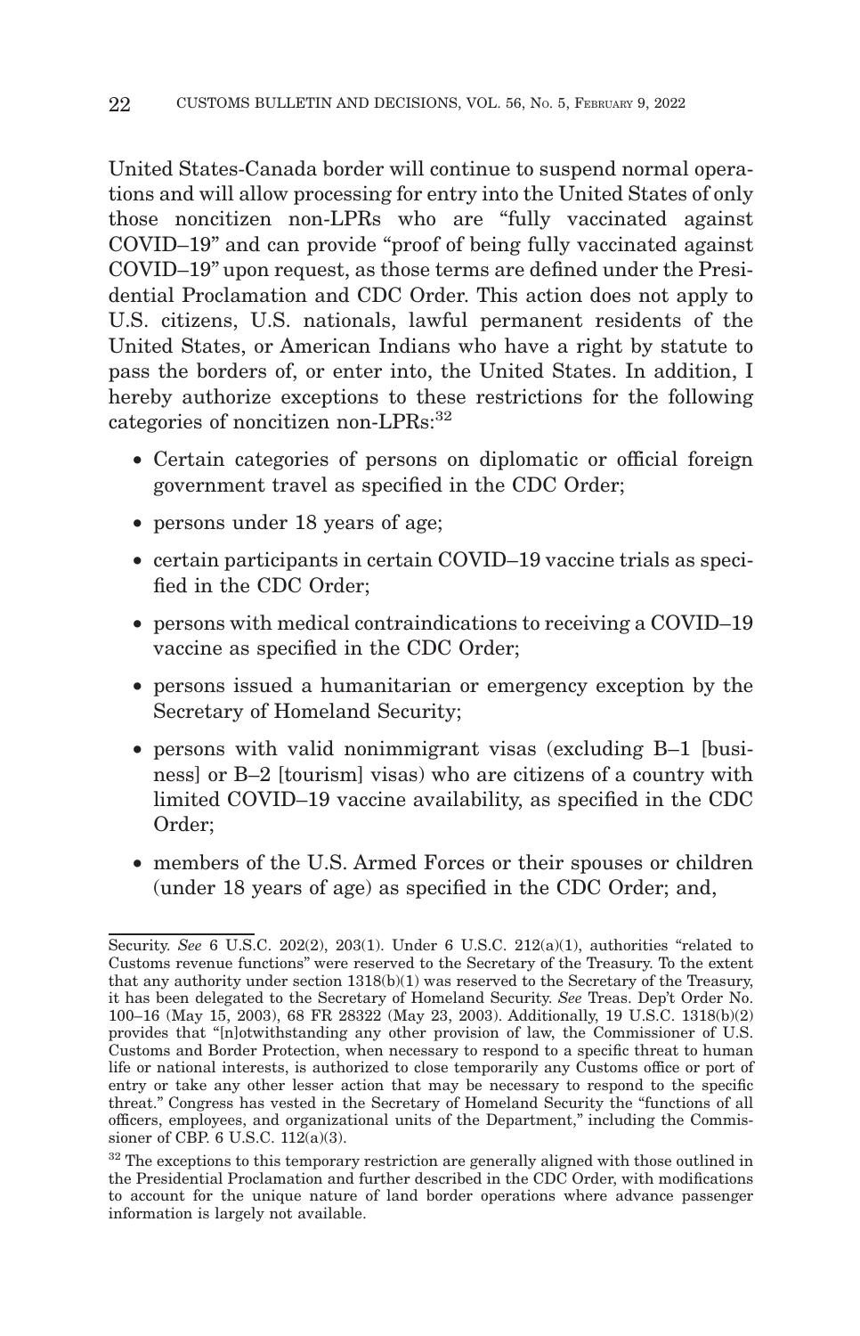United States-Canada border will continue to suspend normal operations and will allow processing for entry into the United States of only those noncitizen non-LPRs who are "fully vaccinated against COVID–19" and can provide "proof of being fully vaccinated against COVID–19" upon request, as those terms are defined under the Presidential Proclamation and CDC Order. This action does not apply to U.S. citizens, U.S. nationals, lawful permanent residents of the United States, or American Indians who have a right by statute to pass the borders of, or enter into, the United States. In addition, I hereby authorize exceptions to these restrictions for the following categories of noncitizen non-LPRs:[32]

- Certain categories of persons on diplomatic or official foreign government travel as specified in the CDC Order;
- persons under 18 years of age;
- certain participants in certain COVID–19 vaccine trials as specified in the CDC Order;
- persons with medical contraindications to receiving a COVID–19 vaccine as specified in the CDC Order;
- persons issued a humanitarian or emergency exception by the Secretary of Homeland Security;
- persons with valid nonimmigrant visas (excluding B–1 [business] or B–2 [tourism] visas) who are citizens of a country with limited COVID–19 vaccine availability, as specified in the CDC Order;
- members of the U.S. Armed Forces or their spouses or children (under 18 years of age) as specified in the CDC Order; and,

---

Security. *See* 6 U.S.C. 202(2), 203(1). Under 6 U.S.C. 212(a)(1), authorities "related to Customs revenue functions" were reserved to the Secretary of the Treasury. To the extent that any authority under section 1318(b)(1) was reserved to the Secretary of the Treasury, it has been delegated to the Secretary of Homeland Security. *See* Treas. Dep't Order No. 100–16 (May 15, 2003), 68 FR 28322 (May 23, 2003). Additionally, 19 U.S.C. 1318(b)(2) provides that "[n]otwithstanding any other provision of law, the Commissioner of U.S. Customs and Border Protection, when necessary to respond to a specific threat to human life or national interests, is authorized to close temporarily any Customs office or port of entry or take any other lesser action that may be necessary to respond to the specific threat." Congress has vested in the Secretary of Homeland Security the "functions of all officers, employees, and organizational units of the Department," including the Commissioner of CBP. 6 U.S.C. 112(a)(3).

[32] The exceptions to this temporary restriction are generally aligned with those outlined in the Presidential Proclamation and further described in the CDC Order, with modifications to account for the unique nature of land border operations where advance passenger information is largely not available.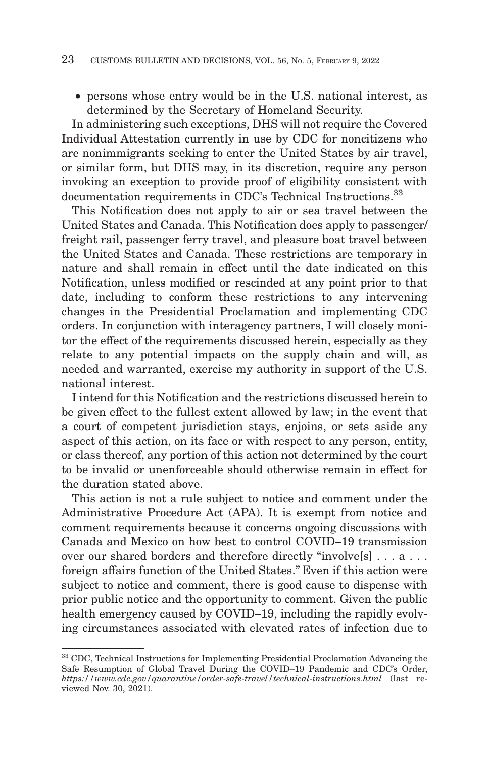- persons whose entry would be in the U.S. national interest, as determined by the Secretary of Homeland Security.

In administering such exceptions, DHS will not require the Covered Individual Attestation currently in use by CDC for noncitizens who are nonimmigrants seeking to enter the United States by air travel, or similar form, but DHS may, in its discretion, require any person invoking an exception to provide proof of eligibility consistent with documentation requirements in CDC's Technical Instructions.[33]

This Notification does not apply to air or sea travel between the United States and Canada. This Notification does apply to passenger/freight rail, passenger ferry travel, and pleasure boat travel between the United States and Canada. These restrictions are temporary in nature and shall remain in effect until the date indicated on this Notification, unless modified or rescinded at any point prior to that date, including to conform these restrictions to any intervening changes in the Presidential Proclamation and implementing CDC orders. In conjunction with interagency partners, I will closely monitor the effect of the requirements discussed herein, especially as they relate to any potential impacts on the supply chain and will, as needed and warranted, exercise my authority in support of the U.S. national interest.

I intend for this Notification and the restrictions discussed herein to be given effect to the fullest extent allowed by law; in the event that a court of competent jurisdiction stays, enjoins, or sets aside any aspect of this action, on its face or with respect to any person, entity, or class thereof, any portion of this action not determined by the court to be invalid or unenforceable should otherwise remain in effect for the duration stated above.

This action is not a rule subject to notice and comment under the Administrative Procedure Act (APA). It is exempt from notice and comment requirements because it concerns ongoing discussions with Canada and Mexico on how best to control COVID–19 transmission over our shared borders and therefore directly "involve[s] . . . a . . . foreign affairs function of the United States." Even if this action were subject to notice and comment, there is good cause to dispense with prior public notice and the opportunity to comment. Given the public health emergency caused by COVID–19, including the rapidly evolving circumstances associated with elevated rates of infection due to

[33] CDC, Technical Instructions for Implementing Presidential Proclamation Advancing the Safe Resumption of Global Travel During the COVID–19 Pandemic and CDC's Order, *https://www.cdc.gov/quarantine/order-safe-travel/technical-instructions.html* (last reviewed Nov. 30, 2021).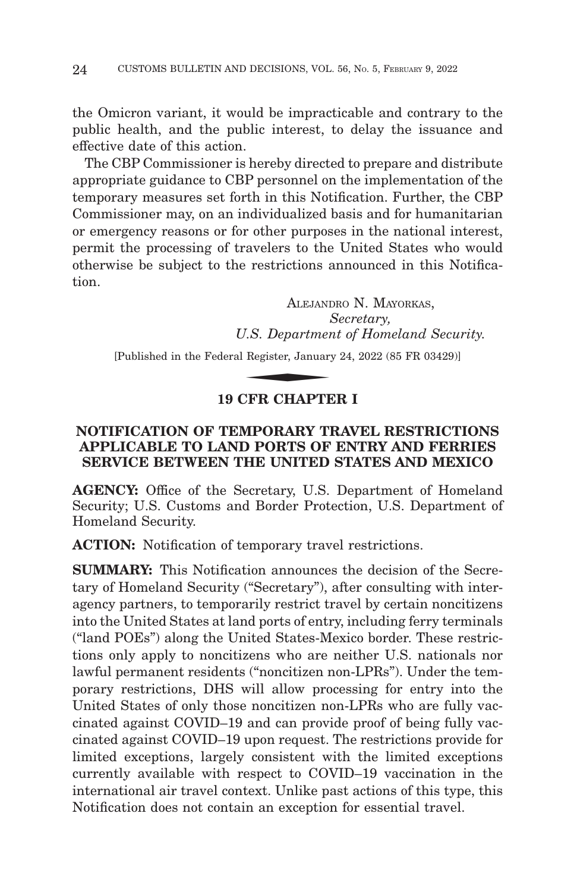the Omicron variant, it would be impracticable and contrary to the public health, and the public interest, to delay the issuance and effective date of this action.

The CBP Commissioner is hereby directed to prepare and distribute appropriate guidance to CBP personnel on the implementation of the temporary measures set forth in this Notification. Further, the CBP Commissioner may, on an individualized basis and for humanitarian or emergency reasons or for other purposes in the national interest, permit the processing of travelers to the United States who would otherwise be subject to the restrictions announced in this Notification.

ALEJANDRO N. MAYORKAS,
*Secretary,*
*U.S. Department of Homeland Security.*

[Published in the Federal Register, January 24, 2022 (85 FR 03429)]

## 19 CFR CHAPTER I

## NOTIFICATION OF TEMPORARY TRAVEL RESTRICTIONS APPLICABLE TO LAND PORTS OF ENTRY AND FERRIES SERVICE BETWEEN THE UNITED STATES AND MEXICO

**AGENCY:** Office of the Secretary, U.S. Department of Homeland Security; U.S. Customs and Border Protection, U.S. Department of Homeland Security.

**ACTION:** Notification of temporary travel restrictions.

**SUMMARY:** This Notification announces the decision of the Secretary of Homeland Security ("Secretary"), after consulting with interagency partners, to temporarily restrict travel by certain noncitizens into the United States at land ports of entry, including ferry terminals ("land POEs") along the United States-Mexico border. These restrictions only apply to noncitizens who are neither U.S. nationals nor lawful permanent residents ("noncitizen non-LPRs"). Under the temporary restrictions, DHS will allow processing for entry into the United States of only those noncitizen non-LPRs who are fully vaccinated against COVID–19 and can provide proof of being fully vaccinated against COVID–19 upon request. The restrictions provide for limited exceptions, largely consistent with the limited exceptions currently available with respect to COVID–19 vaccination in the international air travel context. Unlike past actions of this type, this Notification does not contain an exception for essential travel.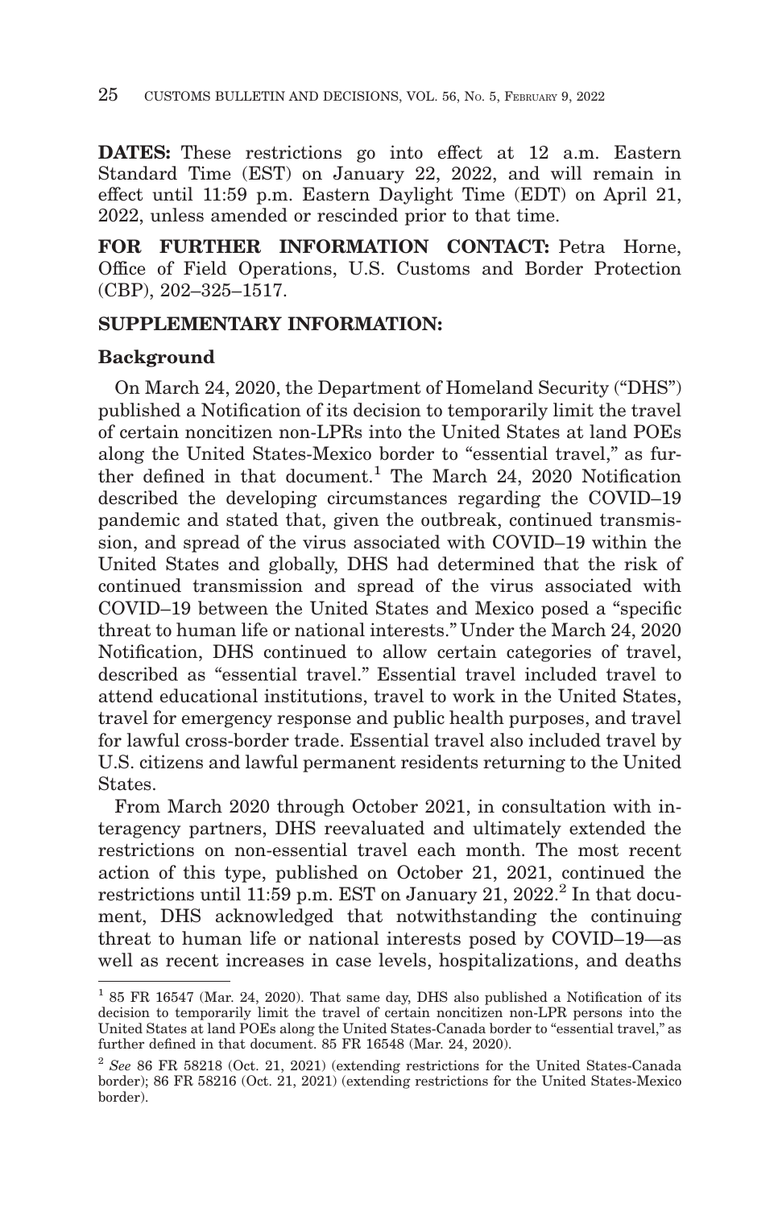**DATES:** These restrictions go into effect at 12 a.m. Eastern Standard Time (EST) on January 22, 2022, and will remain in effect until 11:59 p.m. Eastern Daylight Time (EDT) on April 21, 2022, unless amended or rescinded prior to that time.

**FOR FURTHER INFORMATION CONTACT:** Petra Horne, Office of Field Operations, U.S. Customs and Border Protection (CBP), 202–325–1517.

**SUPPLEMENTARY INFORMATION:**

**Background**

On March 24, 2020, the Department of Homeland Security ("DHS") published a Notification of its decision to temporarily limit the travel of certain noncitizen non-LPRs into the United States at land POEs along the United States-Mexico border to "essential travel," as further defined in that document.[1] The March 24, 2020 Notification described the developing circumstances regarding the COVID–19 pandemic and stated that, given the outbreak, continued transmission, and spread of the virus associated with COVID–19 within the United States and globally, DHS had determined that the risk of continued transmission and spread of the virus associated with COVID–19 between the United States and Mexico posed a "specific threat to human life or national interests." Under the March 24, 2020 Notification, DHS continued to allow certain categories of travel, described as "essential travel." Essential travel included travel to attend educational institutions, travel to work in the United States, travel for emergency response and public health purposes, and travel for lawful cross-border trade. Essential travel also included travel by U.S. citizens and lawful permanent residents returning to the United States.

From March 2020 through October 2021, in consultation with interagency partners, DHS reevaluated and ultimately extended the restrictions on non-essential travel each month. The most recent action of this type, published on October 21, 2021, continued the restrictions until 11:59 p.m. EST on January 21, 2022.[2] In that document, DHS acknowledged that notwithstanding the continuing threat to human life or national interests posed by COVID–19—as well as recent increases in case levels, hospitalizations, and deaths

[1] 85 FR 16547 (Mar. 24, 2020). That same day, DHS also published a Notification of its decision to temporarily limit the travel of certain noncitizen non-LPR persons into the United States at land POEs along the United States-Canada border to "essential travel," as further defined in that document. 85 FR 16548 (Mar. 24, 2020).

[2] *See* 86 FR 58218 (Oct. 21, 2021) (extending restrictions for the United States-Canada border); 86 FR 58216 (Oct. 21, 2021) (extending restrictions for the United States-Mexico border).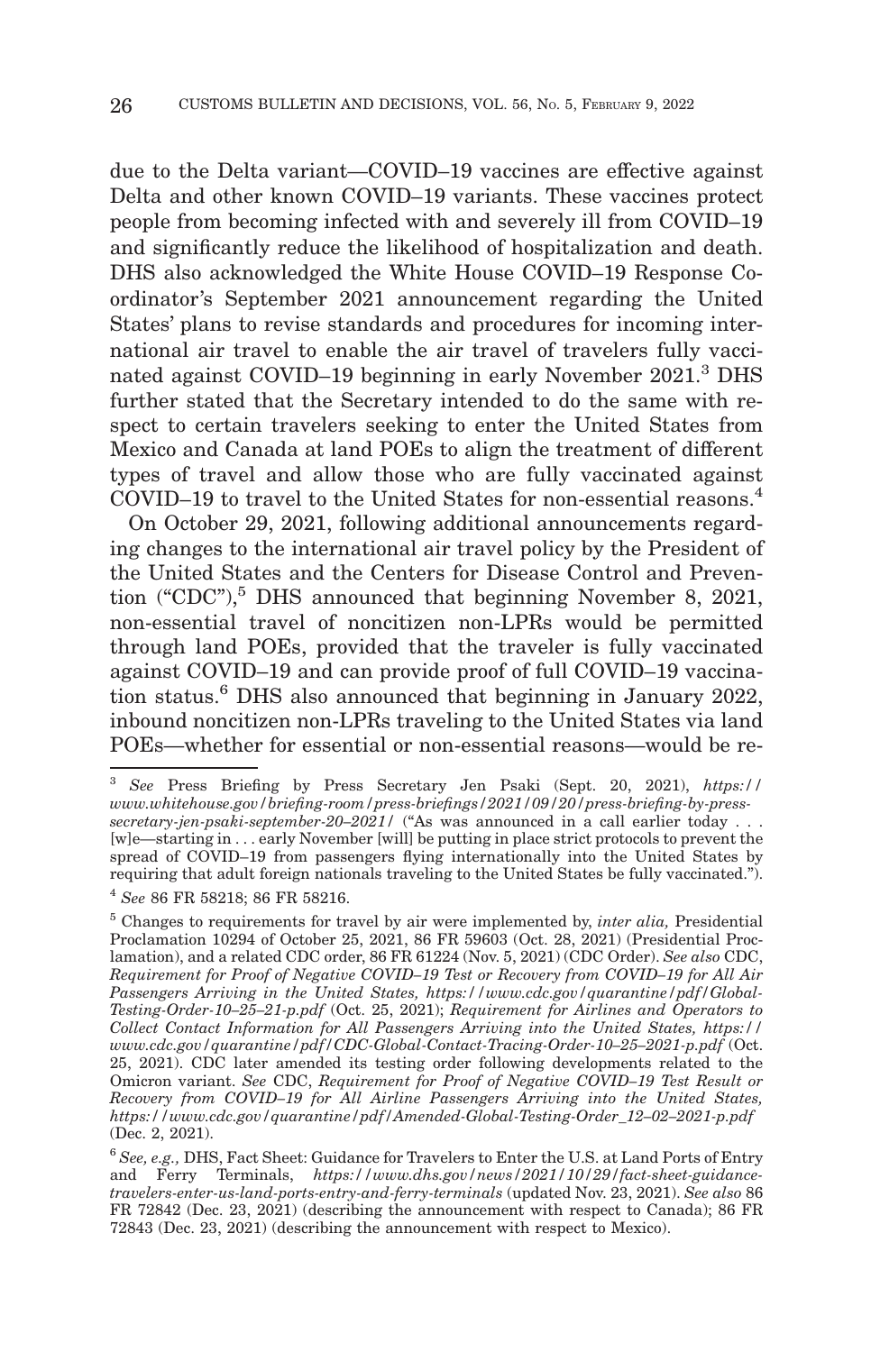due to the Delta variant—COVID–19 vaccines are effective against Delta and other known COVID–19 variants. These vaccines protect people from becoming infected with and severely ill from COVID–19 and significantly reduce the likelihood of hospitalization and death. DHS also acknowledged the White House COVID–19 Response Coordinator's September 2021 announcement regarding the United States' plans to revise standards and procedures for incoming international air travel to enable the air travel of travelers fully vaccinated against COVID–19 beginning in early November 2021.[3] DHS further stated that the Secretary intended to do the same with respect to certain travelers seeking to enter the United States from Mexico and Canada at land POEs to align the treatment of different types of travel and allow those who are fully vaccinated against COVID–19 to travel to the United States for non-essential reasons.[4]

On October 29, 2021, following additional announcements regarding changes to the international air travel policy by the President of the United States and the Centers for Disease Control and Prevention ("CDC"),[5] DHS announced that beginning November 8, 2021, non-essential travel of noncitizen non-LPRs would be permitted through land POEs, provided that the traveler is fully vaccinated against COVID–19 and can provide proof of full COVID–19 vaccination status.[6] DHS also announced that beginning in January 2022, inbound noncitizen non-LPRs traveling to the United States via land POEs—whether for essential or non-essential reasons—would be re-

---

[3] *See* Press Briefing by Press Secretary Jen Psaki (Sept. 20, 2021), *https://www.whitehouse.gov/briefing-room/press-briefings/2021/09/20/press-briefing-by-press-secretary-jen-psaki-september-20–2021/* ("As was announced in a call earlier today . . . [w]e—starting in . . . early November [will] be putting in place strict protocols to prevent the spread of COVID–19 from passengers flying internationally into the United States by requiring that adult foreign nationals traveling to the United States be fully vaccinated.").

[4] *See* 86 FR 58218; 86 FR 58216.

[5] Changes to requirements for travel by air were implemented by, *inter alia,* Presidential Proclamation 10294 of October 25, 2021, 86 FR 59603 (Oct. 28, 2021) (Presidential Proclamation), and a related CDC order, 86 FR 61224 (Nov. 5, 2021) (CDC Order). *See also* CDC, *Requirement for Proof of Negative COVID–19 Test or Recovery from COVID–19 for All Air Passengers Arriving in the United States, https://www.cdc.gov/quarantine/pdf/Global-Testing-Order-10–25–21-p.pdf* (Oct. 25, 2021); *Requirement for Airlines and Operators to Collect Contact Information for All Passengers Arriving into the United States, https://www.cdc.gov/quarantine/pdf/CDC-Global-Contact-Tracing-Order-10–25–2021-p.pdf* (Oct. 25, 2021). CDC later amended its testing order following developments related to the Omicron variant. *See* CDC, *Requirement for Proof of Negative COVID–19 Test Result or Recovery from COVID–19 for All Airline Passengers Arriving into the United States, https://www.cdc.gov/quarantine/pdf/Amended-Global-Testing-Order_12–02–2021-p.pdf* (Dec. 2, 2021).

[6] *See, e.g.,* DHS, Fact Sheet: Guidance for Travelers to Enter the U.S. at Land Ports of Entry and Ferry Terminals, *https://www.dhs.gov/news/2021/10/29/fact-sheet-guidance-travelers-enter-us-land-ports-entry-and-ferry-terminals* (updated Nov. 23, 2021). *See also* 86 FR 72842 (Dec. 23, 2021) (describing the announcement with respect to Canada); 86 FR 72843 (Dec. 23, 2021) (describing the announcement with respect to Mexico).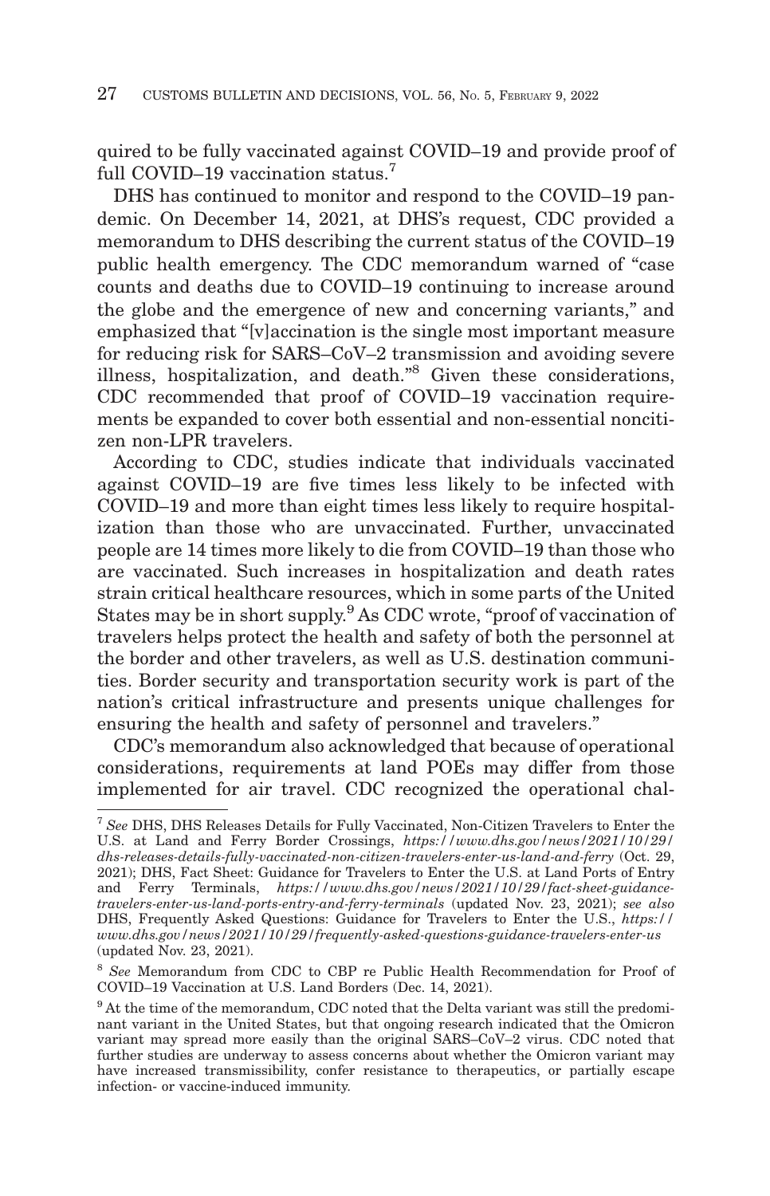quired to be fully vaccinated against COVID–19 and provide proof of full COVID–19 vaccination status.[7]

DHS has continued to monitor and respond to the COVID–19 pandemic. On December 14, 2021, at DHS's request, CDC provided a memorandum to DHS describing the current status of the COVID–19 public health emergency. The CDC memorandum warned of "case counts and deaths due to COVID–19 continuing to increase around the globe and the emergence of new and concerning variants," and emphasized that "[v]accination is the single most important measure for reducing risk for SARS–CoV–2 transmission and avoiding severe illness, hospitalization, and death."[8] Given these considerations, CDC recommended that proof of COVID–19 vaccination requirements be expanded to cover both essential and non-essential noncitizen non-LPR travelers.

According to CDC, studies indicate that individuals vaccinated against COVID–19 are five times less likely to be infected with COVID–19 and more than eight times less likely to require hospitalization than those who are unvaccinated. Further, unvaccinated people are 14 times more likely to die from COVID–19 than those who are vaccinated. Such increases in hospitalization and death rates strain critical healthcare resources, which in some parts of the United States may be in short supply.[9] As CDC wrote, "proof of vaccination of travelers helps protect the health and safety of both the personnel at the border and other travelers, as well as U.S. destination communities. Border security and transportation security work is part of the nation's critical infrastructure and presents unique challenges for ensuring the health and safety of personnel and travelers."

CDC's memorandum also acknowledged that because of operational considerations, requirements at land POEs may differ from those implemented for air travel. CDC recognized the operational chal-

---

[7] *See* DHS, DHS Releases Details for Fully Vaccinated, Non-Citizen Travelers to Enter the U.S. at Land and Ferry Border Crossings, *https://www.dhs.gov/news/2021/10/29/dhs-releases-details-fully-vaccinated-non-citizen-travelers-enter-us-land-and-ferry* (Oct. 29, 2021); DHS, Fact Sheet: Guidance for Travelers to Enter the U.S. at Land Ports of Entry and Ferry Terminals, *https://www.dhs.gov/news/2021/10/29/fact-sheet-guidance-travelers-enter-us-land-ports-entry-and-ferry-terminals* (updated Nov. 23, 2021); *see also* DHS, Frequently Asked Questions: Guidance for Travelers to Enter the U.S., *https://www.dhs.gov/news/2021/10/29/frequently-asked-questions-guidance-travelers-enter-us* (updated Nov. 23, 2021).

[8] *See* Memorandum from CDC to CBP re Public Health Recommendation for Proof of COVID–19 Vaccination at U.S. Land Borders (Dec. 14, 2021).

[9] At the time of the memorandum, CDC noted that the Delta variant was still the predominant variant in the United States, but that ongoing research indicated that the Omicron variant may spread more easily than the original SARS–CoV–2 virus. CDC noted that further studies are underway to assess concerns about whether the Omicron variant may have increased transmissibility, confer resistance to therapeutics, or partially escape infection- or vaccine-induced immunity.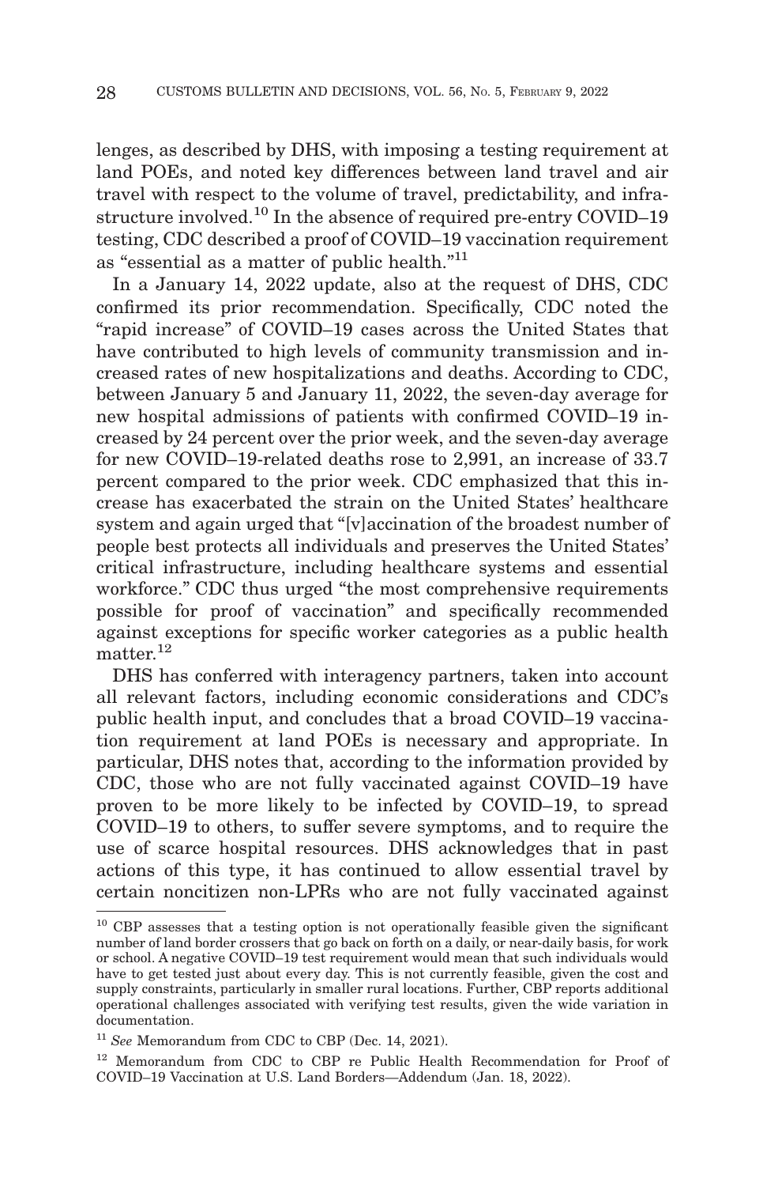lenges, as described by DHS, with imposing a testing requirement at land POEs, and noted key differences between land travel and air travel with respect to the volume of travel, predictability, and infrastructure involved.[10] In the absence of required pre-entry COVID–19 testing, CDC described a proof of COVID–19 vaccination requirement as "essential as a matter of public health."[11]

In a January 14, 2022 update, also at the request of DHS, CDC confirmed its prior recommendation. Specifically, CDC noted the "rapid increase" of COVID–19 cases across the United States that have contributed to high levels of community transmission and increased rates of new hospitalizations and deaths. According to CDC, between January 5 and January 11, 2022, the seven-day average for new hospital admissions of patients with confirmed COVID–19 increased by 24 percent over the prior week, and the seven-day average for new COVID–19-related deaths rose to 2,991, an increase of 33.7 percent compared to the prior week. CDC emphasized that this increase has exacerbated the strain on the United States' healthcare system and again urged that "[v]accination of the broadest number of people best protects all individuals and preserves the United States' critical infrastructure, including healthcare systems and essential workforce." CDC thus urged "the most comprehensive requirements possible for proof of vaccination" and specifically recommended against exceptions for specific worker categories as a public health matter.[12]

DHS has conferred with interagency partners, taken into account all relevant factors, including economic considerations and CDC's public health input, and concludes that a broad COVID–19 vaccination requirement at land POEs is necessary and appropriate. In particular, DHS notes that, according to the information provided by CDC, those who are not fully vaccinated against COVID–19 have proven to be more likely to be infected by COVID–19, to spread COVID–19 to others, to suffer severe symptoms, and to require the use of scarce hospital resources. DHS acknowledges that in past actions of this type, it has continued to allow essential travel by certain noncitizen non-LPRs who are not fully vaccinated against

---

[10] CBP assesses that a testing option is not operationally feasible given the significant number of land border crossers that go back on forth on a daily, or near-daily basis, for work or school. A negative COVID–19 test requirement would mean that such individuals would have to get tested just about every day. This is not currently feasible, given the cost and supply constraints, particularly in smaller rural locations. Further, CBP reports additional operational challenges associated with verifying test results, given the wide variation in documentation.

[11] *See* Memorandum from CDC to CBP (Dec. 14, 2021).

[12] Memorandum from CDC to CBP re Public Health Recommendation for Proof of COVID–19 Vaccination at U.S. Land Borders—Addendum (Jan. 18, 2022).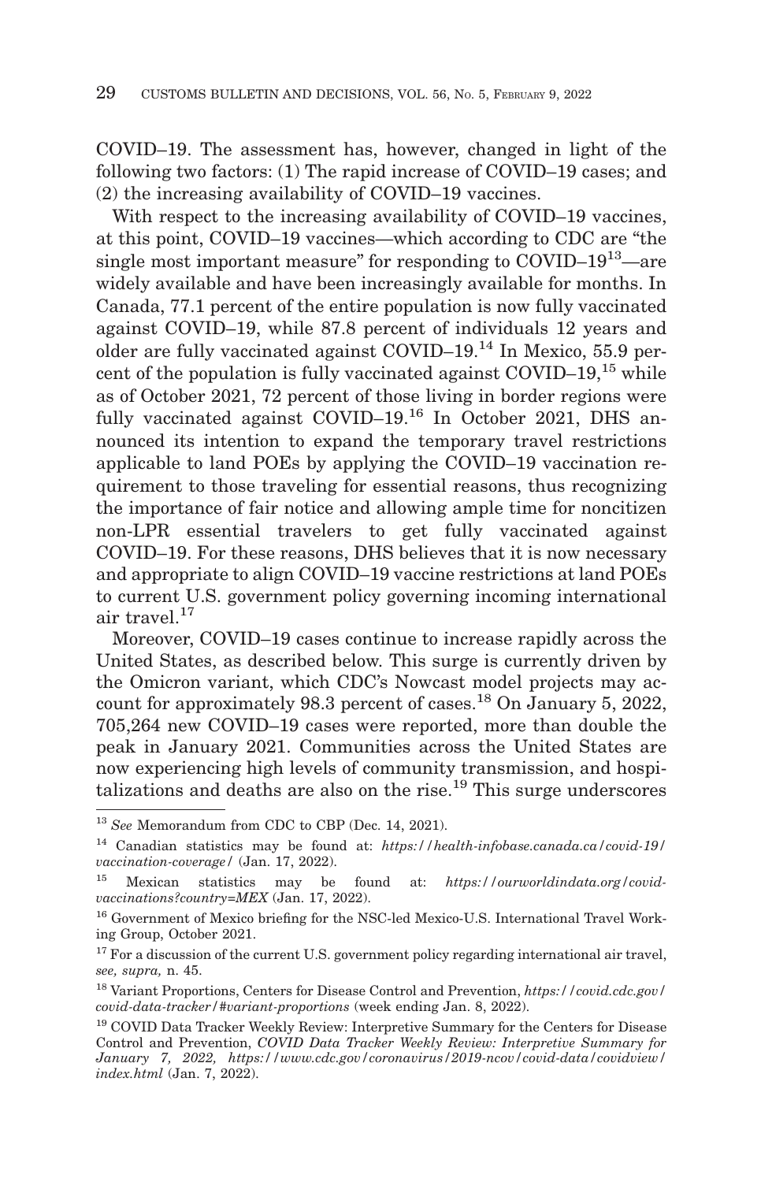COVID–19. The assessment has, however, changed in light of the following two factors: (1) The rapid increase of COVID–19 cases; and (2) the increasing availability of COVID–19 vaccines.

With respect to the increasing availability of COVID–19 vaccines, at this point, COVID–19 vaccines—which according to CDC are "the single most important measure" for responding to COVID–19[13]—are widely available and have been increasingly available for months. In Canada, 77.1 percent of the entire population is now fully vaccinated against COVID–19, while 87.8 percent of individuals 12 years and older are fully vaccinated against COVID–19.[14] In Mexico, 55.9 percent of the population is fully vaccinated against COVID–19,[15] while as of October 2021, 72 percent of those living in border regions were fully vaccinated against COVID–19.[16] In October 2021, DHS announced its intention to expand the temporary travel restrictions applicable to land POEs by applying the COVID–19 vaccination requirement to those traveling for essential reasons, thus recognizing the importance of fair notice and allowing ample time for noncitizen non-LPR essential travelers to get fully vaccinated against COVID–19. For these reasons, DHS believes that it is now necessary and appropriate to align COVID–19 vaccine restrictions at land POEs to current U.S. government policy governing incoming international air travel.[17]

Moreover, COVID–19 cases continue to increase rapidly across the United States, as described below. This surge is currently driven by the Omicron variant, which CDC's Nowcast model projects may account for approximately 98.3 percent of cases.[18] On January 5, 2022, 705,264 new COVID–19 cases were reported, more than double the peak in January 2021. Communities across the United States are now experiencing high levels of community transmission, and hospitalizations and deaths are also on the rise.[19] This surge underscores

---

[13] *See* Memorandum from CDC to CBP (Dec. 14, 2021).

[14] Canadian statistics may be found at: *https://health-infobase.canada.ca/covid-19/vaccination-coverage/* (Jan. 17, 2022).

[15] Mexican statistics may be found at: *https://ourworldindata.org/covid-vaccinations?country=MEX* (Jan. 17, 2022).

[16] Government of Mexico briefing for the NSC-led Mexico-U.S. International Travel Working Group, October 2021.

[17] For a discussion of the current U.S. government policy regarding international air travel, *see, supra,* n. 45.

[18] Variant Proportions, Centers for Disease Control and Prevention, *https://covid.cdc.gov/covid-data-tracker/#variant-proportions* (week ending Jan. 8, 2022).

[19] COVID Data Tracker Weekly Review: Interpretive Summary for the Centers for Disease Control and Prevention, *COVID Data Tracker Weekly Review: Interpretive Summary for January 7, 2022, https://www.cdc.gov/coronavirus/2019-ncov/covid-data/covidview/index.html* (Jan. 7, 2022).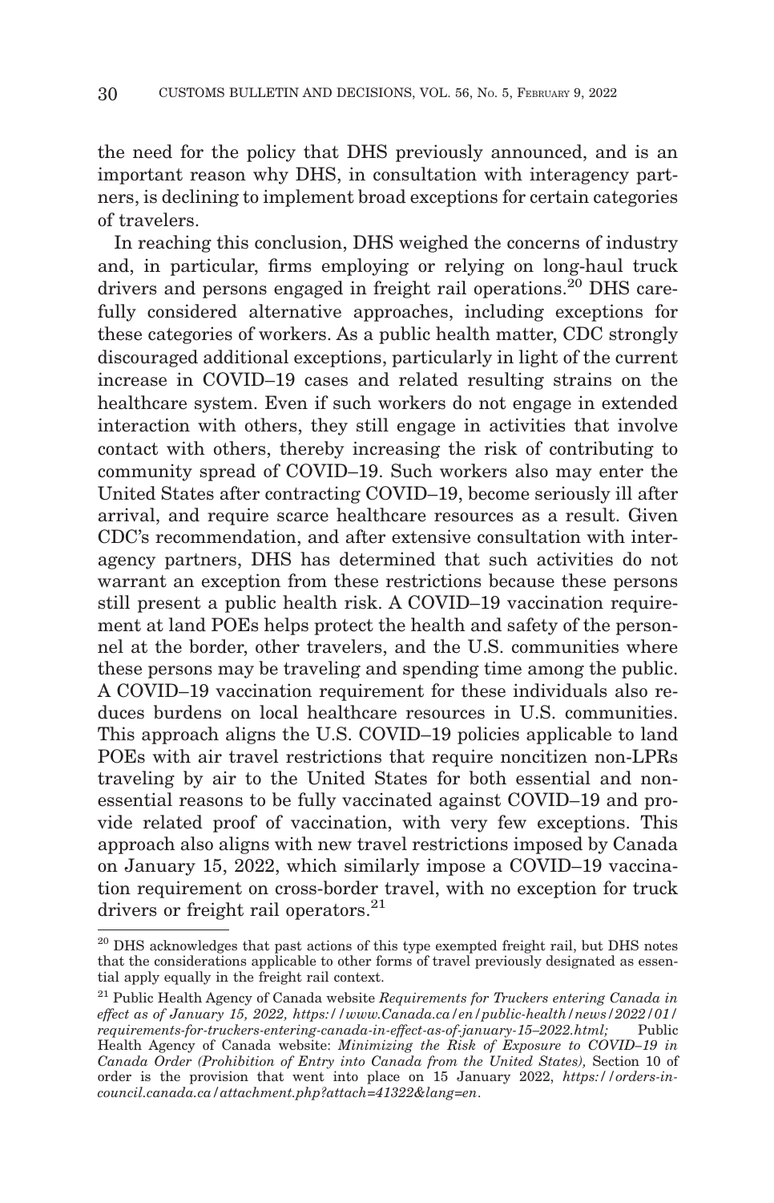the need for the policy that DHS previously announced, and is an important reason why DHS, in consultation with interagency partners, is declining to implement broad exceptions for certain categories of travelers.

In reaching this conclusion, DHS weighed the concerns of industry and, in particular, firms employing or relying on long-haul truck drivers and persons engaged in freight rail operations.[20] DHS carefully considered alternative approaches, including exceptions for these categories of workers. As a public health matter, CDC strongly discouraged additional exceptions, particularly in light of the current increase in COVID–19 cases and related resulting strains on the healthcare system. Even if such workers do not engage in extended interaction with others, they still engage in activities that involve contact with others, thereby increasing the risk of contributing to community spread of COVID–19. Such workers also may enter the United States after contracting COVID–19, become seriously ill after arrival, and require scarce healthcare resources as a result. Given CDC's recommendation, and after extensive consultation with interagency partners, DHS has determined that such activities do not warrant an exception from these restrictions because these persons still present a public health risk. A COVID–19 vaccination requirement at land POEs helps protect the health and safety of the personnel at the border, other travelers, and the U.S. communities where these persons may be traveling and spending time among the public. A COVID–19 vaccination requirement for these individuals also reduces burdens on local healthcare resources in U.S. communities. This approach aligns the U.S. COVID–19 policies applicable to land POEs with air travel restrictions that require noncitizen non-LPRs traveling by air to the United States for both essential and non-essential reasons to be fully vaccinated against COVID–19 and provide related proof of vaccination, with very few exceptions. This approach also aligns with new travel restrictions imposed by Canada on January 15, 2022, which similarly impose a COVID–19 vaccination requirement on cross-border travel, with no exception for truck drivers or freight rail operators.[21]

[20] DHS acknowledges that past actions of this type exempted freight rail, but DHS notes that the considerations applicable to other forms of travel previously designated as essential apply equally in the freight rail context.

[21] Public Health Agency of Canada website *Requirements for Truckers entering Canada in effect as of January 15, 2022, https://www.Canada.ca/en/public-health/news/2022/01/requirements-for-truckers-entering-canada-in-effect-as-of-january-15–2022.html;* Public Health Agency of Canada website: *Minimizing the Risk of Exposure to COVID–19 in Canada Order (Prohibition of Entry into Canada from the United States),* Section 10 of order is the provision that went into place on 15 January 2022, *https://orders-in-council.canada.ca/attachment.php?attach=41322&lang=en*.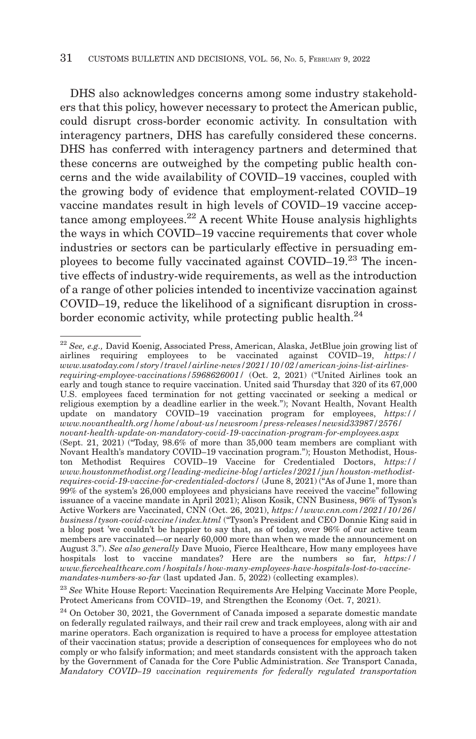DHS also acknowledges concerns among some industry stakeholders that this policy, however necessary to protect the American public, could disrupt cross-border economic activity. In consultation with interagency partners, DHS has carefully considered these concerns. DHS has conferred with interagency partners and determined that these concerns are outweighed by the competing public health concerns and the wide availability of COVID–19 vaccines, coupled with the growing body of evidence that employment-related COVID–19 vaccine mandates result in high levels of COVID–19 vaccine acceptance among employees.[22] A recent White House analysis highlights the ways in which COVID–19 vaccine requirements that cover whole industries or sectors can be particularly effective in persuading employees to become fully vaccinated against COVID–19.[23] The incentive effects of industry-wide requirements, as well as the introduction of a range of other policies intended to incentivize vaccination against COVID–19, reduce the likelihood of a significant disruption in cross-border economic activity, while protecting public health.[24]

---

[22] *See, e.g.,* David Koenig, Associated Press, American, Alaska, JetBlue join growing list of airlines requiring employees to be vaccinated against COVID–19, *https://www.usatoday.com/story/travel/airline-news/2021/10/02/american-joins-list-airlines-requiring-employee-vaccinations/5968626001/* (Oct. 2, 2021) ("United Airlines took an early and tough stance to require vaccination. United said Thursday that 320 of its 67,000 U.S. employees faced termination for not getting vaccinated or seeking a medical or religious exemption by a deadline earlier in the week."); Novant Health, Novant Health update on mandatory COVID–19 vaccination program for employees, *https://www.novanthealth.org/home/about-us/newsroom/press-releases/newsid33987/2576/novant-health-update-on-mandatory-covid-19-vaccination-program-for-employees.aspx* (Sept. 21, 2021) ("Today, 98.6% of more than 35,000 team members are compliant with Novant Health's mandatory COVID–19 vaccination program."); Houston Methodist, Houston Methodist Requires COVID–19 Vaccine for Credentialed Doctors, *https://www.houstonmethodist.org/leading-medicine-blog/articles/2021/jun/houston-methodist-requires-covid-19-vaccine-for-credentialed-doctors/* (June 8, 2021) ("As of June 1, more than 99% of the system's 26,000 employees and physicians have received the vaccine" following issuance of a vaccine mandate in April 2021); Alison Kosik, CNN Business, 96% of Tyson's Active Workers are Vaccinated, CNN (Oct. 26, 2021), *https://www.cnn.com/2021/10/26/business/tyson-covid-vaccine/index.html* ("Tyson's President and CEO Donnie King said in a blog post 'we couldn't be happier to say that, as of today, over 96% of our active team members are vaccinated—or nearly 60,000 more than when we made the announcement on August 3."). *See also generally* Dave Muoio, Fierce Healthcare, How many employees have hospitals lost to vaccine mandates? Here are the numbers so far, *https://www.fiercehealthcare.com/hospitals/how-many-employees-have-hospitals-lost-to-vaccine-mandates-numbers-so-far* (last updated Jan. 5, 2022) (collecting examples).

[23] *See* White House Report: Vaccination Requirements Are Helping Vaccinate More People, Protect Americans from COVID–19, and Strengthen the Economy (Oct. 7, 2021).

[24] On October 30, 2021, the Government of Canada imposed a separate domestic mandate on federally regulated railways, and their rail crew and track employees, along with air and marine operators. Each organization is required to have a process for employee attestation of their vaccination status; provide a description of consequences for employees who do not comply or who falsify information; and meet standards consistent with the approach taken by the Government of Canada for the Core Public Administration. *See* Transport Canada, *Mandatory COVID–19 vaccination requirements for federally regulated transportation*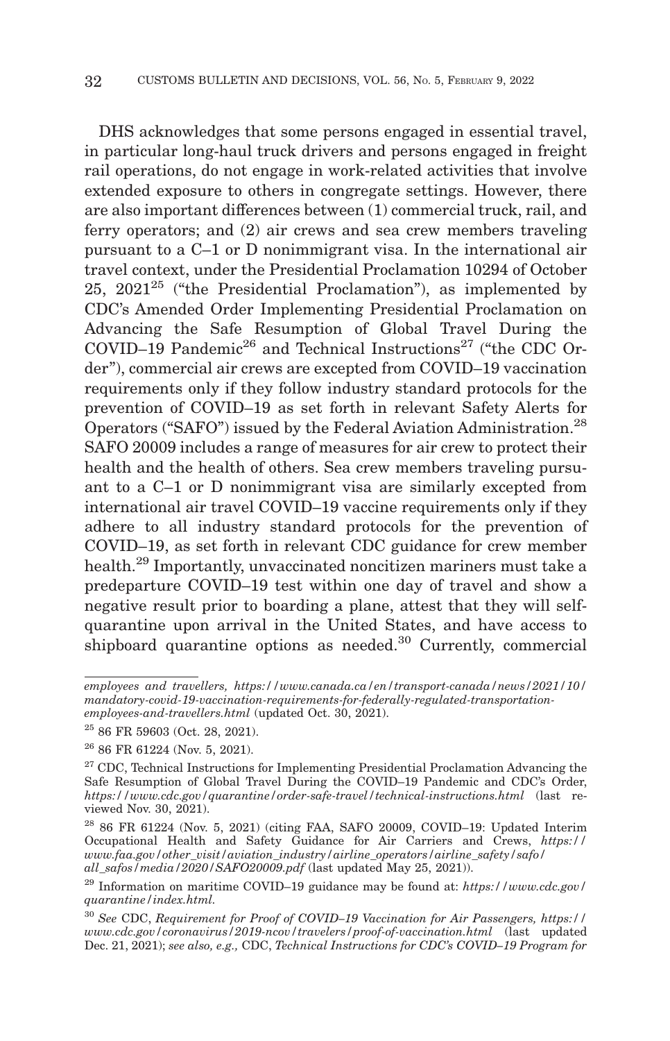DHS acknowledges that some persons engaged in essential travel, in particular long-haul truck drivers and persons engaged in freight rail operations, do not engage in work-related activities that involve extended exposure to others in congregate settings. However, there are also important differences between (1) commercial truck, rail, and ferry operators; and (2) air crews and sea crew members traveling pursuant to a C–1 or D nonimmigrant visa. In the international air travel context, under the Presidential Proclamation 10294 of October 25, 2021[25] ("the Presidential Proclamation"), as implemented by CDC's Amended Order Implementing Presidential Proclamation on Advancing the Safe Resumption of Global Travel During the COVID–19 Pandemic[26] and Technical Instructions[27] ("the CDC Order"), commercial air crews are excepted from COVID–19 vaccination requirements only if they follow industry standard protocols for the prevention of COVID–19 as set forth in relevant Safety Alerts for Operators ("SAFO") issued by the Federal Aviation Administration.[28] SAFO 20009 includes a range of measures for air crew to protect their health and the health of others. Sea crew members traveling pursuant to a C–1 or D nonimmigrant visa are similarly excepted from international air travel COVID–19 vaccine requirements only if they adhere to all industry standard protocols for the prevention of COVID–19, as set forth in relevant CDC guidance for crew member health.[29] Importantly, unvaccinated noncitizen mariners must take a predeparture COVID–19 test within one day of travel and show a negative result prior to boarding a plane, attest that they will self-quarantine upon arrival in the United States, and have access to shipboard quarantine options as needed.[30] Currently, commercial

---

*employees and travellers, https://www.canada.ca/en/transport-canada/news/2021/10/mandatory-covid-19-vaccination-requirements-for-federally-regulated-transportation-employees-and-travellers.html* (updated Oct. 30, 2021).

[25] 86 FR 59603 (Oct. 28, 2021).

[26] 86 FR 61224 (Nov. 5, 2021).

[27] CDC, Technical Instructions for Implementing Presidential Proclamation Advancing the Safe Resumption of Global Travel During the COVID–19 Pandemic and CDC's Order, *https://www.cdc.gov/quarantine/order-safe-travel/technical-instructions.html* (last reviewed Nov. 30, 2021).

[28] 86 FR 61224 (Nov. 5, 2021) (citing FAA, SAFO 20009, COVID–19: Updated Interim Occupational Health and Safety Guidance for Air Carriers and Crews, *https://www.faa.gov/other_visit/aviation_industry/airline_operators/airline_safety/safo/all_safos/media/2020/SAFO20009.pdf* (last updated May 25, 2021)).

[29] Information on maritime COVID–19 guidance may be found at: *https://www.cdc.gov/quarantine/index.html.*

[30] *See* CDC, *Requirement for Proof of COVID–19 Vaccination for Air Passengers, https://www.cdc.gov/coronavirus/2019-ncov/travelers/proof-of-vaccination.html* (last updated Dec. 21, 2021); *see also, e.g.,* CDC, *Technical Instructions for CDC's COVID–19 Program for*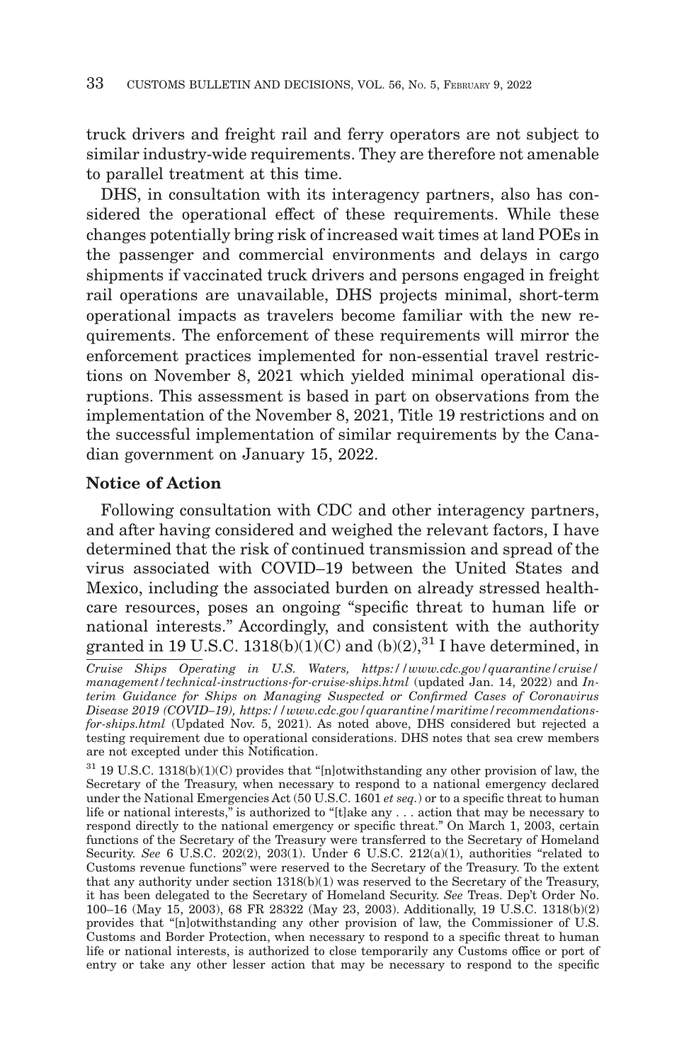truck drivers and freight rail and ferry operators are not subject to similar industry-wide requirements. They are therefore not amenable to parallel treatment at this time.

DHS, in consultation with its interagency partners, also has considered the operational effect of these requirements. While these changes potentially bring risk of increased wait times at land POEs in the passenger and commercial environments and delays in cargo shipments if vaccinated truck drivers and persons engaged in freight rail operations are unavailable, DHS projects minimal, short-term operational impacts as travelers become familiar with the new requirements. The enforcement of these requirements will mirror the enforcement practices implemented for non-essential travel restrictions on November 8, 2021 which yielded minimal operational disruptions. This assessment is based in part on observations from the implementation of the November 8, 2021, Title 19 restrictions and on the successful implementation of similar requirements by the Canadian government on January 15, 2022.

**Notice of Action**

Following consultation with CDC and other interagency partners, and after having considered and weighed the relevant factors, I have determined that the risk of continued transmission and spread of the virus associated with COVID–19 between the United States and Mexico, including the associated burden on already stressed healthcare resources, poses an ongoing "specific threat to human life or national interests." Accordingly, and consistent with the authority granted in 19 U.S.C. 1318(b)(1)(C) and (b)(2),[31] I have determined, in

---

*Cruise Ships Operating in U.S. Waters, https://www.cdc.gov/quarantine/cruise/management/technical-instructions-for-cruise-ships.html* (updated Jan. 14, 2022) and *Interim Guidance for Ships on Managing Suspected or Confirmed Cases of Coronavirus Disease 2019 (COVID–19), https://www.cdc.gov/quarantine/maritime/recommendations-for-ships.html* (Updated Nov. 5, 2021). As noted above, DHS considered but rejected a testing requirement due to operational considerations. DHS notes that sea crew members are not excepted under this Notification.

[31] 19 U.S.C. 1318(b)(1)(C) provides that "[n]otwithstanding any other provision of law, the Secretary of the Treasury, when necessary to respond to a national emergency declared under the National Emergencies Act (50 U.S.C. 1601 *et seq.*) or to a specific threat to human life or national interests," is authorized to "[t]ake any . . . action that may be necessary to respond directly to the national emergency or specific threat." On March 1, 2003, certain functions of the Secretary of the Treasury were transferred to the Secretary of Homeland Security. *See* 6 U.S.C. 202(2), 203(1). Under 6 U.S.C. 212(a)(1), authorities "related to Customs revenue functions" were reserved to the Secretary of the Treasury. To the extent that any authority under section 1318(b)(1) was reserved to the Secretary of the Treasury, it has been delegated to the Secretary of Homeland Security. *See* Treas. Dep't Order No. 100–16 (May 15, 2003), 68 FR 28322 (May 23, 2003). Additionally, 19 U.S.C. 1318(b)(2) provides that "[n]otwithstanding any other provision of law, the Commissioner of U.S. Customs and Border Protection, when necessary to respond to a specific threat to human life or national interests, is authorized to close temporarily any Customs office or port of entry or take any other lesser action that may be necessary to respond to the specific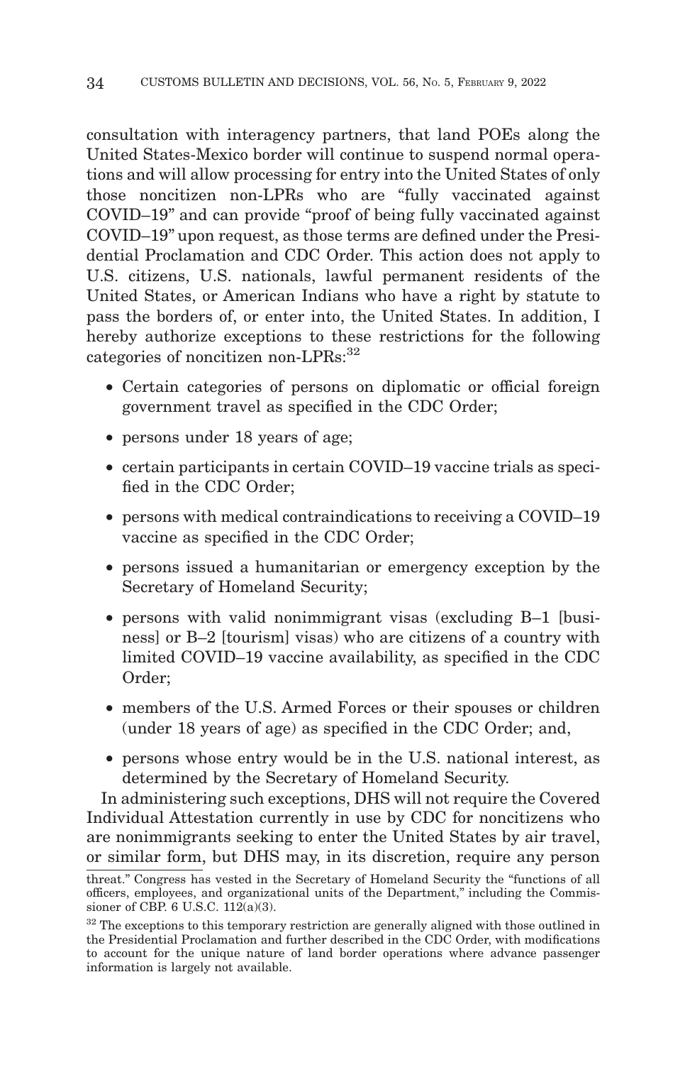consultation with interagency partners, that land POEs along the United States-Mexico border will continue to suspend normal operations and will allow processing for entry into the United States of only those noncitizen non-LPRs who are "fully vaccinated against COVID–19" and can provide "proof of being fully vaccinated against COVID–19" upon request, as those terms are defined under the Presidential Proclamation and CDC Order. This action does not apply to U.S. citizens, U.S. nationals, lawful permanent residents of the United States, or American Indians who have a right by statute to pass the borders of, or enter into, the United States. In addition, I hereby authorize exceptions to these restrictions for the following categories of noncitizen non-LPRs:[32]

- Certain categories of persons on diplomatic or official foreign government travel as specified in the CDC Order;
- persons under 18 years of age;
- certain participants in certain COVID–19 vaccine trials as specified in the CDC Order;
- persons with medical contraindications to receiving a COVID–19 vaccine as specified in the CDC Order;
- persons issued a humanitarian or emergency exception by the Secretary of Homeland Security;
- persons with valid nonimmigrant visas (excluding B–1 [business] or B–2 [tourism] visas) who are citizens of a country with limited COVID–19 vaccine availability, as specified in the CDC Order;
- members of the U.S. Armed Forces or their spouses or children (under 18 years of age) as specified in the CDC Order; and,
- persons whose entry would be in the U.S. national interest, as determined by the Secretary of Homeland Security.

In administering such exceptions, DHS will not require the Covered Individual Attestation currently in use by CDC for noncitizens who are nonimmigrants seeking to enter the United States by air travel, or similar form, but DHS may, in its discretion, require any person

threat." Congress has vested in the Secretary of Homeland Security the "functions of all officers, employees, and organizational units of the Department," including the Commissioner of CBP. 6 U.S.C. 112(a)(3).

[32] The exceptions to this temporary restriction are generally aligned with those outlined in the Presidential Proclamation and further described in the CDC Order, with modifications to account for the unique nature of land border operations where advance passenger information is largely not available.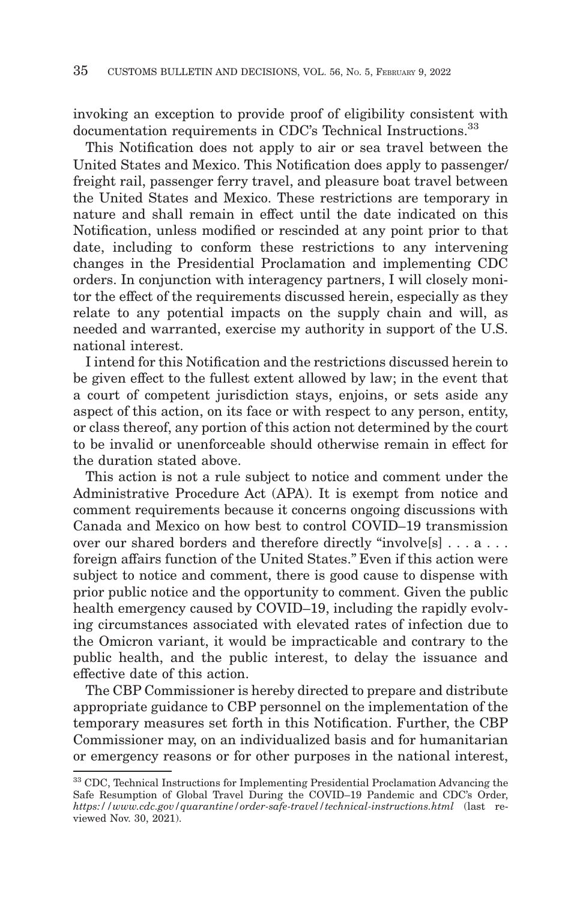invoking an exception to provide proof of eligibility consistent with documentation requirements in CDC's Technical Instructions.[33]

This Notification does not apply to air or sea travel between the United States and Mexico. This Notification does apply to passenger/freight rail, passenger ferry travel, and pleasure boat travel between the United States and Mexico. These restrictions are temporary in nature and shall remain in effect until the date indicated on this Notification, unless modified or rescinded at any point prior to that date, including to conform these restrictions to any intervening changes in the Presidential Proclamation and implementing CDC orders. In conjunction with interagency partners, I will closely monitor the effect of the requirements discussed herein, especially as they relate to any potential impacts on the supply chain and will, as needed and warranted, exercise my authority in support of the U.S. national interest.

I intend for this Notification and the restrictions discussed herein to be given effect to the fullest extent allowed by law; in the event that a court of competent jurisdiction stays, enjoins, or sets aside any aspect of this action, on its face or with respect to any person, entity, or class thereof, any portion of this action not determined by the court to be invalid or unenforceable should otherwise remain in effect for the duration stated above.

This action is not a rule subject to notice and comment under the Administrative Procedure Act (APA). It is exempt from notice and comment requirements because it concerns ongoing discussions with Canada and Mexico on how best to control COVID–19 transmission over our shared borders and therefore directly "involve[s] . . . a . . . foreign affairs function of the United States." Even if this action were subject to notice and comment, there is good cause to dispense with prior public notice and the opportunity to comment. Given the public health emergency caused by COVID–19, including the rapidly evolving circumstances associated with elevated rates of infection due to the Omicron variant, it would be impracticable and contrary to the public health, and the public interest, to delay the issuance and effective date of this action.

The CBP Commissioner is hereby directed to prepare and distribute appropriate guidance to CBP personnel on the implementation of the temporary measures set forth in this Notification. Further, the CBP Commissioner may, on an individualized basis and for humanitarian or emergency reasons or for other purposes in the national interest,

---

[33] CDC, Technical Instructions for Implementing Presidential Proclamation Advancing the Safe Resumption of Global Travel During the COVID–19 Pandemic and CDC's Order, *https://www.cdc.gov/quarantine/order-safe-travel/technical-instructions.html* (last reviewed Nov. 30, 2021).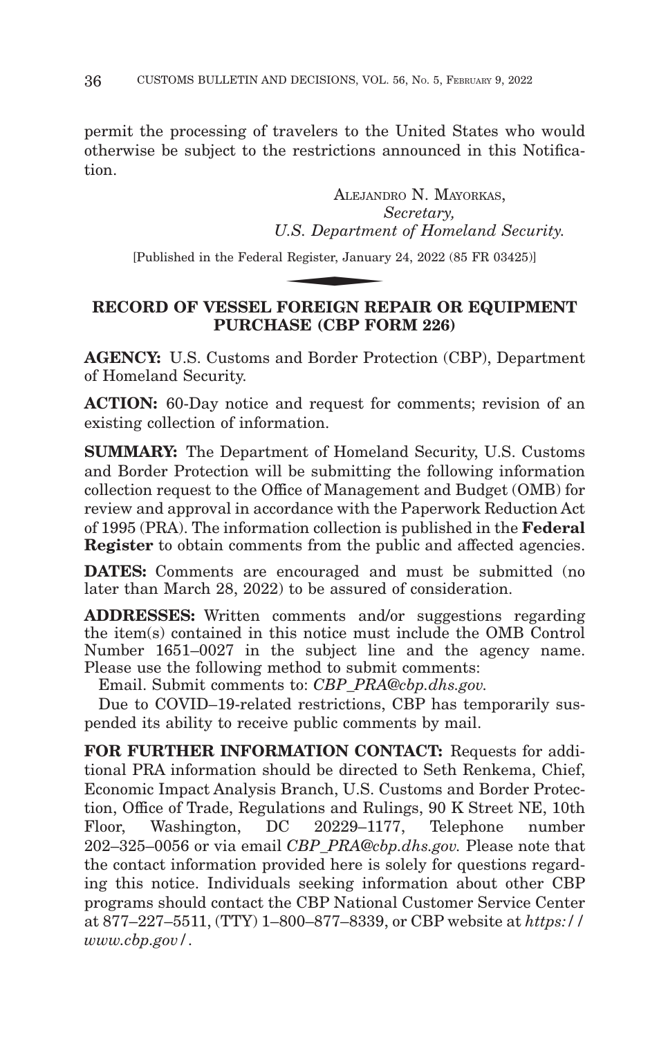permit the processing of travelers to the United States who would otherwise be subject to the restrictions announced in this Notification.

ALEJANDRO N. MAYORKAS,
*Secretary,*
*U.S. Department of Homeland Security.*

[Published in the Federal Register, January 24, 2022 (85 FR 03425)]

## RECORD OF VESSEL FOREIGN REPAIR OR EQUIPMENT PURCHASE (CBP FORM 226)

**AGENCY:** U.S. Customs and Border Protection (CBP), Department of Homeland Security.

**ACTION:** 60-Day notice and request for comments; revision of an existing collection of information.

**SUMMARY:** The Department of Homeland Security, U.S. Customs and Border Protection will be submitting the following information collection request to the Office of Management and Budget (OMB) for review and approval in accordance with the Paperwork Reduction Act of 1995 (PRA). The information collection is published in the **Federal Register** to obtain comments from the public and affected agencies.

**DATES:** Comments are encouraged and must be submitted (no later than March 28, 2022) to be assured of consideration.

**ADDRESSES:** Written comments and/or suggestions regarding the item(s) contained in this notice must include the OMB Control Number 1651–0027 in the subject line and the agency name. Please use the following method to submit comments:

Email. Submit comments to: *CBP_PRA@cbp.dhs.gov.*

Due to COVID–19-related restrictions, CBP has temporarily suspended its ability to receive public comments by mail.

**FOR FURTHER INFORMATION CONTACT:** Requests for additional PRA information should be directed to Seth Renkema, Chief, Economic Impact Analysis Branch, U.S. Customs and Border Protection, Office of Trade, Regulations and Rulings, 90 K Street NE, 10th Floor, Washington, DC 20229–1177, Telephone number 202–325–0056 or via email *CBP_PRA@cbp.dhs.gov.* Please note that the contact information provided here is solely for questions regarding this notice. Individuals seeking information about other CBP programs should contact the CBP National Customer Service Center at 877–227–5511, (TTY) 1–800–877–8339, or CBP website at *https://www.cbp.gov/*.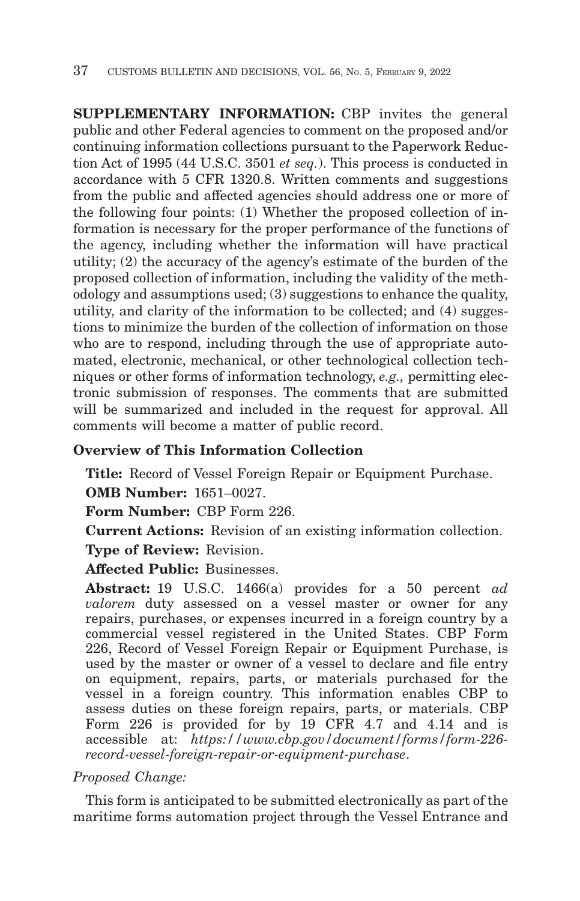**SUPPLEMENTARY INFORMATION:** CBP invites the general public and other Federal agencies to comment on the proposed and/or continuing information collections pursuant to the Paperwork Reduction Act of 1995 (44 U.S.C. 3501 *et seq.*). This process is conducted in accordance with 5 CFR 1320.8. Written comments and suggestions from the public and affected agencies should address one or more of the following four points: (1) Whether the proposed collection of information is necessary for the proper performance of the functions of the agency, including whether the information will have practical utility; (2) the accuracy of the agency's estimate of the burden of the proposed collection of information, including the validity of the methodology and assumptions used; (3) suggestions to enhance the quality, utility, and clarity of the information to be collected; and (4) suggestions to minimize the burden of the collection of information on those who are to respond, including through the use of appropriate automated, electronic, mechanical, or other technological collection techniques or other forms of information technology, *e.g.,* permitting electronic submission of responses. The comments that are submitted will be summarized and included in the request for approval. All comments will become a matter of public record.

### Overview of This Information Collection

**Title:** Record of Vessel Foreign Repair or Equipment Purchase.

**OMB Number:** 1651–0027.

**Form Number:** CBP Form 226.

**Current Actions:** Revision of an existing information collection.

**Type of Review:** Revision.

**Affected Public:** Businesses.

**Abstract:** 19 U.S.C. 1466(a) provides for a 50 percent *ad valorem* duty assessed on a vessel master or owner for any repairs, purchases, or expenses incurred in a foreign country by a commercial vessel registered in the United States. CBP Form 226, Record of Vessel Foreign Repair or Equipment Purchase, is used by the master or owner of a vessel to declare and file entry on equipment, repairs, parts, or materials purchased for the vessel in a foreign country. This information enables CBP to assess duties on these foreign repairs, parts, or materials. CBP Form 226 is provided for by 19 CFR 4.7 and 4.14 and is accessible at: *https://www.cbp.gov/document/forms/form-226-record-vessel-foreign-repair-or-equipment-purchase*.

*Proposed Change:*

This form is anticipated to be submitted electronically as part of the maritime forms automation project through the Vessel Entrance and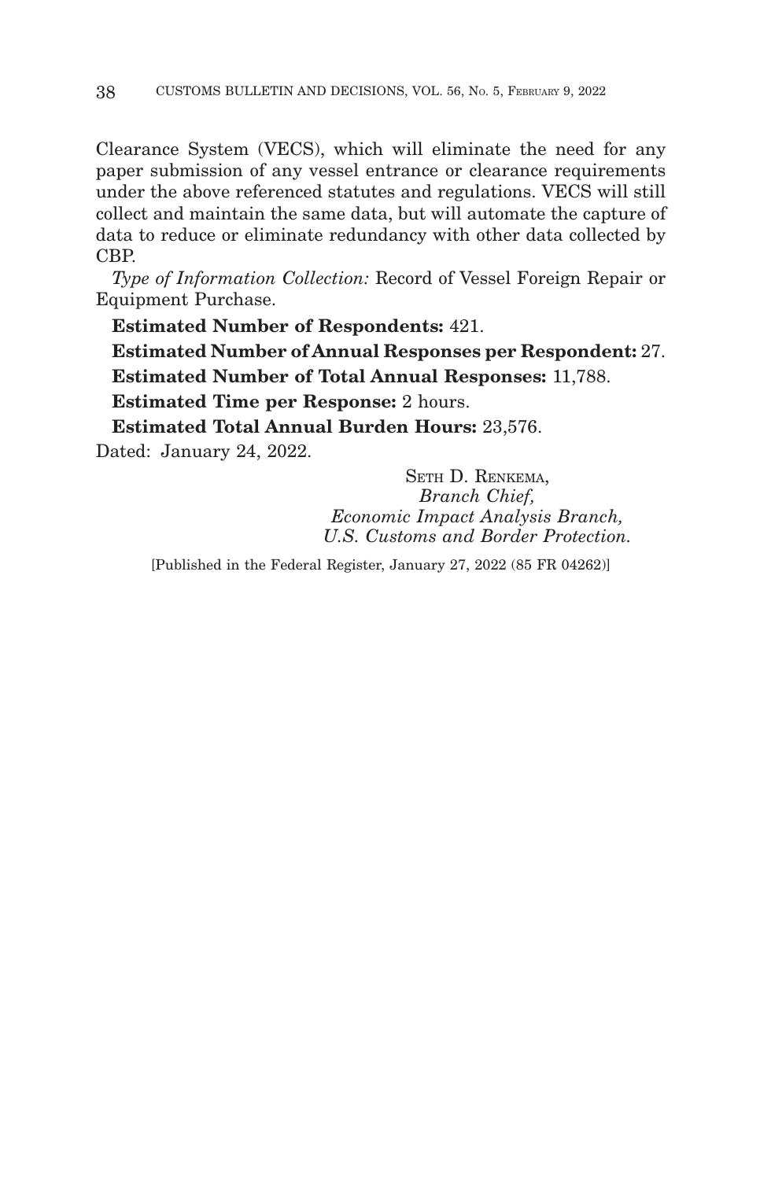Clearance System (VECS), which will eliminate the need for any paper submission of any vessel entrance or clearance requirements under the above referenced statutes and regulations. VECS will still collect and maintain the same data, but will automate the capture of data to reduce or eliminate redundancy with other data collected by CBP.

*Type of Information Collection:* Record of Vessel Foreign Repair or Equipment Purchase.

**Estimated Number of Respondents:** 421.

**Estimated Number of Annual Responses per Respondent:** 27.

**Estimated Number of Total Annual Responses:** 11,788.

**Estimated Time per Response:** 2 hours.

**Estimated Total Annual Burden Hours:** 23,576.

Dated: January 24, 2022.

SETH D. RENKEMA,
*Branch Chief,*
*Economic Impact Analysis Branch,*
*U.S. Customs and Border Protection.*

[Published in the Federal Register, January 27, 2022 (85 FR 04262)]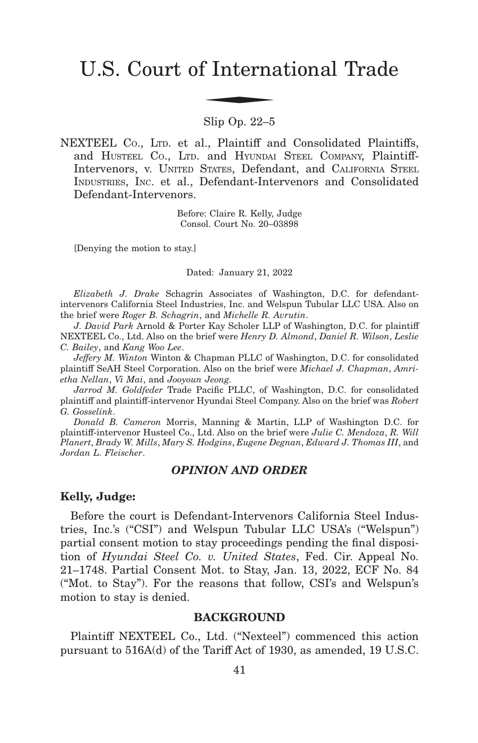# U.S. Court of International Trade

Slip Op. 22–5

NEXTEEL CO., LTD. et al., Plaintiff and Consolidated Plaintiffs, and HUSTEEL CO., LTD. and HYUNDAI STEEL COMPANY, Plaintiff-Intervenors, v. UNITED STATES, Defendant, and CALIFORNIA STEEL INDUSTRIES, INC. et al., Defendant-Intervenors and Consolidated Defendant-Intervenors.

Before: Claire R. Kelly, Judge
Consol. Court No. 20–03898

[Denying the motion to stay.]

Dated: January 21, 2022

*Elizabeth J. Drake* Schagrin Associates of Washington, D.C. for defendant-intervenors California Steel Industries, Inc. and Welspun Tubular LLC USA. Also on the brief were *Roger B. Schagrin*, and *Michelle R. Avrutin*.

*J. David Park* Arnold & Porter Kay Scholer LLP of Washington, D.C. for plaintiff NEXTEEL Co., Ltd. Also on the brief were *Henry D. Almond*, *Daniel R. Wilson*, *Leslie C. Bailey*, and *Kang Woo Lee*.

*Jeffery M. Winton* Winton & Chapman PLLC of Washington, D.C. for consolidated plaintiff SeAH Steel Corporation. Also on the brief were *Michael J. Chapman*, *Amrietha Nellan*, *Vi Mai*, and *Jooyoun Jeong.*

*Jarrod M. Goldfeder* Trade Pacific PLLC, of Washington, D.C. for consolidated plaintiff and plaintiff-intervenor Hyundai Steel Company. Also on the brief was *Robert G. Gosselink*.

*Donald B. Cameron* Morris, Manning & Martin, LLP of Washington D.C. for plaintiff-intervenor Husteel Co., Ltd. Also on the brief were *Julie C. Mendoza*, *R. Will Planert*, *Brady W. Mills*, *Mary S. Hodgins*, *Eugene Degnan*, *Edward J. Thomas III*, and *Jordan L. Fleischer*.

## *OPINION AND ORDER*

**Kelly, Judge:**

Before the court is Defendant-Intervenors California Steel Industries, Inc.'s ("CSI") and Welspun Tubular LLC USA's ("Welspun") partial consent motion to stay proceedings pending the final disposition of *Hyundai Steel Co. v. United States*, Fed. Cir. Appeal No. 21–1748. Partial Consent Mot. to Stay, Jan. 13, 2022, ECF No. 84 ("Mot. to Stay"). For the reasons that follow, CSI's and Welspun's motion to stay is denied.

### BACKGROUND

Plaintiff NEXTEEL Co., Ltd. ("Nexteel") commenced this action pursuant to 516A(d) of the Tariff Act of 1930, as amended, 19 U.S.C.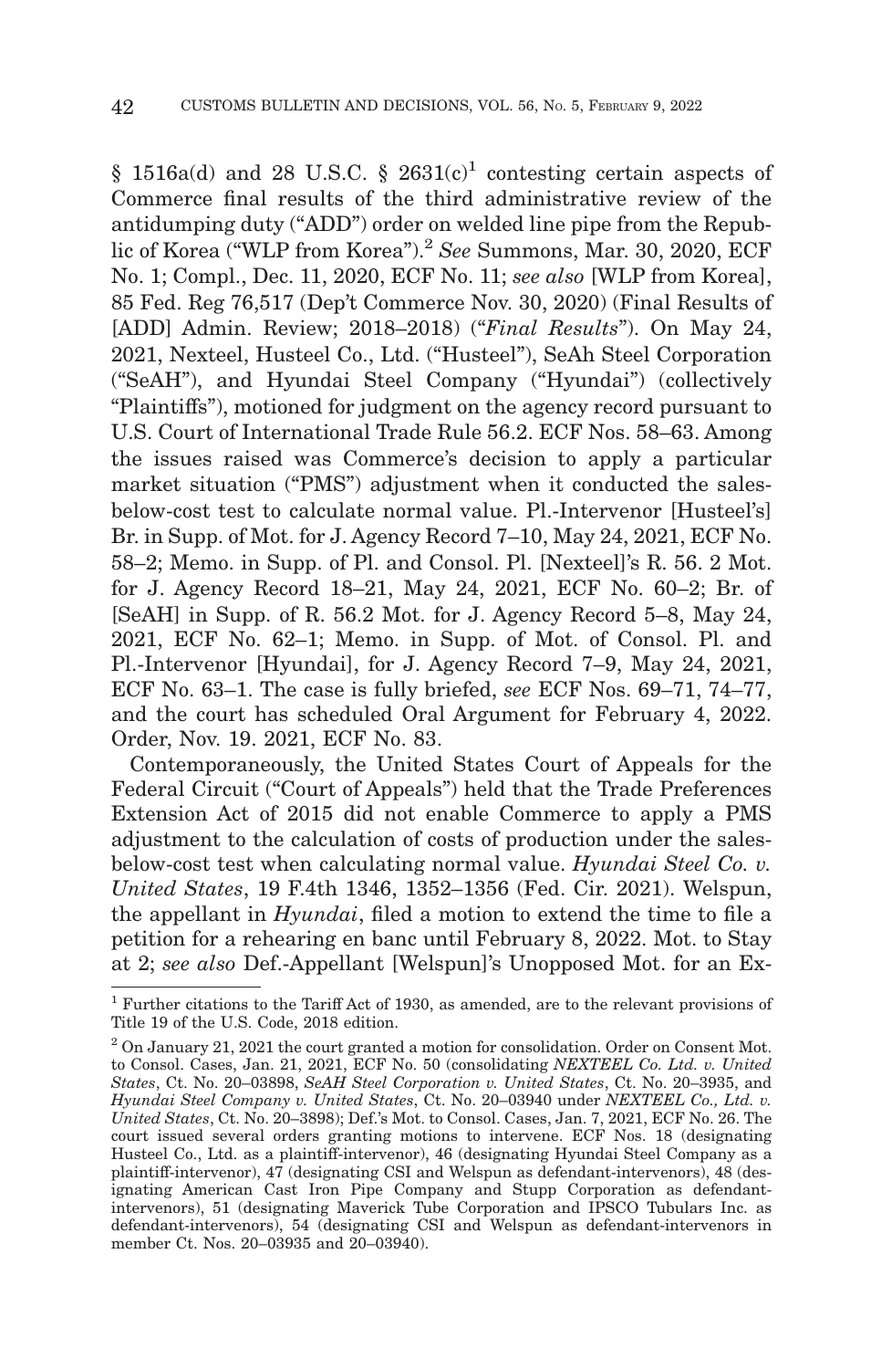§ 1516a(d) and 28 U.S.C. § 2631(c)[1] contesting certain aspects of Commerce final results of the third administrative review of the antidumping duty ("ADD") order on welded line pipe from the Republic of Korea ("WLP from Korea").[2] *See* Summons, Mar. 30, 2020, ECF No. 1; Compl., Dec. 11, 2020, ECF No. 11; *see also* [WLP from Korea], 85 Fed. Reg 76,517 (Dep't Commerce Nov. 30, 2020) (Final Results of [ADD] Admin. Review; 2018–2018) ("*Final Results*"). On May 24, 2021, Nexteel, Husteel Co., Ltd. ("Husteel"), SeAh Steel Corporation ("SeAH"), and Hyundai Steel Company ("Hyundai") (collectively "Plaintiffs"), motioned for judgment on the agency record pursuant to U.S. Court of International Trade Rule 56.2. ECF Nos. 58–63. Among the issues raised was Commerce's decision to apply a particular market situation ("PMS") adjustment when it conducted the sales-below-cost test to calculate normal value. Pl.-Intervenor [Husteel's] Br. in Supp. of Mot. for J. Agency Record 7–10, May 24, 2021, ECF No. 58–2; Memo. in Supp. of Pl. and Consol. Pl. [Nexteel]'s R. 56. 2 Mot. for J. Agency Record 18–21, May 24, 2021, ECF No. 60–2; Br. of [SeAH] in Supp. of R. 56.2 Mot. for J. Agency Record 5–8, May 24, 2021, ECF No. 62–1; Memo. in Supp. of Mot. of Consol. Pl. and Pl.-Intervenor [Hyundai], for J. Agency Record 7–9, May 24, 2021, ECF No. 63–1. The case is fully briefed, *see* ECF Nos. 69–71, 74–77, and the court has scheduled Oral Argument for February 4, 2022. Order, Nov. 19. 2021, ECF No. 83.

Contemporaneously, the United States Court of Appeals for the Federal Circuit ("Court of Appeals") held that the Trade Preferences Extension Act of 2015 did not enable Commerce to apply a PMS adjustment to the calculation of costs of production under the sales-below-cost test when calculating normal value. *Hyundai Steel Co. v. United States*, 19 F.4th 1346, 1352–1356 (Fed. Cir. 2021). Welspun, the appellant in *Hyundai*, filed a motion to extend the time to file a petition for a rehearing en banc until February 8, 2022. Mot. to Stay at 2; *see also* Def.-Appellant [Welspun]'s Unopposed Mot. for an Ex-

---

[1] Further citations to the Tariff Act of 1930, as amended, are to the relevant provisions of Title 19 of the U.S. Code, 2018 edition.

[2] On January 21, 2021 the court granted a motion for consolidation. Order on Consent Mot. to Consol. Cases, Jan. 21, 2021, ECF No. 50 (consolidating *NEXTEEL Co. Ltd. v. United States*, Ct. No. 20–03898, *SeAH Steel Corporation v. United States*, Ct. No. 20–3935, and *Hyundai Steel Company v. United States*, Ct. No. 20–03940 under *NEXTEEL Co., Ltd. v. United States*, Ct. No. 20–3898); Def.'s Mot. to Consol. Cases, Jan. 7, 2021, ECF No. 26. The court issued several orders granting motions to intervene. ECF Nos. 18 (designating Husteel Co., Ltd. as a plaintiff-intervenor), 46 (designating Hyundai Steel Company as a plaintiff-intervenor), 47 (designating CSI and Welspun as defendant-intervenors), 48 (designating American Cast Iron Pipe Company and Stupp Corporation as defendant-intervenors), 51 (designating Maverick Tube Corporation and IPSCO Tubulars Inc. as defendant-intervenors), 54 (designating CSI and Welspun as defendant-intervenors in member Ct. Nos. 20–03935 and 20–03940).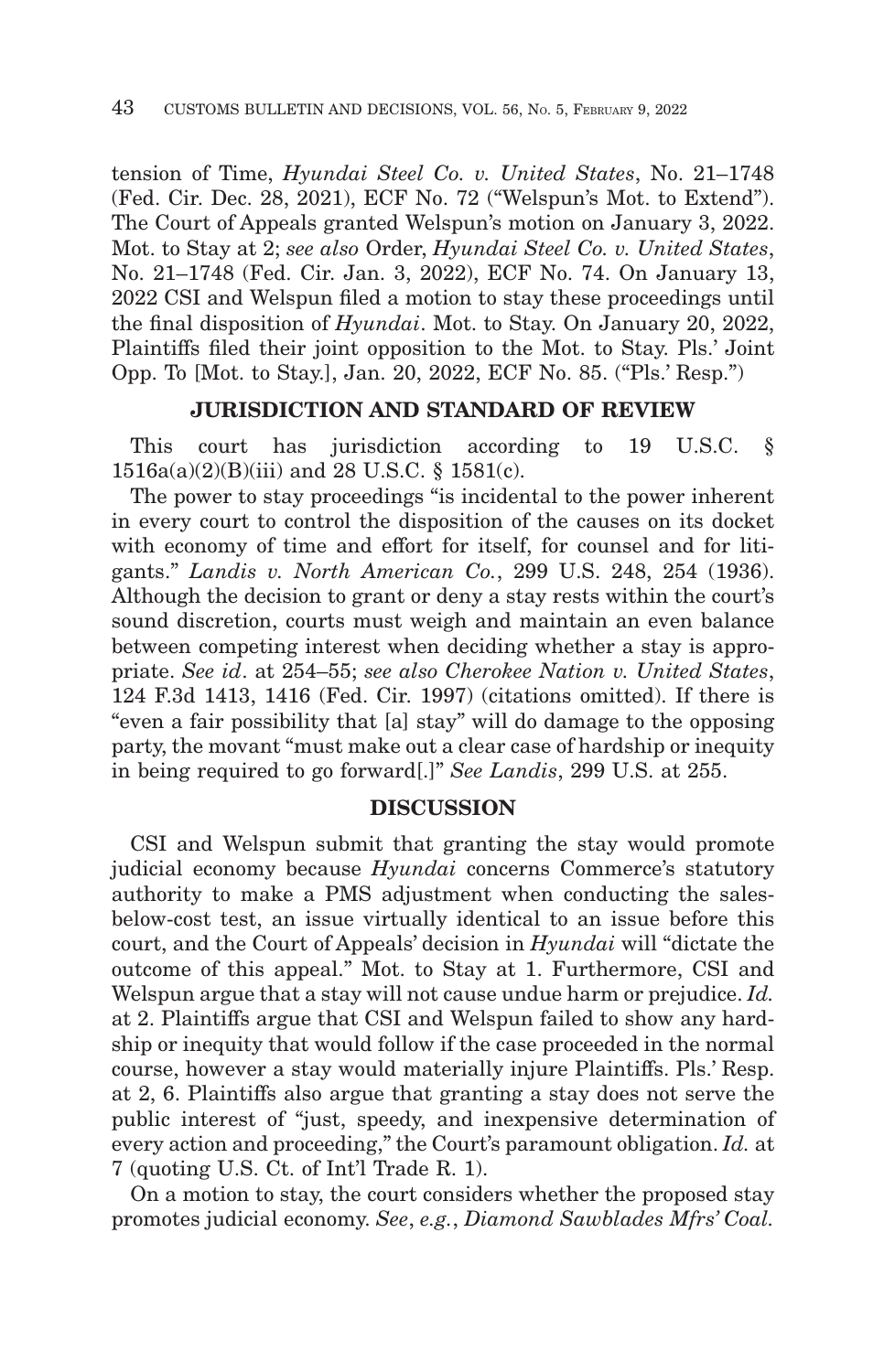tension of Time, *Hyundai Steel Co. v. United States*, No. 21–1748 (Fed. Cir. Dec. 28, 2021), ECF No. 72 ("Welspun's Mot. to Extend"). The Court of Appeals granted Welspun's motion on January 3, 2022. Mot. to Stay at 2; *see also* Order, *Hyundai Steel Co. v. United States*, No. 21–1748 (Fed. Cir. Jan. 3, 2022), ECF No. 74. On January 13, 2022 CSI and Welspun filed a motion to stay these proceedings until the final disposition of *Hyundai*. Mot. to Stay. On January 20, 2022, Plaintiffs filed their joint opposition to the Mot. to Stay. Pls.' Joint Opp. To [Mot. to Stay.], Jan. 20, 2022, ECF No. 85. ("Pls.' Resp.")

## JURISDICTION AND STANDARD OF REVIEW

This court has jurisdiction according to 19 U.S.C. § 1516a(a)(2)(B)(iii) and 28 U.S.C. § 1581(c).

The power to stay proceedings "is incidental to the power inherent in every court to control the disposition of the causes on its docket with economy of time and effort for itself, for counsel and for litigants." *Landis v. North American Co.*, 299 U.S. 248, 254 (1936). Although the decision to grant or deny a stay rests within the court's sound discretion, courts must weigh and maintain an even balance between competing interest when deciding whether a stay is appropriate. *See id*. at 254–55; *see also Cherokee Nation v. United States*, 124 F.3d 1413, 1416 (Fed. Cir. 1997) (citations omitted). If there is "even a fair possibility that [a] stay" will do damage to the opposing party, the movant "must make out a clear case of hardship or inequity in being required to go forward[.]" *See Landis*, 299 U.S. at 255.

## DISCUSSION

CSI and Welspun submit that granting the stay would promote judicial economy because *Hyundai* concerns Commerce's statutory authority to make a PMS adjustment when conducting the sales-below-cost test, an issue virtually identical to an issue before this court, and the Court of Appeals' decision in *Hyundai* will "dictate the outcome of this appeal." Mot. to Stay at 1. Furthermore, CSI and Welspun argue that a stay will not cause undue harm or prejudice. *Id.* at 2. Plaintiffs argue that CSI and Welspun failed to show any hardship or inequity that would follow if the case proceeded in the normal course, however a stay would materially injure Plaintiffs. Pls.' Resp. at 2, 6. Plaintiffs also argue that granting a stay does not serve the public interest of "just, speedy, and inexpensive determination of every action and proceeding," the Court's paramount obligation. *Id.* at 7 (quoting U.S. Ct. of Int'l Trade R. 1).

On a motion to stay, the court considers whether the proposed stay promotes judicial economy. *See*, *e.g.*, *Diamond Sawblades Mfrs' Coal.*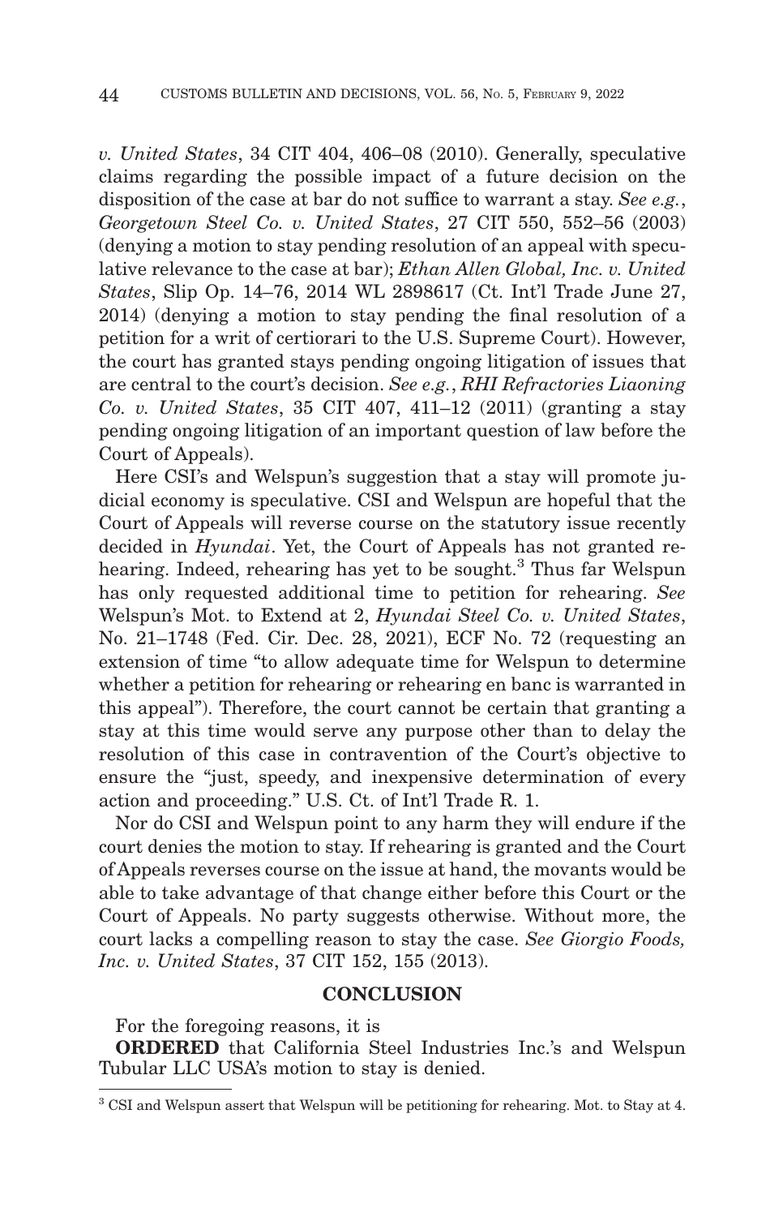*v. United States*, 34 CIT 404, 406–08 (2010). Generally, speculative claims regarding the possible impact of a future decision on the disposition of the case at bar do not suffice to warrant a stay. *See e.g.*, *Georgetown Steel Co. v. United States*, 27 CIT 550, 552–56 (2003) (denying a motion to stay pending resolution of an appeal with speculative relevance to the case at bar); *Ethan Allen Global, Inc. v. United States*, Slip Op. 14–76, 2014 WL 2898617 (Ct. Int'l Trade June 27, 2014) (denying a motion to stay pending the final resolution of a petition for a writ of certiorari to the U.S. Supreme Court). However, the court has granted stays pending ongoing litigation of issues that are central to the court's decision. *See e.g.*, *RHI Refractories Liaoning Co. v. United States*, 35 CIT 407, 411–12 (2011) (granting a stay pending ongoing litigation of an important question of law before the Court of Appeals).

Here CSI's and Welspun's suggestion that a stay will promote judicial economy is speculative. CSI and Welspun are hopeful that the Court of Appeals will reverse course on the statutory issue recently decided in *Hyundai*. Yet, the Court of Appeals has not granted rehearing. Indeed, rehearing has yet to be sought.[3] Thus far Welspun has only requested additional time to petition for rehearing. *See* Welspun's Mot. to Extend at 2, *Hyundai Steel Co. v. United States*, No. 21–1748 (Fed. Cir. Dec. 28, 2021), ECF No. 72 (requesting an extension of time "to allow adequate time for Welspun to determine whether a petition for rehearing or rehearing en banc is warranted in this appeal"). Therefore, the court cannot be certain that granting a stay at this time would serve any purpose other than to delay the resolution of this case in contravention of the Court's objective to ensure the "just, speedy, and inexpensive determination of every action and proceeding." U.S. Ct. of Int'l Trade R. 1.

Nor do CSI and Welspun point to any harm they will endure if the court denies the motion to stay. If rehearing is granted and the Court of Appeals reverses course on the issue at hand, the movants would be able to take advantage of that change either before this Court or the Court of Appeals. No party suggests otherwise. Without more, the court lacks a compelling reason to stay the case. *See Giorgio Foods, Inc. v. United States*, 37 CIT 152, 155 (2013).

## CONCLUSION

For the foregoing reasons, it is

**ORDERED** that California Steel Industries Inc.'s and Welspun Tubular LLC USA's motion to stay is denied.

[3] CSI and Welspun assert that Welspun will be petitioning for rehearing. Mot. to Stay at 4.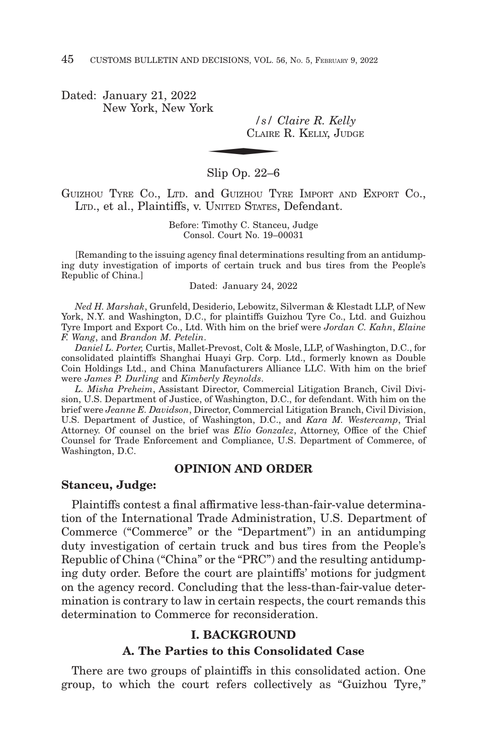Dated: January 21, 2022
New York, New York

*/s/ Claire R. Kelly*
CLAIRE R. KELLY, JUDGE

Slip Op. 22–6

GUIZHOU TYRE CO., LTD. and GUIZHOU TYRE IMPORT AND EXPORT CO., LTD., et al., Plaintiffs, v. UNITED STATES, Defendant.

Before: Timothy C. Stanceu, Judge
Consol. Court No. 19–00031

[Remanding to the issuing agency final determinations resulting from an antidumping duty investigation of imports of certain truck and bus tires from the People's Republic of China.]

Dated: January 24, 2022

*Ned H. Marshak*, Grunfeld, Desiderio, Lebowitz, Silverman & Klestadt LLP, of New York, N.Y. and Washington, D.C., for plaintiffs Guizhou Tyre Co., Ltd. and Guizhou Tyre Import and Export Co., Ltd. With him on the brief were *Jordan C. Kahn*, *Elaine F. Wang*, and *Brandon M. Petelin*.

*Daniel L. Porter,* Curtis, Mallet-Prevost, Colt & Mosle, LLP, of Washington, D.C., for consolidated plaintiffs Shanghai Huayi Grp. Corp. Ltd., formerly known as Double Coin Holdings Ltd., and China Manufacturers Alliance LLC. With him on the brief were *James P. Durling* and *Kimberly Reynolds*.

*L. Misha Preheim*, Assistant Director, Commercial Litigation Branch, Civil Division, U.S. Department of Justice, of Washington, D.C., for defendant. With him on the brief were *Jeanne E. Davidson*, Director, Commercial Litigation Branch, Civil Division, U.S. Department of Justice, of Washington, D.C., and *Kara M. Westercamp*, Trial Attorney. Of counsel on the brief was *Elio Gonzalez*, Attorney, Office of the Chief Counsel for Trade Enforcement and Compliance, U.S. Department of Commerce, of Washington, D.C.

## OPINION AND ORDER

**Stanceu, Judge:**

Plaintiffs contest a final affirmative less-than-fair-value determination of the International Trade Administration, U.S. Department of Commerce ("Commerce" or the "Department") in an antidumping duty investigation of certain truck and bus tires from the People's Republic of China ("China" or the "PRC") and the resulting antidumping duty order. Before the court are plaintiffs' motions for judgment on the agency record. Concluding that the less-than-fair-value determination is contrary to law in certain respects, the court remands this determination to Commerce for reconsideration.

## I. BACKGROUND

### A. The Parties to this Consolidated Case

There are two groups of plaintiffs in this consolidated action. One group, to which the court refers collectively as "Guizhou Tyre,"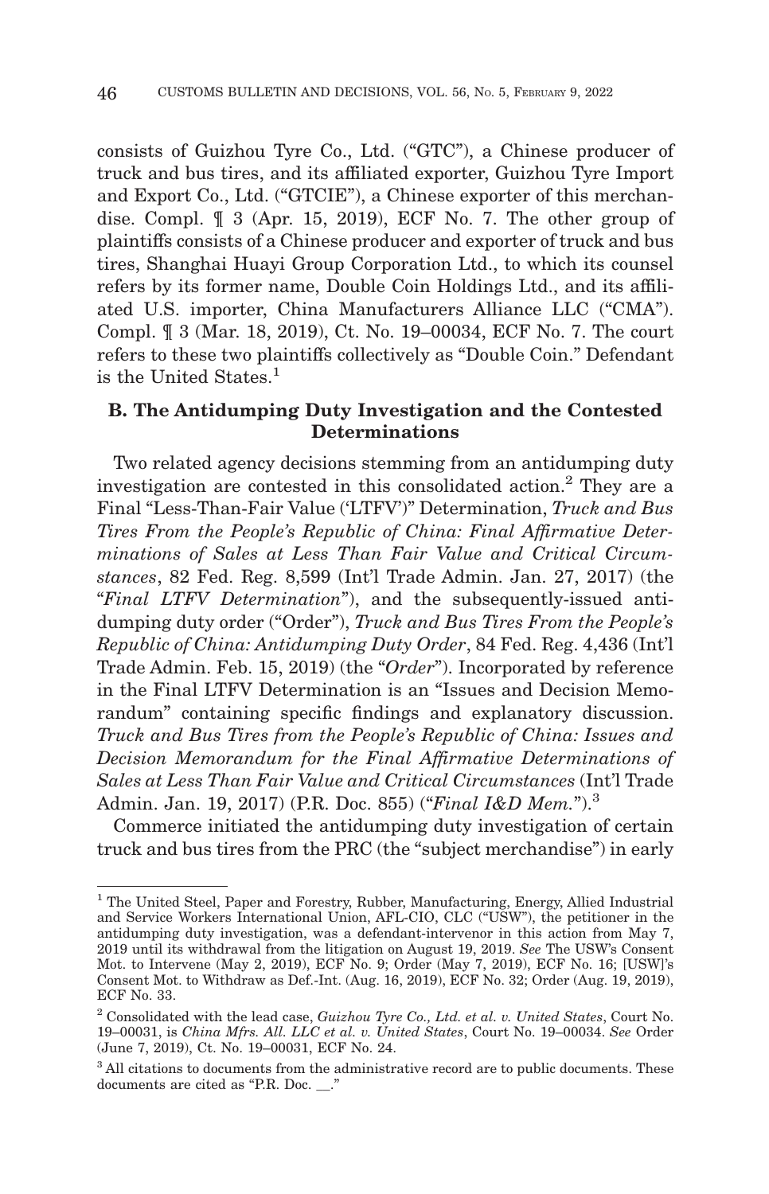consists of Guizhou Tyre Co., Ltd. ("GTC"), a Chinese producer of truck and bus tires, and its affiliated exporter, Guizhou Tyre Import and Export Co., Ltd. ("GTCIE"), a Chinese exporter of this merchandise. Compl. ¶ 3 (Apr. 15, 2019), ECF No. 7. The other group of plaintiffs consists of a Chinese producer and exporter of truck and bus tires, Shanghai Huayi Group Corporation Ltd., to which its counsel refers by its former name, Double Coin Holdings Ltd., and its affiliated U.S. importer, China Manufacturers Alliance LLC ("CMA"). Compl. ¶ 3 (Mar. 18, 2019), Ct. No. 19–00034, ECF No. 7. The court refers to these two plaintiffs collectively as "Double Coin." Defendant is the United States.[1]

### B. The Antidumping Duty Investigation and the Contested Determinations

Two related agency decisions stemming from an antidumping duty investigation are contested in this consolidated action.[2] They are a Final "Less-Than-Fair Value ('LTFV')" Determination, *Truck and Bus Tires From the People's Republic of China: Final Affirmative Determinations of Sales at Less Than Fair Value and Critical Circumstances*, 82 Fed. Reg. 8,599 (Int'l Trade Admin. Jan. 27, 2017) (the "*Final LTFV Determination*"), and the subsequently-issued antidumping duty order ("Order"), *Truck and Bus Tires From the People's Republic of China: Antidumping Duty Order*, 84 Fed. Reg. 4,436 (Int'l Trade Admin. Feb. 15, 2019) (the "*Order*"). Incorporated by reference in the Final LTFV Determination is an "Issues and Decision Memorandum" containing specific findings and explanatory discussion. *Truck and Bus Tires from the People's Republic of China: Issues and Decision Memorandum for the Final Affirmative Determinations of Sales at Less Than Fair Value and Critical Circumstances* (Int'l Trade Admin. Jan. 19, 2017) (P.R. Doc. 855) ("*Final I&D Mem.*").[3]

Commerce initiated the antidumping duty investigation of certain truck and bus tires from the PRC (the "subject merchandise") in early

---

[1] The United Steel, Paper and Forestry, Rubber, Manufacturing, Energy, Allied Industrial and Service Workers International Union, AFL-CIO, CLC ("USW"), the petitioner in the antidumping duty investigation, was a defendant-intervenor in this action from May 7, 2019 until its withdrawal from the litigation on August 19, 2019. *See* The USW's Consent Mot. to Intervene (May 2, 2019), ECF No. 9; Order (May 7, 2019), ECF No. 16; [USW]'s Consent Mot. to Withdraw as Def.-Int. (Aug. 16, 2019), ECF No. 32; Order (Aug. 19, 2019), ECF No. 33.

[2] Consolidated with the lead case, *Guizhou Tyre Co., Ltd. et al. v. United States*, Court No. 19–00031, is *China Mfrs. All. LLC et al. v. United States*, Court No. 19–00034. *See* Order (June 7, 2019), Ct. No. 19–00031, ECF No. 24.

[3] All citations to documents from the administrative record are to public documents. These documents are cited as "P.R. Doc. __."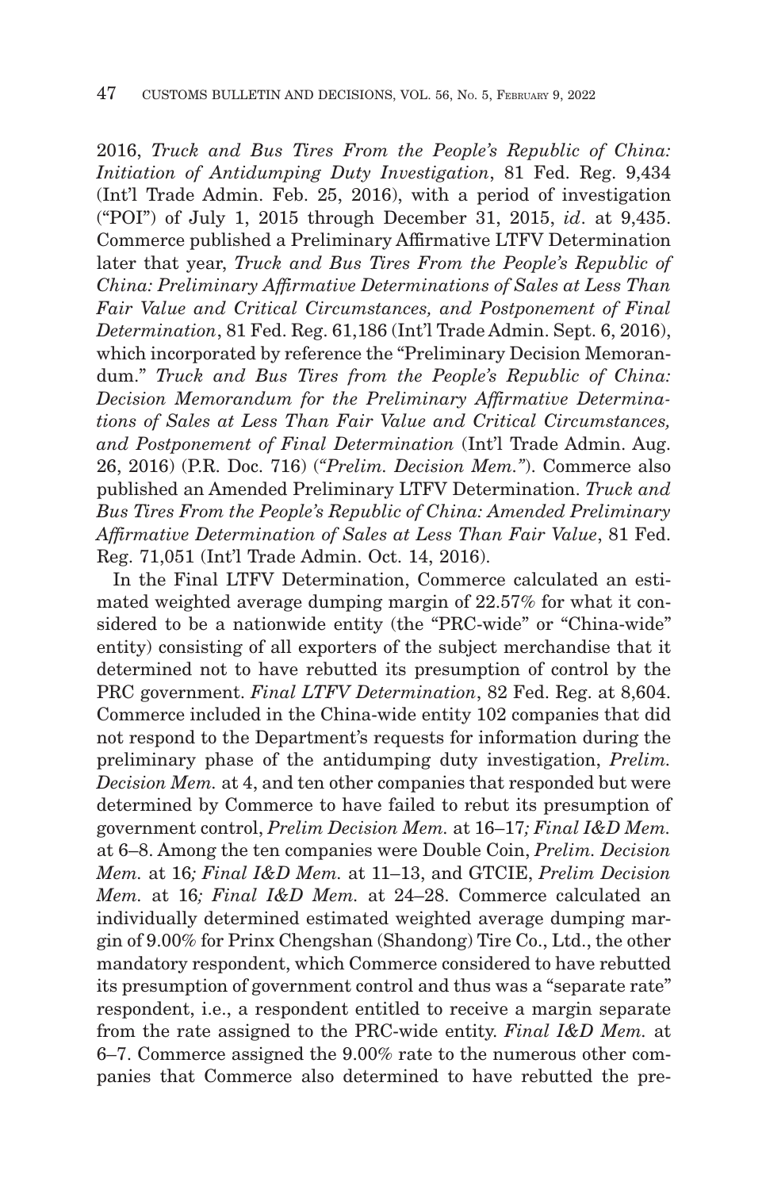2016, *Truck and Bus Tires From the People's Republic of China: Initiation of Antidumping Duty Investigation*, 81 Fed. Reg. 9,434 (Int'l Trade Admin. Feb. 25, 2016), with a period of investigation ("POI") of July 1, 2015 through December 31, 2015, *id*. at 9,435. Commerce published a Preliminary Affirmative LTFV Determination later that year, *Truck and Bus Tires From the People's Republic of China: Preliminary Affirmative Determinations of Sales at Less Than Fair Value and Critical Circumstances, and Postponement of Final Determination*, 81 Fed. Reg. 61,186 (Int'l Trade Admin. Sept. 6, 2016), which incorporated by reference the "Preliminary Decision Memorandum." *Truck and Bus Tires from the People's Republic of China: Decision Memorandum for the Preliminary Affirmative Determinations of Sales at Less Than Fair Value and Critical Circumstances, and Postponement of Final Determination* (Int'l Trade Admin. Aug. 26, 2016) (P.R. Doc. 716) (*"Prelim. Decision Mem."*). Commerce also published an Amended Preliminary LTFV Determination. *Truck and Bus Tires From the People's Republic of China: Amended Preliminary Affirmative Determination of Sales at Less Than Fair Value*, 81 Fed. Reg. 71,051 (Int'l Trade Admin. Oct. 14, 2016).

In the Final LTFV Determination, Commerce calculated an estimated weighted average dumping margin of 22.57% for what it considered to be a nationwide entity (the "PRC-wide" or "China-wide" entity) consisting of all exporters of the subject merchandise that it determined not to have rebutted its presumption of control by the PRC government. *Final LTFV Determination*, 82 Fed. Reg. at 8,604. Commerce included in the China-wide entity 102 companies that did not respond to the Department's requests for information during the preliminary phase of the antidumping duty investigation, *Prelim. Decision Mem.* at 4, and ten other companies that responded but were determined by Commerce to have failed to rebut its presumption of government control, *Prelim Decision Mem.* at 16–17*; Final I&D Mem.* at 6–8. Among the ten companies were Double Coin, *Prelim. Decision Mem.* at 16*; Final I&D Mem.* at 11–13, and GTCIE, *Prelim Decision Mem.* at 16*; Final I&D Mem.* at 24–28. Commerce calculated an individually determined estimated weighted average dumping margin of 9.00% for Prinx Chengshan (Shandong) Tire Co., Ltd., the other mandatory respondent, which Commerce considered to have rebutted its presumption of government control and thus was a "separate rate" respondent, i.e., a respondent entitled to receive a margin separate from the rate assigned to the PRC-wide entity. *Final I&D Mem.* at 6–7. Commerce assigned the 9.00% rate to the numerous other companies that Commerce also determined to have rebutted the pre-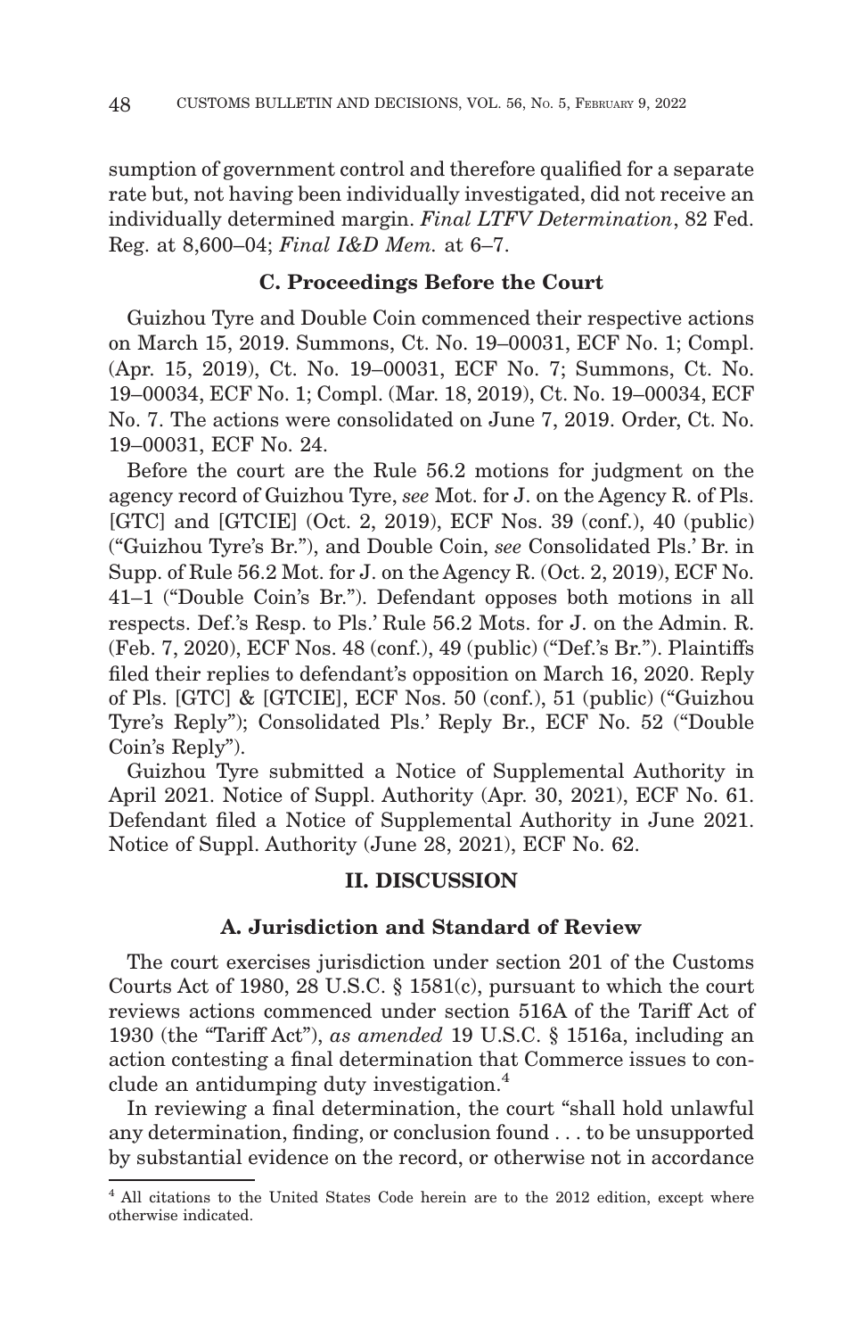sumption of government control and therefore qualified for a separate rate but, not having been individually investigated, did not receive an individually determined margin. *Final LTFV Determination*, 82 Fed. Reg. at 8,600–04; *Final I&D Mem.* at 6–7.

### C. Proceedings Before the Court

Guizhou Tyre and Double Coin commenced their respective actions on March 15, 2019. Summons, Ct. No. 19–00031, ECF No. 1; Compl. (Apr. 15, 2019), Ct. No. 19–00031, ECF No. 7; Summons, Ct. No. 19–00034, ECF No. 1; Compl. (Mar. 18, 2019), Ct. No. 19–00034, ECF No. 7. The actions were consolidated on June 7, 2019. Order, Ct. No. 19–00031, ECF No. 24.

Before the court are the Rule 56.2 motions for judgment on the agency record of Guizhou Tyre, *see* Mot. for J. on the Agency R. of Pls. [GTC] and [GTCIE] (Oct. 2, 2019), ECF Nos. 39 (conf.), 40 (public) ("Guizhou Tyre's Br."), and Double Coin, *see* Consolidated Pls.' Br. in Supp. of Rule 56.2 Mot. for J. on the Agency R. (Oct. 2, 2019), ECF No. 41–1 ("Double Coin's Br."). Defendant opposes both motions in all respects. Def.'s Resp. to Pls.' Rule 56.2 Mots. for J. on the Admin. R. (Feb. 7, 2020), ECF Nos. 48 (conf.), 49 (public) ("Def.'s Br."). Plaintiffs filed their replies to defendant's opposition on March 16, 2020. Reply of Pls. [GTC] & [GTCIE], ECF Nos. 50 (conf.), 51 (public) ("Guizhou Tyre's Reply"); Consolidated Pls.' Reply Br., ECF No. 52 ("Double Coin's Reply").

Guizhou Tyre submitted a Notice of Supplemental Authority in April 2021. Notice of Suppl. Authority (Apr. 30, 2021), ECF No. 61. Defendant filed a Notice of Supplemental Authority in June 2021. Notice of Suppl. Authority (June 28, 2021), ECF No. 62.

## II. DISCUSSION

### A. Jurisdiction and Standard of Review

The court exercises jurisdiction under section 201 of the Customs Courts Act of 1980, 28 U.S.C. § 1581(c), pursuant to which the court reviews actions commenced under section 516A of the Tariff Act of 1930 (the "Tariff Act"), *as amended* 19 U.S.C. § 1516a, including an action contesting a final determination that Commerce issues to conclude an antidumping duty investigation.[4]

In reviewing a final determination, the court "shall hold unlawful any determination, finding, or conclusion found . . . to be unsupported by substantial evidence on the record, or otherwise not in accordance

[4] All citations to the United States Code herein are to the 2012 edition, except where otherwise indicated.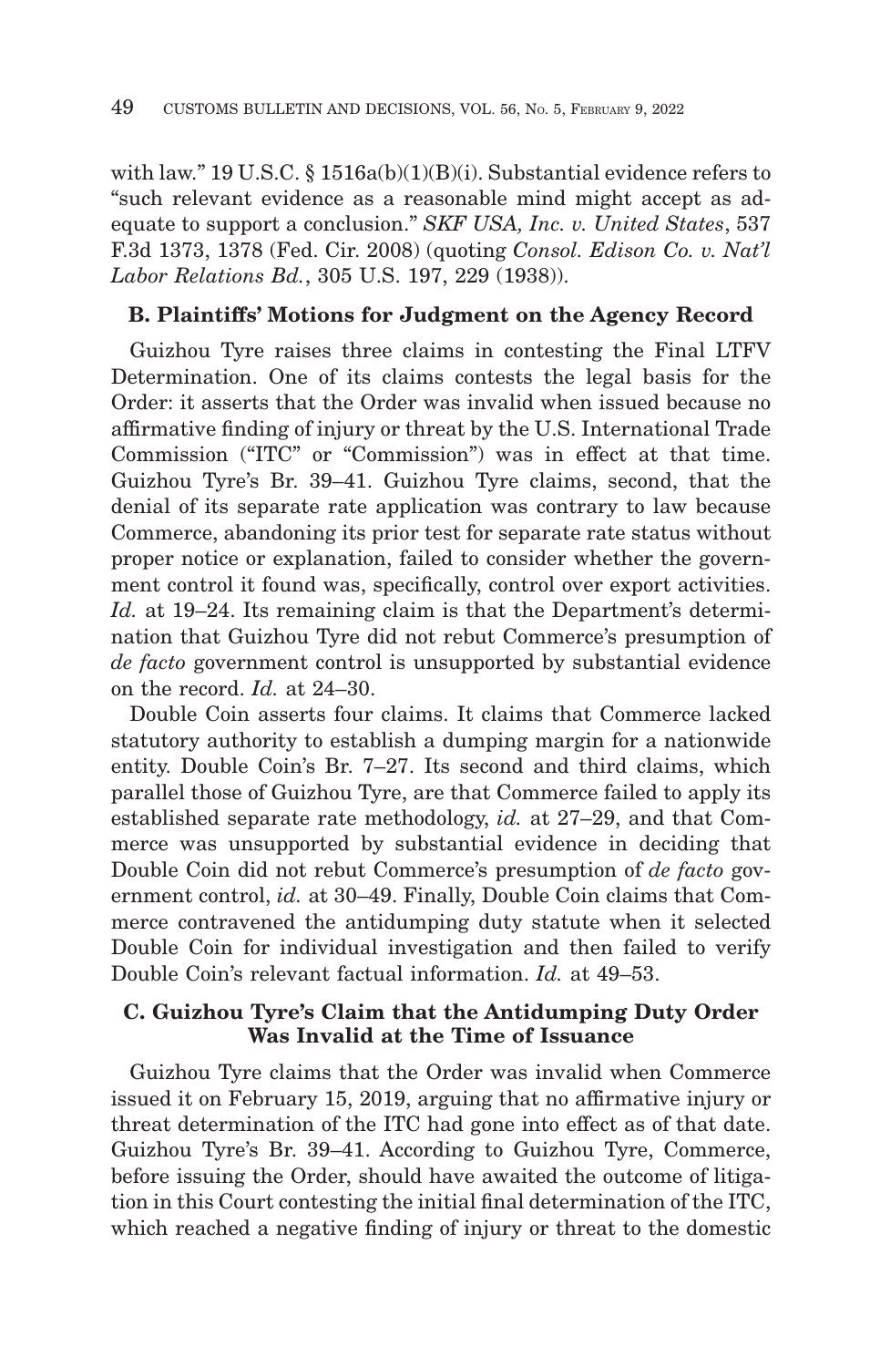with law." 19 U.S.C. § 1516a(b)(1)(B)(i). Substantial evidence refers to "such relevant evidence as a reasonable mind might accept as adequate to support a conclusion." *SKF USA, Inc. v. United States*, 537 F.3d 1373, 1378 (Fed. Cir. 2008) (quoting *Consol. Edison Co. v. Nat'l Labor Relations Bd.*, 305 U.S. 197, 229 (1938)).

### B. Plaintiffs' Motions for Judgment on the Agency Record

Guizhou Tyre raises three claims in contesting the Final LTFV Determination. One of its claims contests the legal basis for the Order: it asserts that the Order was invalid when issued because no affirmative finding of injury or threat by the U.S. International Trade Commission ("ITC" or "Commission") was in effect at that time. Guizhou Tyre's Br. 39–41. Guizhou Tyre claims, second, that the denial of its separate rate application was contrary to law because Commerce, abandoning its prior test for separate rate status without proper notice or explanation, failed to consider whether the government control it found was, specifically, control over export activities. *Id.* at 19–24. Its remaining claim is that the Department's determination that Guizhou Tyre did not rebut Commerce's presumption of *de facto* government control is unsupported by substantial evidence on the record. *Id.* at 24–30.

Double Coin asserts four claims. It claims that Commerce lacked statutory authority to establish a dumping margin for a nationwide entity. Double Coin's Br. 7–27. Its second and third claims, which parallel those of Guizhou Tyre, are that Commerce failed to apply its established separate rate methodology, *id.* at 27–29, and that Commerce was unsupported by substantial evidence in deciding that Double Coin did not rebut Commerce's presumption of *de facto* government control, *id.* at 30–49. Finally, Double Coin claims that Commerce contravened the antidumping duty statute when it selected Double Coin for individual investigation and then failed to verify Double Coin's relevant factual information. *Id.* at 49–53.

### C. Guizhou Tyre's Claim that the Antidumping Duty Order Was Invalid at the Time of Issuance

Guizhou Tyre claims that the Order was invalid when Commerce issued it on February 15, 2019, arguing that no affirmative injury or threat determination of the ITC had gone into effect as of that date. Guizhou Tyre's Br. 39–41. According to Guizhou Tyre, Commerce, before issuing the Order, should have awaited the outcome of litigation in this Court contesting the initial final determination of the ITC, which reached a negative finding of injury or threat to the domestic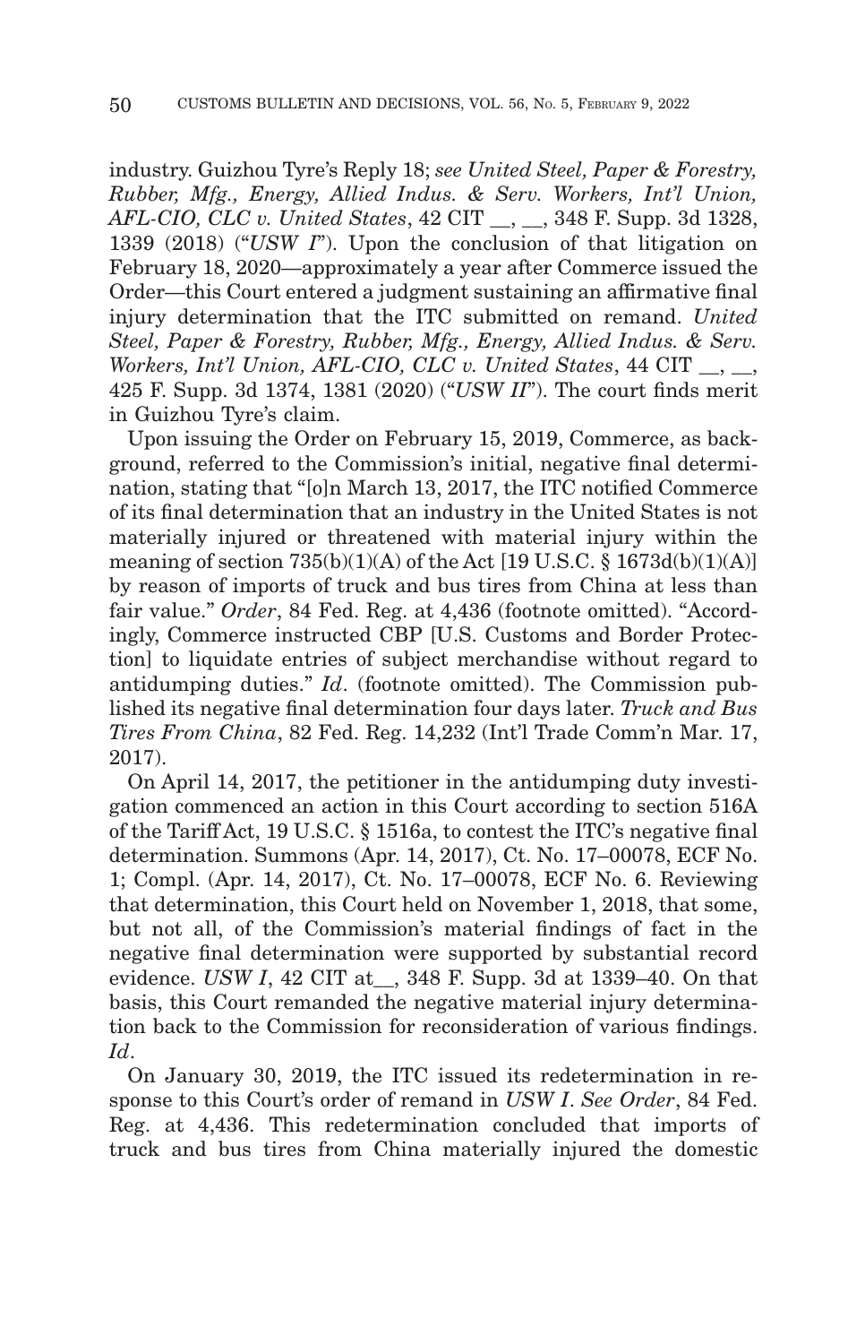industry. Guizhou Tyre's Reply 18; *see United Steel, Paper & Forestry, Rubber, Mfg., Energy, Allied Indus. & Serv. Workers, Int'l Union, AFL-CIO, CLC v. United States*, 42 CIT __, __, 348 F. Supp. 3d 1328, 1339 (2018) ("*USW I*"). Upon the conclusion of that litigation on February 18, 2020—approximately a year after Commerce issued the Order—this Court entered a judgment sustaining an affirmative final injury determination that the ITC submitted on remand. *United Steel, Paper & Forestry, Rubber, Mfg., Energy, Allied Indus. & Serv. Workers, Int'l Union, AFL-CIO, CLC v. United States*, 44 CIT __, __, 425 F. Supp. 3d 1374, 1381 (2020) ("*USW II*"). The court finds merit in Guizhou Tyre's claim.

Upon issuing the Order on February 15, 2019, Commerce, as background, referred to the Commission's initial, negative final determination, stating that "[o]n March 13, 2017, the ITC notified Commerce of its final determination that an industry in the United States is not materially injured or threatened with material injury within the meaning of section 735(b)(1)(A) of the Act [19 U.S.C. § 1673d(b)(1)(A)] by reason of imports of truck and bus tires from China at less than fair value." *Order*, 84 Fed. Reg. at 4,436 (footnote omitted). "Accordingly, Commerce instructed CBP [U.S. Customs and Border Protection] to liquidate entries of subject merchandise without regard to antidumping duties." *Id*. (footnote omitted). The Commission published its negative final determination four days later. *Truck and Bus Tires From China*, 82 Fed. Reg. 14,232 (Int'l Trade Comm'n Mar. 17, 2017).

On April 14, 2017, the petitioner in the antidumping duty investigation commenced an action in this Court according to section 516A of the Tariff Act, 19 U.S.C. § 1516a, to contest the ITC's negative final determination. Summons (Apr. 14, 2017), Ct. No. 17–00078, ECF No. 1; Compl. (Apr. 14, 2017), Ct. No. 17–00078, ECF No. 6. Reviewing that determination, this Court held on November 1, 2018, that some, but not all, of the Commission's material findings of fact in the negative final determination were supported by substantial record evidence. *USW I*, 42 CIT at__, 348 F. Supp. 3d at 1339–40. On that basis, this Court remanded the negative material injury determination back to the Commission for reconsideration of various findings. *Id*.

On January 30, 2019, the ITC issued its redetermination in response to this Court's order of remand in *USW I*. *See Order*, 84 Fed. Reg. at 4,436. This redetermination concluded that imports of truck and bus tires from China materially injured the domestic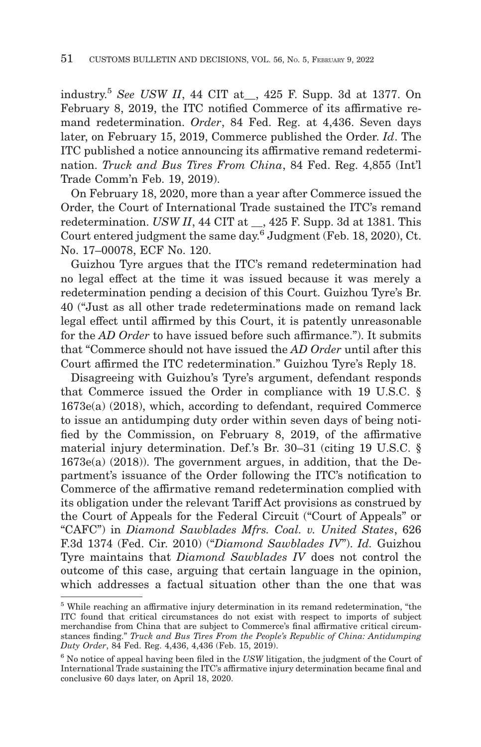industry.[5] *See USW II*, 44 CIT at__, 425 F. Supp. 3d at 1377. On February 8, 2019, the ITC notified Commerce of its affirmative remand redetermination. *Order*, 84 Fed. Reg. at 4,436. Seven days later, on February 15, 2019, Commerce published the Order. *Id*. The ITC published a notice announcing its affirmative remand redetermination. *Truck and Bus Tires From China*, 84 Fed. Reg. 4,855 (Int'l Trade Comm'n Feb. 19, 2019).

On February 18, 2020, more than a year after Commerce issued the Order, the Court of International Trade sustained the ITC's remand redetermination. *USW II*, 44 CIT at __, 425 F. Supp. 3d at 1381. This Court entered judgment the same day.[6] Judgment (Feb. 18, 2020), Ct. No. 17–00078, ECF No. 120.

Guizhou Tyre argues that the ITC's remand redetermination had no legal effect at the time it was issued because it was merely a redetermination pending a decision of this Court. Guizhou Tyre's Br. 40 ("Just as all other trade redeterminations made on remand lack legal effect until affirmed by this Court, it is patently unreasonable for the *AD Order* to have issued before such affirmance."). It submits that "Commerce should not have issued the *AD Order* until after this Court affirmed the ITC redetermination." Guizhou Tyre's Reply 18.

Disagreeing with Guizhou's Tyre's argument, defendant responds that Commerce issued the Order in compliance with 19 U.S.C. § 1673e(a) (2018), which, according to defendant, required Commerce to issue an antidumping duty order within seven days of being notified by the Commission, on February 8, 2019, of the affirmative material injury determination. Def.'s Br. 30–31 (citing 19 U.S.C. § 1673e(a) (2018)). The government argues, in addition, that the Department's issuance of the Order following the ITC's notification to Commerce of the affirmative remand redetermination complied with its obligation under the relevant Tariff Act provisions as construed by the Court of Appeals for the Federal Circuit ("Court of Appeals" or "CAFC") in *Diamond Sawblades Mfrs. Coal. v. United States*, 626 F.3d 1374 (Fed. Cir. 2010) ("*Diamond Sawblades IV*"). *Id.* Guizhou Tyre maintains that *Diamond Sawblades IV* does not control the outcome of this case, arguing that certain language in the opinion, which addresses a factual situation other than the one that was

[5] While reaching an affirmative injury determination in its remand redetermination, "the ITC found that critical circumstances do not exist with respect to imports of subject merchandise from China that are subject to Commerce's final affirmative critical circumstances finding." *Truck and Bus Tires From the People's Republic of China: Antidumping Duty Order*, 84 Fed. Reg. 4,436, 4,436 (Feb. 15, 2019).

[6] No notice of appeal having been filed in the *USW* litigation, the judgment of the Court of International Trade sustaining the ITC's affirmative injury determination became final and conclusive 60 days later, on April 18, 2020.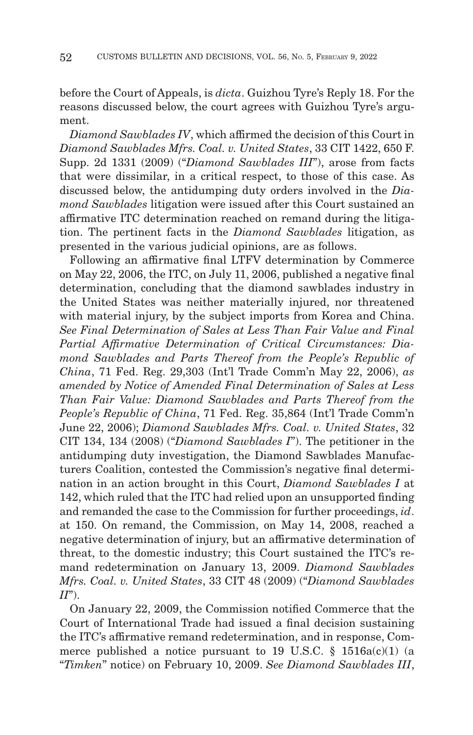before the Court of Appeals, is *dicta*. Guizhou Tyre's Reply 18. For the reasons discussed below, the court agrees with Guizhou Tyre's argument.

*Diamond Sawblades IV*, which affirmed the decision of this Court in *Diamond Sawblades Mfrs. Coal. v. United States*, 33 CIT 1422, 650 F. Supp. 2d 1331 (2009) ("*Diamond Sawblades III*"), arose from facts that were dissimilar, in a critical respect, to those of this case. As discussed below, the antidumping duty orders involved in the *Diamond Sawblades* litigation were issued after this Court sustained an affirmative ITC determination reached on remand during the litigation. The pertinent facts in the *Diamond Sawblades* litigation, as presented in the various judicial opinions, are as follows.

Following an affirmative final LTFV determination by Commerce on May 22, 2006, the ITC, on July 11, 2006, published a negative final determination, concluding that the diamond sawblades industry in the United States was neither materially injured, nor threatened with material injury, by the subject imports from Korea and China. *See Final Determination of Sales at Less Than Fair Value and Final Partial Affirmative Determination of Critical Circumstances: Diamond Sawblades and Parts Thereof from the People's Republic of China*, 71 Fed. Reg. 29,303 (Int'l Trade Comm'n May 22, 2006), *as amended by Notice of Amended Final Determination of Sales at Less Than Fair Value: Diamond Sawblades and Parts Thereof from the People's Republic of China*, 71 Fed. Reg. 35,864 (Int'l Trade Comm'n June 22, 2006); *Diamond Sawblades Mfrs. Coal. v. United States*, 32 CIT 134, 134 (2008) ("*Diamond Sawblades I*"). The petitioner in the antidumping duty investigation, the Diamond Sawblades Manufacturers Coalition, contested the Commission's negative final determination in an action brought in this Court, *Diamond Sawblades I* at 142, which ruled that the ITC had relied upon an unsupported finding and remanded the case to the Commission for further proceedings, *id*. at 150. On remand, the Commission, on May 14, 2008, reached a negative determination of injury, but an affirmative determination of threat, to the domestic industry; this Court sustained the ITC's remand redetermination on January 13, 2009. *Diamond Sawblades Mfrs. Coal. v. United States*, 33 CIT 48 (2009) ("*Diamond Sawblades II*").

On January 22, 2009, the Commission notified Commerce that the Court of International Trade had issued a final decision sustaining the ITC's affirmative remand redetermination, and in response, Commerce published a notice pursuant to 19 U.S.C. § 1516a(c)(1) (a "*Timken*" notice) on February 10, 2009. *See Diamond Sawblades III*,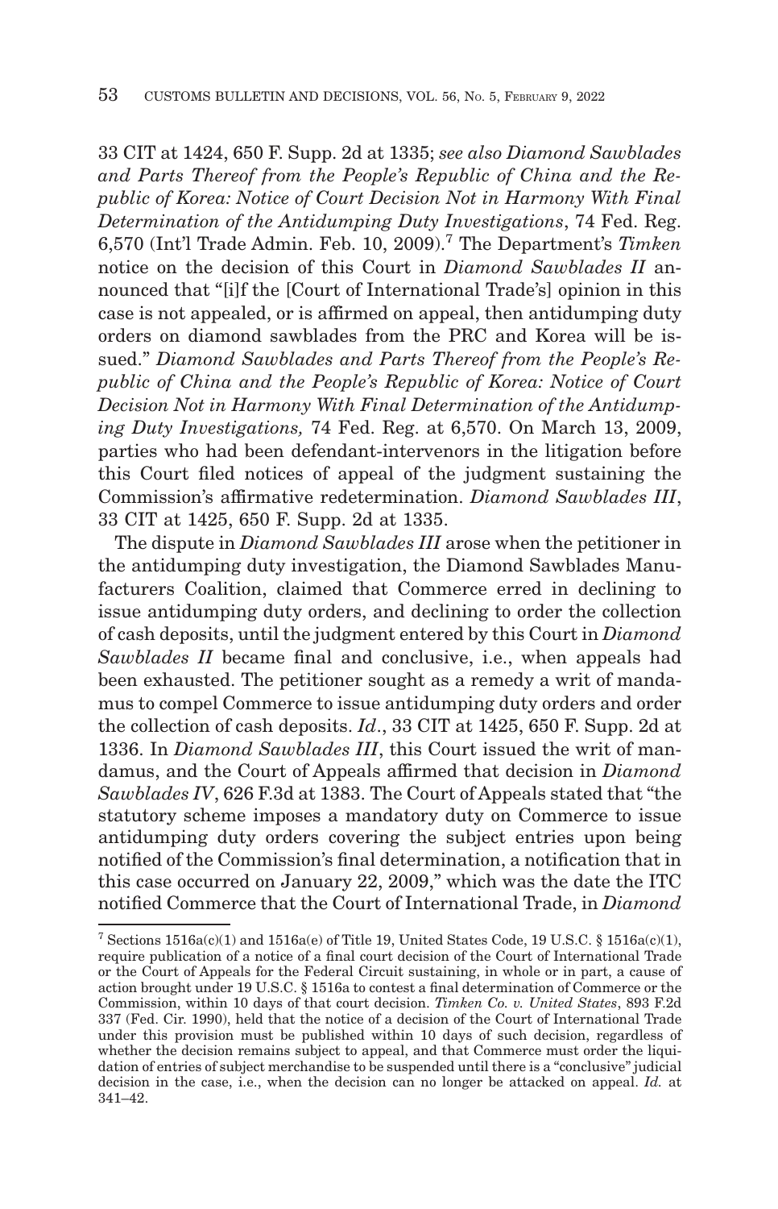33 CIT at 1424, 650 F. Supp. 2d at 1335; *see also Diamond Sawblades and Parts Thereof from the People's Republic of China and the Republic of Korea: Notice of Court Decision Not in Harmony With Final Determination of the Antidumping Duty Investigations*, 74 Fed. Reg. 6,570 (Int'l Trade Admin. Feb. 10, 2009).[7] The Department's *Timken* notice on the decision of this Court in *Diamond Sawblades II* announced that "[i]f the [Court of International Trade's] opinion in this case is not appealed, or is affirmed on appeal, then antidumping duty orders on diamond sawblades from the PRC and Korea will be issued." *Diamond Sawblades and Parts Thereof from the People's Republic of China and the People's Republic of Korea: Notice of Court Decision Not in Harmony With Final Determination of the Antidumping Duty Investigations,* 74 Fed. Reg. at 6,570. On March 13, 2009, parties who had been defendant-intervenors in the litigation before this Court filed notices of appeal of the judgment sustaining the Commission's affirmative redetermination. *Diamond Sawblades III*, 33 CIT at 1425, 650 F. Supp. 2d at 1335.

The dispute in *Diamond Sawblades III* arose when the petitioner in the antidumping duty investigation, the Diamond Sawblades Manufacturers Coalition, claimed that Commerce erred in declining to issue antidumping duty orders, and declining to order the collection of cash deposits, until the judgment entered by this Court in *Diamond Sawblades II* became final and conclusive, i.e., when appeals had been exhausted. The petitioner sought as a remedy a writ of mandamus to compel Commerce to issue antidumping duty orders and order the collection of cash deposits. *Id*., 33 CIT at 1425, 650 F. Supp. 2d at 1336. In *Diamond Sawblades III*, this Court issued the writ of mandamus, and the Court of Appeals affirmed that decision in *Diamond Sawblades IV*, 626 F.3d at 1383. The Court of Appeals stated that "the statutory scheme imposes a mandatory duty on Commerce to issue antidumping duty orders covering the subject entries upon being notified of the Commission's final determination, a notification that in this case occurred on January 22, 2009," which was the date the ITC notified Commerce that the Court of International Trade, in *Diamond*

---

[7] Sections 1516a(c)(1) and 1516a(e) of Title 19, United States Code, 19 U.S.C. § 1516a(c)(1), require publication of a notice of a final court decision of the Court of International Trade or the Court of Appeals for the Federal Circuit sustaining, in whole or in part, a cause of action brought under 19 U.S.C. § 1516a to contest a final determination of Commerce or the Commission, within 10 days of that court decision. *Timken Co. v. United States*, 893 F.2d 337 (Fed. Cir. 1990), held that the notice of a decision of the Court of International Trade under this provision must be published within 10 days of such decision, regardless of whether the decision remains subject to appeal, and that Commerce must order the liquidation of entries of subject merchandise to be suspended until there is a "conclusive" judicial decision in the case, i.e., when the decision can no longer be attacked on appeal. *Id.* at 341–42.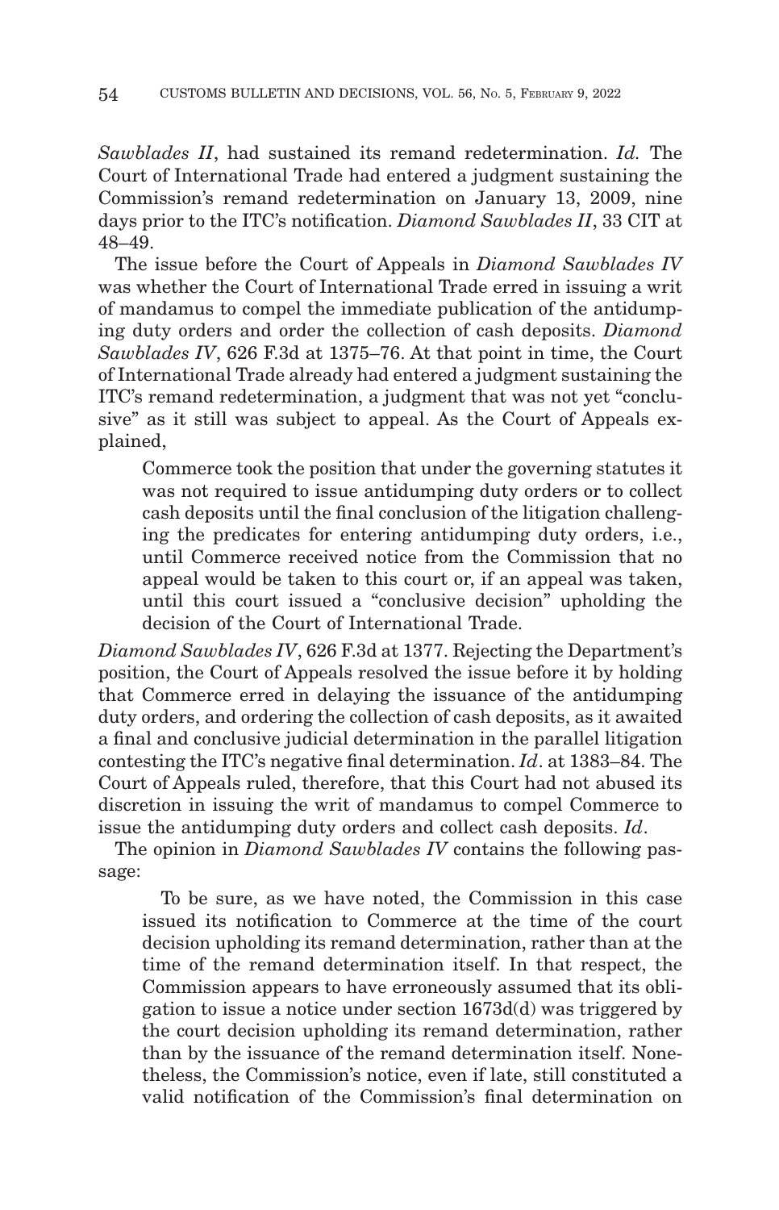*Sawblades II*, had sustained its remand redetermination. *Id.* The Court of International Trade had entered a judgment sustaining the Commission's remand redetermination on January 13, 2009, nine days prior to the ITC's notification. *Diamond Sawblades II*, 33 CIT at 48–49.

The issue before the Court of Appeals in *Diamond Sawblades IV* was whether the Court of International Trade erred in issuing a writ of mandamus to compel the immediate publication of the antidumping duty orders and order the collection of cash deposits. *Diamond Sawblades IV*, 626 F.3d at 1375–76. At that point in time, the Court of International Trade already had entered a judgment sustaining the ITC's remand redetermination, a judgment that was not yet "conclusive" as it still was subject to appeal. As the Court of Appeals explained,

> Commerce took the position that under the governing statutes it was not required to issue antidumping duty orders or to collect cash deposits until the final conclusion of the litigation challenging the predicates for entering antidumping duty orders, i.e., until Commerce received notice from the Commission that no appeal would be taken to this court or, if an appeal was taken, until this court issued a "conclusive decision" upholding the decision of the Court of International Trade.

*Diamond Sawblades IV*, 626 F.3d at 1377. Rejecting the Department's position, the Court of Appeals resolved the issue before it by holding that Commerce erred in delaying the issuance of the antidumping duty orders, and ordering the collection of cash deposits, as it awaited a final and conclusive judicial determination in the parallel litigation contesting the ITC's negative final determination. *Id*. at 1383–84. The Court of Appeals ruled, therefore, that this Court had not abused its discretion in issuing the writ of mandamus to compel Commerce to issue the antidumping duty orders and collect cash deposits. *Id*.

The opinion in *Diamond Sawblades IV* contains the following passage:

> To be sure, as we have noted, the Commission in this case issued its notification to Commerce at the time of the court decision upholding its remand determination, rather than at the time of the remand determination itself. In that respect, the Commission appears to have erroneously assumed that its obligation to issue a notice under section 1673d(d) was triggered by the court decision upholding its remand determination, rather than by the issuance of the remand determination itself. Nonetheless, the Commission's notice, even if late, still constituted a valid notification of the Commission's final determination on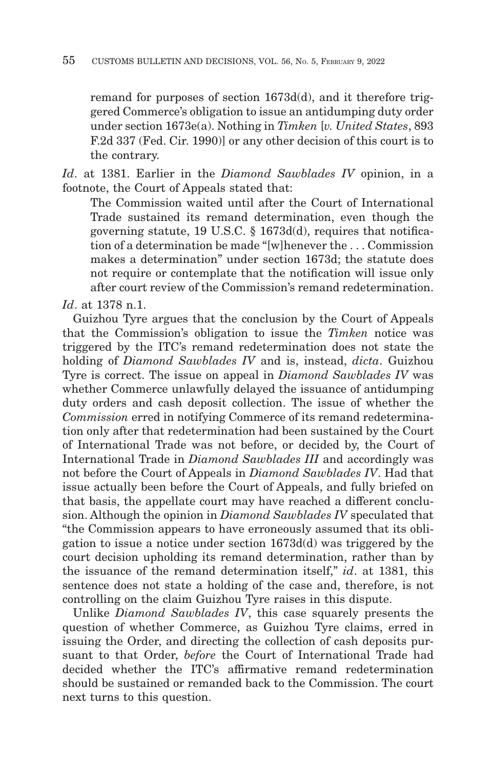remand for purposes of section 1673d(d), and it therefore triggered Commerce's obligation to issue an antidumping duty order under section 1673e(a). Nothing in *Timken* [*v. United States*, 893 F.2d 337 (Fed. Cir. 1990)] or any other decision of this court is to the contrary.

*Id*. at 1381. Earlier in the *Diamond Sawblades IV* opinion, in a footnote, the Court of Appeals stated that:

> The Commission waited until after the Court of International Trade sustained its remand determination, even though the governing statute, 19 U.S.C. § 1673d(d), requires that notification of a determination be made "[w]henever the . . . Commission makes a determination" under section 1673d; the statute does not require or contemplate that the notification will issue only after court review of the Commission's remand redetermination.

*Id*. at 1378 n.1.

Guizhou Tyre argues that the conclusion by the Court of Appeals that the Commission's obligation to issue the *Timken* notice was triggered by the ITC's remand redetermination does not state the holding of *Diamond Sawblades IV* and is, instead, *dicta*. Guizhou Tyre is correct. The issue on appeal in *Diamond Sawblades IV* was whether Commerce unlawfully delayed the issuance of antidumping duty orders and cash deposit collection. The issue of whether the *Commission* erred in notifying Commerce of its remand redetermination only after that redetermination had been sustained by the Court of International Trade was not before, or decided by, the Court of International Trade in *Diamond Sawblades III* and accordingly was not before the Court of Appeals in *Diamond Sawblades IV*. Had that issue actually been before the Court of Appeals, and fully briefed on that basis, the appellate court may have reached a different conclusion. Although the opinion in *Diamond Sawblades IV* speculated that "the Commission appears to have erroneously assumed that its obligation to issue a notice under section 1673d(d) was triggered by the court decision upholding its remand determination, rather than by the issuance of the remand determination itself," *id*. at 1381, this sentence does not state a holding of the case and, therefore, is not controlling on the claim Guizhou Tyre raises in this dispute.

Unlike *Diamond Sawblades IV*, this case squarely presents the question of whether Commerce, as Guizhou Tyre claims, erred in issuing the Order, and directing the collection of cash deposits pursuant to that Order, *before* the Court of International Trade had decided whether the ITC's affirmative remand redetermination should be sustained or remanded back to the Commission. The court next turns to this question.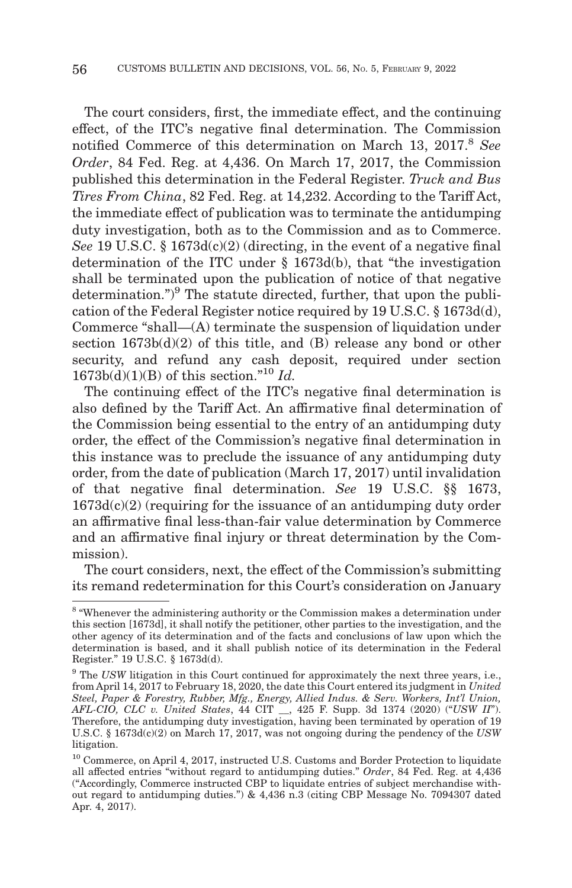The court considers, first, the immediate effect, and the continuing effect, of the ITC's negative final determination. The Commission notified Commerce of this determination on March 13, 2017.[8] *See Order*, 84 Fed. Reg. at 4,436. On March 17, 2017, the Commission published this determination in the Federal Register. *Truck and Bus Tires From China*, 82 Fed. Reg. at 14,232. According to the Tariff Act, the immediate effect of publication was to terminate the antidumping duty investigation, both as to the Commission and as to Commerce. *See* 19 U.S.C. § 1673d(c)(2) (directing, in the event of a negative final determination of the ITC under § 1673d(b), that "the investigation shall be terminated upon the publication of notice of that negative determination.")[9] The statute directed, further, that upon the publication of the Federal Register notice required by 19 U.S.C. § 1673d(d), Commerce "shall—(A) terminate the suspension of liquidation under section 1673b(d)(2) of this title, and (B) release any bond or other security, and refund any cash deposit, required under section 1673b(d)(1)(B) of this section."[10] *Id.*

The continuing effect of the ITC's negative final determination is also defined by the Tariff Act. An affirmative final determination of the Commission being essential to the entry of an antidumping duty order, the effect of the Commission's negative final determination in this instance was to preclude the issuance of any antidumping duty order, from the date of publication (March 17, 2017) until invalidation of that negative final determination. *See* 19 U.S.C. §§ 1673, 1673d(c)(2) (requiring for the issuance of an antidumping duty order an affirmative final less-than-fair value determination by Commerce and an affirmative final injury or threat determination by the Commission).

The court considers, next, the effect of the Commission's submitting its remand redetermination for this Court's consideration on January

---

[8] "Whenever the administering authority or the Commission makes a determination under this section [1673d], it shall notify the petitioner, other parties to the investigation, and the other agency of its determination and of the facts and conclusions of law upon which the determination is based, and it shall publish notice of its determination in the Federal Register." 19 U.S.C. § 1673d(d).

[9] The *USW* litigation in this Court continued for approximately the next three years, i.e., from April 14, 2017 to February 18, 2020, the date this Court entered its judgment in *United Steel, Paper & Forestry, Rubber, Mfg., Energy, Allied Indus. & Serv. Workers, Int'l Union, AFL-CIO, CLC v. United States*, 44 CIT __, 425 F. Supp. 3d 1374 (2020) ("*USW II*"). Therefore, the antidumping duty investigation, having been terminated by operation of 19 U.S.C. § 1673d(c)(2) on March 17, 2017, was not ongoing during the pendency of the *USW* litigation.

[10] Commerce, on April 4, 2017, instructed U.S. Customs and Border Protection to liquidate all affected entries "without regard to antidumping duties." *Order*, 84 Fed. Reg. at 4,436 ("Accordingly, Commerce instructed CBP to liquidate entries of subject merchandise without regard to antidumping duties.") & 4,436 n.3 (citing CBP Message No. 7094307 dated Apr. 4, 2017).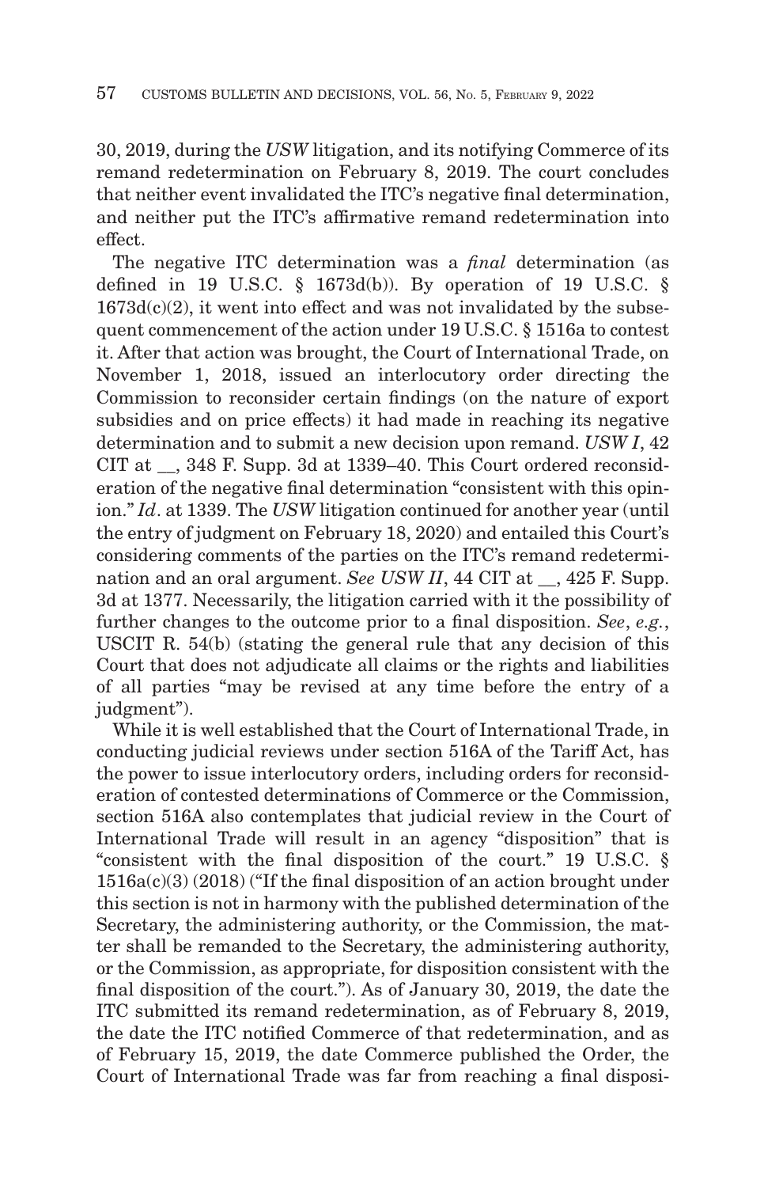30, 2019, during the *USW* litigation, and its notifying Commerce of its remand redetermination on February 8, 2019. The court concludes that neither event invalidated the ITC's negative final determination, and neither put the ITC's affirmative remand redetermination into effect.

The negative ITC determination was a *final* determination (as defined in 19 U.S.C. § 1673d(b)). By operation of 19 U.S.C. § 1673d(c)(2), it went into effect and was not invalidated by the subsequent commencement of the action under 19 U.S.C. § 1516a to contest it. After that action was brought, the Court of International Trade, on November 1, 2018, issued an interlocutory order directing the Commission to reconsider certain findings (on the nature of export subsidies and on price effects) it had made in reaching its negative determination and to submit a new decision upon remand. *USW I*, 42 CIT at __, 348 F. Supp. 3d at 1339–40. This Court ordered reconsideration of the negative final determination "consistent with this opinion." *Id*. at 1339. The *USW* litigation continued for another year (until the entry of judgment on February 18, 2020) and entailed this Court's considering comments of the parties on the ITC's remand redetermination and an oral argument. *See USW II*, 44 CIT at __, 425 F. Supp. 3d at 1377. Necessarily, the litigation carried with it the possibility of further changes to the outcome prior to a final disposition. *See*, *e.g.*, USCIT R. 54(b) (stating the general rule that any decision of this Court that does not adjudicate all claims or the rights and liabilities of all parties "may be revised at any time before the entry of a judgment").

While it is well established that the Court of International Trade, in conducting judicial reviews under section 516A of the Tariff Act, has the power to issue interlocutory orders, including orders for reconsideration of contested determinations of Commerce or the Commission, section 516A also contemplates that judicial review in the Court of International Trade will result in an agency "disposition" that is "consistent with the final disposition of the court." 19 U.S.C. § 1516a(c)(3) (2018) ("If the final disposition of an action brought under this section is not in harmony with the published determination of the Secretary, the administering authority, or the Commission, the matter shall be remanded to the Secretary, the administering authority, or the Commission, as appropriate, for disposition consistent with the final disposition of the court."). As of January 30, 2019, the date the ITC submitted its remand redetermination, as of February 8, 2019, the date the ITC notified Commerce of that redetermination, and as of February 15, 2019, the date Commerce published the Order, the Court of International Trade was far from reaching a final disposi-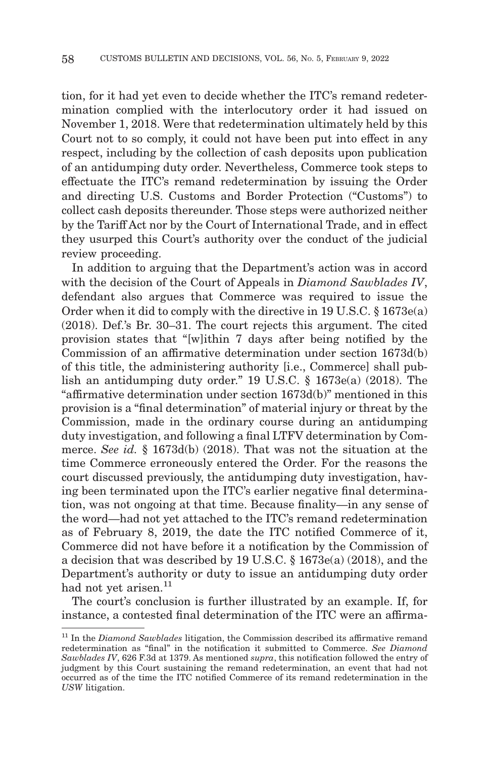tion, for it had yet even to decide whether the ITC's remand redetermination complied with the interlocutory order it had issued on November 1, 2018. Were that redetermination ultimately held by this Court not to so comply, it could not have been put into effect in any respect, including by the collection of cash deposits upon publication of an antidumping duty order. Nevertheless, Commerce took steps to effectuate the ITC's remand redetermination by issuing the Order and directing U.S. Customs and Border Protection ("Customs") to collect cash deposits thereunder. Those steps were authorized neither by the Tariff Act nor by the Court of International Trade, and in effect they usurped this Court's authority over the conduct of the judicial review proceeding.

In addition to arguing that the Department's action was in accord with the decision of the Court of Appeals in *Diamond Sawblades IV*, defendant also argues that Commerce was required to issue the Order when it did to comply with the directive in 19 U.S.C. § 1673e(a) (2018). Def.'s Br. 30–31. The court rejects this argument. The cited provision states that "[w]ithin 7 days after being notified by the Commission of an affirmative determination under section 1673d(b) of this title, the administering authority [i.e., Commerce] shall publish an antidumping duty order." 19 U.S.C. § 1673e(a) (2018). The "affirmative determination under section 1673d(b)" mentioned in this provision is a "final determination" of material injury or threat by the Commission, made in the ordinary course during an antidumping duty investigation, and following a final LTFV determination by Commerce. *See id.* § 1673d(b) (2018). That was not the situation at the time Commerce erroneously entered the Order. For the reasons the court discussed previously, the antidumping duty investigation, having been terminated upon the ITC's earlier negative final determination, was not ongoing at that time. Because finality—in any sense of the word—had not yet attached to the ITC's remand redetermination as of February 8, 2019, the date the ITC notified Commerce of it, Commerce did not have before it a notification by the Commission of a decision that was described by 19 U.S.C. § 1673e(a) (2018), and the Department's authority or duty to issue an antidumping duty order had not yet arisen.[11]

The court's conclusion is further illustrated by an example. If, for instance, a contested final determination of the ITC were an affirma-

[11] In the *Diamond Sawblades* litigation, the Commission described its affirmative remand redetermination as "final" in the notification it submitted to Commerce. *See Diamond Sawblades IV*, 626 F.3d at 1379. As mentioned *supra*, this notification followed the entry of judgment by this Court sustaining the remand redetermination, an event that had not occurred as of the time the ITC notified Commerce of its remand redetermination in the *USW* litigation.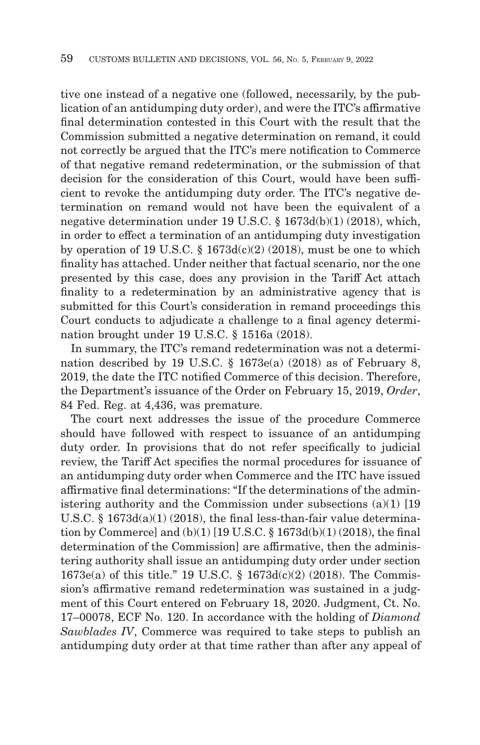tive one instead of a negative one (followed, necessarily, by the publication of an antidumping duty order), and were the ITC's affirmative final determination contested in this Court with the result that the Commission submitted a negative determination on remand, it could not correctly be argued that the ITC's mere notification to Commerce of that negative remand redetermination, or the submission of that decision for the consideration of this Court, would have been sufficient to revoke the antidumping duty order. The ITC's negative determination on remand would not have been the equivalent of a negative determination under 19 U.S.C. § 1673d(b)(1) (2018), which, in order to effect a termination of an antidumping duty investigation by operation of 19 U.S.C. § 1673d(c)(2) (2018), must be one to which finality has attached. Under neither that factual scenario, nor the one presented by this case, does any provision in the Tariff Act attach finality to a redetermination by an administrative agency that is submitted for this Court's consideration in remand proceedings this Court conducts to adjudicate a challenge to a final agency determination brought under 19 U.S.C. § 1516a (2018).

In summary, the ITC's remand redetermination was not a determination described by 19 U.S.C. § 1673e(a) (2018) as of February 8, 2019, the date the ITC notified Commerce of this decision. Therefore, the Department's issuance of the Order on February 15, 2019, *Order*, 84 Fed. Reg. at 4,436, was premature.

The court next addresses the issue of the procedure Commerce should have followed with respect to issuance of an antidumping duty order. In provisions that do not refer specifically to judicial review, the Tariff Act specifies the normal procedures for issuance of an antidumping duty order when Commerce and the ITC have issued affirmative final determinations: "If the determinations of the administering authority and the Commission under subsections (a)(1) [19 U.S.C. § 1673d(a)(1) (2018), the final less-than-fair value determination by Commerce] and (b)(1) [19 U.S.C. § 1673d(b)(1) (2018), the final determination of the Commission] are affirmative, then the administering authority shall issue an antidumping duty order under section 1673e(a) of this title." 19 U.S.C. § 1673d(c)(2) (2018). The Commission's affirmative remand redetermination was sustained in a judgment of this Court entered on February 18, 2020. Judgment, Ct. No. 17–00078, ECF No. 120. In accordance with the holding of *Diamond Sawblades IV*, Commerce was required to take steps to publish an antidumping duty order at that time rather than after any appeal of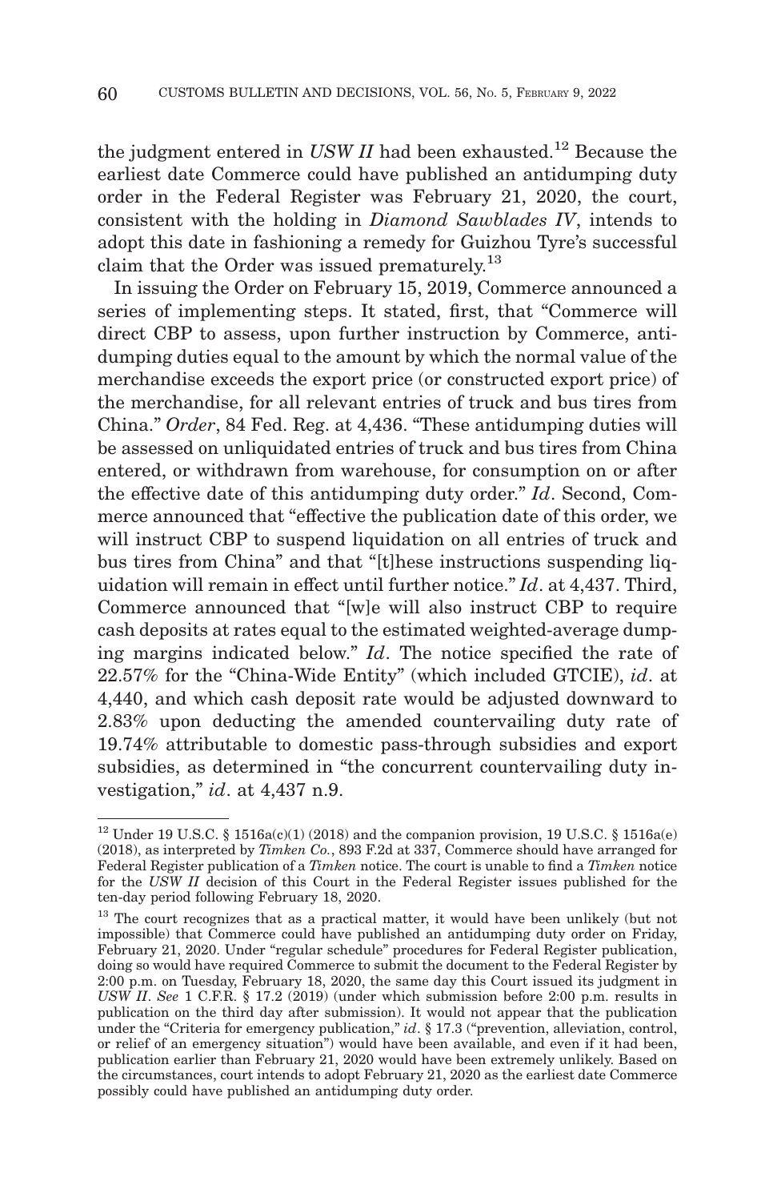the judgment entered in *USW II* had been exhausted.[12] Because the earliest date Commerce could have published an antidumping duty order in the Federal Register was February 21, 2020, the court, consistent with the holding in *Diamond Sawblades IV*, intends to adopt this date in fashioning a remedy for Guizhou Tyre's successful claim that the Order was issued prematurely.[13]

In issuing the Order on February 15, 2019, Commerce announced a series of implementing steps. It stated, first, that "Commerce will direct CBP to assess, upon further instruction by Commerce, antidumping duties equal to the amount by which the normal value of the merchandise exceeds the export price (or constructed export price) of the merchandise, for all relevant entries of truck and bus tires from China." *Order*, 84 Fed. Reg. at 4,436. "These antidumping duties will be assessed on unliquidated entries of truck and bus tires from China entered, or withdrawn from warehouse, for consumption on or after the effective date of this antidumping duty order." *Id*. Second, Commerce announced that "effective the publication date of this order, we will instruct CBP to suspend liquidation on all entries of truck and bus tires from China" and that "[t]hese instructions suspending liquidation will remain in effect until further notice." *Id*. at 4,437. Third, Commerce announced that "[w]e will also instruct CBP to require cash deposits at rates equal to the estimated weighted-average dumping margins indicated below." *Id*. The notice specified the rate of 22.57% for the "China-Wide Entity" (which included GTCIE), *id*. at 4,440, and which cash deposit rate would be adjusted downward to 2.83% upon deducting the amended countervailing duty rate of 19.74% attributable to domestic pass-through subsidies and export subsidies, as determined in "the concurrent countervailing duty investigation," *id*. at 4,437 n.9.

---

[12] Under 19 U.S.C. § 1516a(c)(1) (2018) and the companion provision, 19 U.S.C. § 1516a(e) (2018), as interpreted by *Timken Co.*, 893 F.2d at 337, Commerce should have arranged for Federal Register publication of a *Timken* notice. The court is unable to find a *Timken* notice for the *USW II* decision of this Court in the Federal Register issues published for the ten-day period following February 18, 2020.

[13] The court recognizes that as a practical matter, it would have been unlikely (but not impossible) that Commerce could have published an antidumping duty order on Friday, February 21, 2020. Under "regular schedule" procedures for Federal Register publication, doing so would have required Commerce to submit the document to the Federal Register by 2:00 p.m. on Tuesday, February 18, 2020, the same day this Court issued its judgment in *USW II*. *See* 1 C.F.R. § 17.2 (2019) (under which submission before 2:00 p.m. results in publication on the third day after submission). It would not appear that the publication under the "Criteria for emergency publication," *id*. § 17.3 ("prevention, alleviation, control, or relief of an emergency situation") would have been available, and even if it had been, publication earlier than February 21, 2020 would have been extremely unlikely. Based on the circumstances, court intends to adopt February 21, 2020 as the earliest date Commerce possibly could have published an antidumping duty order.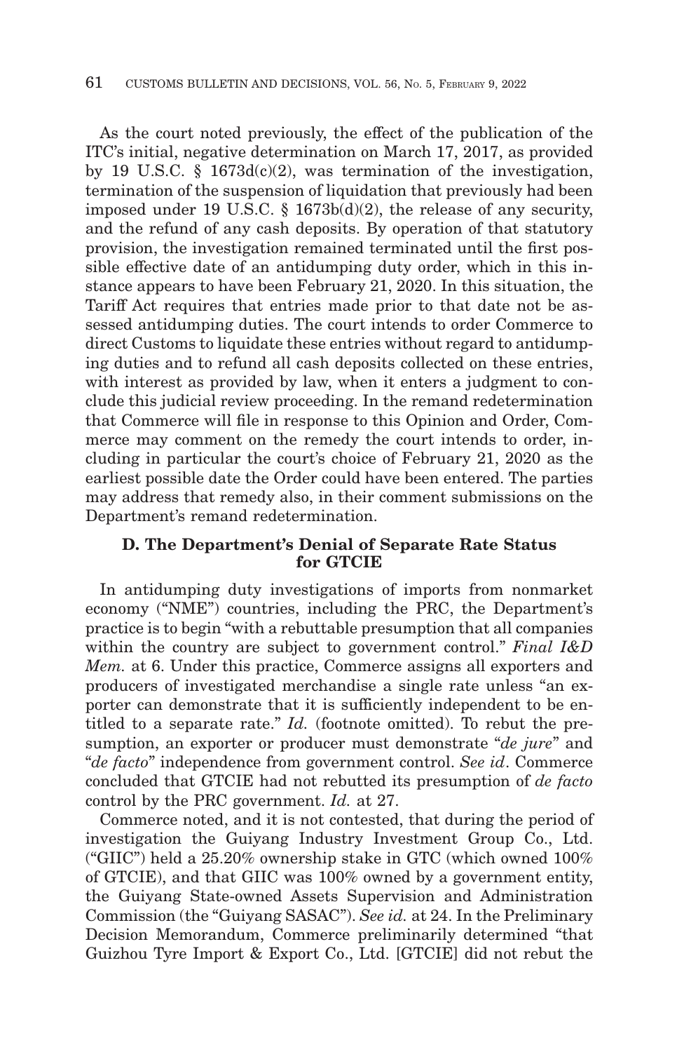As the court noted previously, the effect of the publication of the ITC's initial, negative determination on March 17, 2017, as provided by 19 U.S.C. § 1673d(c)(2), was termination of the investigation, termination of the suspension of liquidation that previously had been imposed under 19 U.S.C. § 1673b(d)(2), the release of any security, and the refund of any cash deposits. By operation of that statutory provision, the investigation remained terminated until the first possible effective date of an antidumping duty order, which in this instance appears to have been February 21, 2020. In this situation, the Tariff Act requires that entries made prior to that date not be assessed antidumping duties. The court intends to order Commerce to direct Customs to liquidate these entries without regard to antidumping duties and to refund all cash deposits collected on these entries, with interest as provided by law, when it enters a judgment to conclude this judicial review proceeding. In the remand redetermination that Commerce will file in response to this Opinion and Order, Commerce may comment on the remedy the court intends to order, including in particular the court's choice of February 21, 2020 as the earliest possible date the Order could have been entered. The parties may address that remedy also, in their comment submissions on the Department's remand redetermination.

### D. The Department's Denial of Separate Rate Status for GTCIE

In antidumping duty investigations of imports from nonmarket economy ("NME") countries, including the PRC, the Department's practice is to begin "with a rebuttable presumption that all companies within the country are subject to government control." *Final I&D Mem.* at 6. Under this practice, Commerce assigns all exporters and producers of investigated merchandise a single rate unless "an exporter can demonstrate that it is sufficiently independent to be entitled to a separate rate." *Id.* (footnote omitted). To rebut the presumption, an exporter or producer must demonstrate "*de jure*" and "*de facto*" independence from government control. *See id*. Commerce concluded that GTCIE had not rebutted its presumption of *de facto* control by the PRC government. *Id.* at 27.

Commerce noted, and it is not contested, that during the period of investigation the Guiyang Industry Investment Group Co., Ltd. ("GIIC") held a 25.20% ownership stake in GTC (which owned 100% of GTCIE), and that GIIC was 100% owned by a government entity, the Guiyang State-owned Assets Supervision and Administration Commission (the "Guiyang SASAC"). *See id.* at 24. In the Preliminary Decision Memorandum, Commerce preliminarily determined "that Guizhou Tyre Import & Export Co., Ltd. [GTCIE] did not rebut the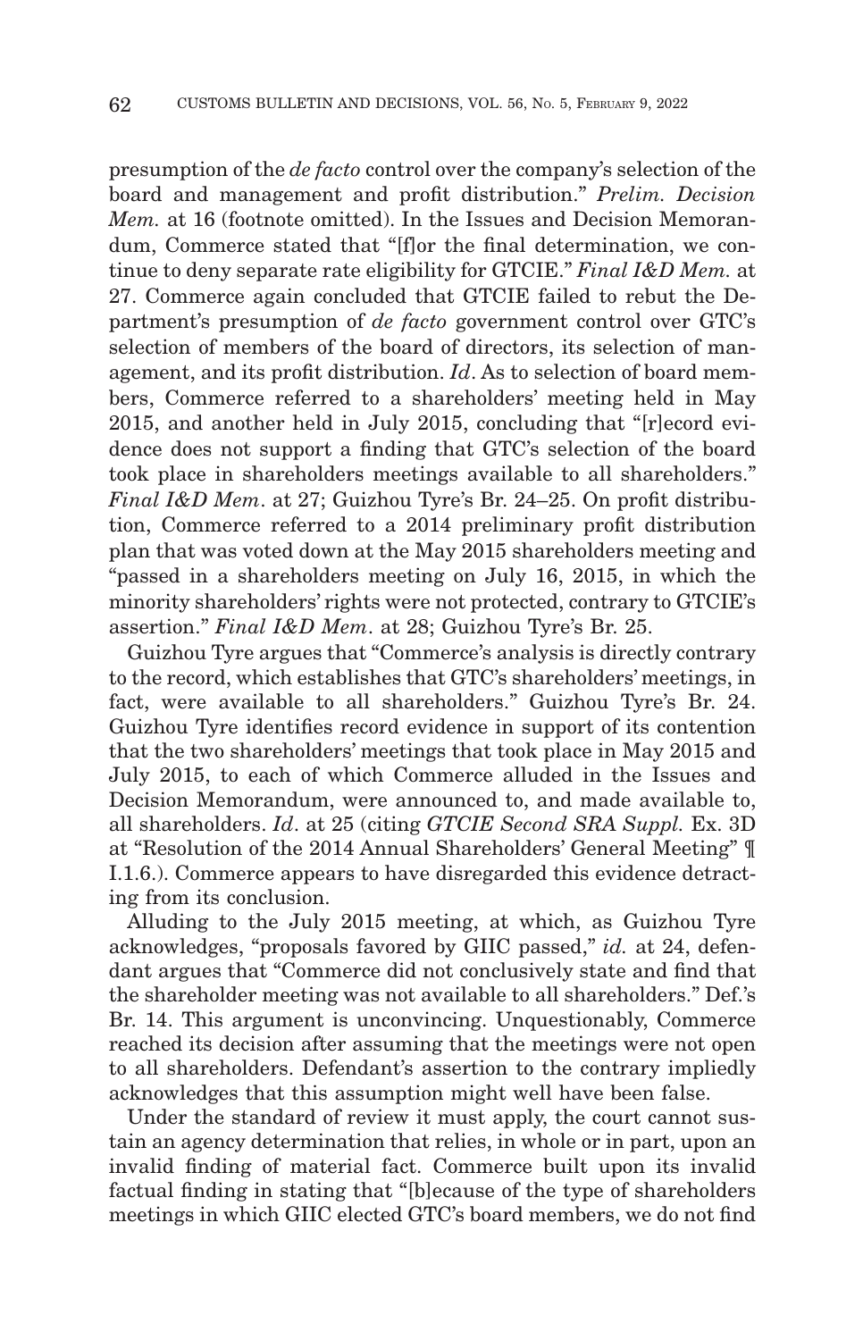presumption of the *de facto* control over the company's selection of the board and management and profit distribution." *Prelim. Decision Mem.* at 16 (footnote omitted). In the Issues and Decision Memorandum, Commerce stated that "[f]or the final determination, we continue to deny separate rate eligibility for GTCIE." *Final I&D Mem.* at 27. Commerce again concluded that GTCIE failed to rebut the Department's presumption of *de facto* government control over GTC's selection of members of the board of directors, its selection of management, and its profit distribution. *Id*. As to selection of board members, Commerce referred to a shareholders' meeting held in May 2015, and another held in July 2015, concluding that "[r]ecord evidence does not support a finding that GTC's selection of the board took place in shareholders meetings available to all shareholders." *Final I&D Mem*. at 27; Guizhou Tyre's Br. 24–25. On profit distribution, Commerce referred to a 2014 preliminary profit distribution plan that was voted down at the May 2015 shareholders meeting and "passed in a shareholders meeting on July 16, 2015, in which the minority shareholders' rights were not protected, contrary to GTCIE's assertion." *Final I&D Mem*. at 28; Guizhou Tyre's Br. 25.

Guizhou Tyre argues that "Commerce's analysis is directly contrary to the record, which establishes that GTC's shareholders' meetings, in fact, were available to all shareholders." Guizhou Tyre's Br. 24. Guizhou Tyre identifies record evidence in support of its contention that the two shareholders' meetings that took place in May 2015 and July 2015, to each of which Commerce alluded in the Issues and Decision Memorandum, were announced to, and made available to, all shareholders. *Id*. at 25 (citing *GTCIE Second SRA Suppl.* Ex. 3D at "Resolution of the 2014 Annual Shareholders' General Meeting" ¶ I.1.6.). Commerce appears to have disregarded this evidence detracting from its conclusion.

Alluding to the July 2015 meeting, at which, as Guizhou Tyre acknowledges, "proposals favored by GIIC passed," *id.* at 24, defendant argues that "Commerce did not conclusively state and find that the shareholder meeting was not available to all shareholders." Def.'s Br. 14. This argument is unconvincing. Unquestionably, Commerce reached its decision after assuming that the meetings were not open to all shareholders. Defendant's assertion to the contrary impliedly acknowledges that this assumption might well have been false.

Under the standard of review it must apply, the court cannot sustain an agency determination that relies, in whole or in part, upon an invalid finding of material fact. Commerce built upon its invalid factual finding in stating that "[b]ecause of the type of shareholders meetings in which GIIC elected GTC's board members, we do not find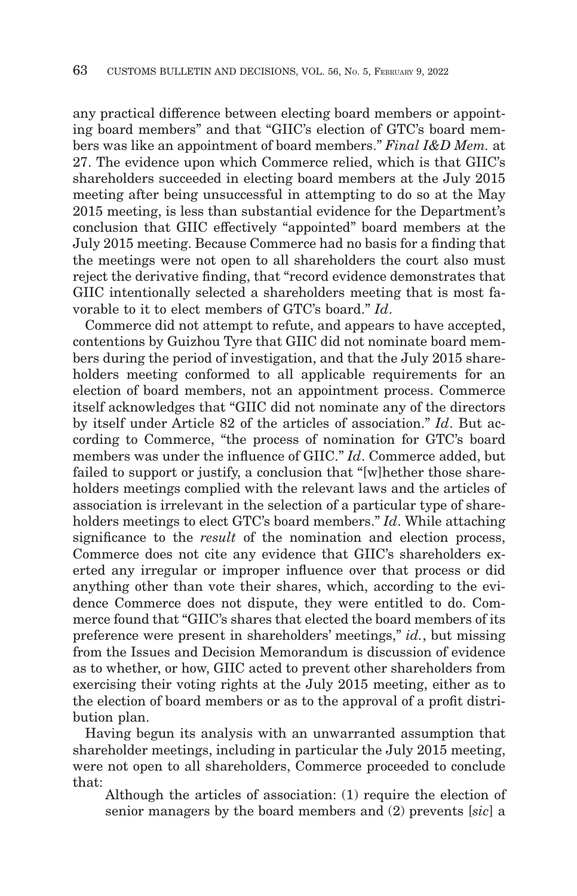any practical difference between electing board members or appointing board members" and that "GIIC's election of GTC's board members was like an appointment of board members." *Final I&D Mem.* at 27. The evidence upon which Commerce relied, which is that GIIC's shareholders succeeded in electing board members at the July 2015 meeting after being unsuccessful in attempting to do so at the May 2015 meeting, is less than substantial evidence for the Department's conclusion that GIIC effectively "appointed" board members at the July 2015 meeting. Because Commerce had no basis for a finding that the meetings were not open to all shareholders the court also must reject the derivative finding, that "record evidence demonstrates that GIIC intentionally selected a shareholders meeting that is most favorable to it to elect members of GTC's board." *Id*.

Commerce did not attempt to refute, and appears to have accepted, contentions by Guizhou Tyre that GIIC did not nominate board members during the period of investigation, and that the July 2015 shareholders meeting conformed to all applicable requirements for an election of board members, not an appointment process. Commerce itself acknowledges that "GIIC did not nominate any of the directors by itself under Article 82 of the articles of association." *Id*. But according to Commerce, "the process of nomination for GTC's board members was under the influence of GIIC." *Id*. Commerce added, but failed to support or justify, a conclusion that "[w]hether those shareholders meetings complied with the relevant laws and the articles of association is irrelevant in the selection of a particular type of shareholders meetings to elect GTC's board members." *Id*. While attaching significance to the *result* of the nomination and election process, Commerce does not cite any evidence that GIIC's shareholders exerted any irregular or improper influence over that process or did anything other than vote their shares, which, according to the evidence Commerce does not dispute, they were entitled to do. Commerce found that "GIIC's shares that elected the board members of its preference were present in shareholders' meetings," *id.*, but missing from the Issues and Decision Memorandum is discussion of evidence as to whether, or how, GIIC acted to prevent other shareholders from exercising their voting rights at the July 2015 meeting, either as to the election of board members or as to the approval of a profit distribution plan.

Having begun its analysis with an unwarranted assumption that shareholder meetings, including in particular the July 2015 meeting, were not open to all shareholders, Commerce proceeded to conclude that:

> Although the articles of association: (1) require the election of senior managers by the board members and (2) prevents [*sic*] a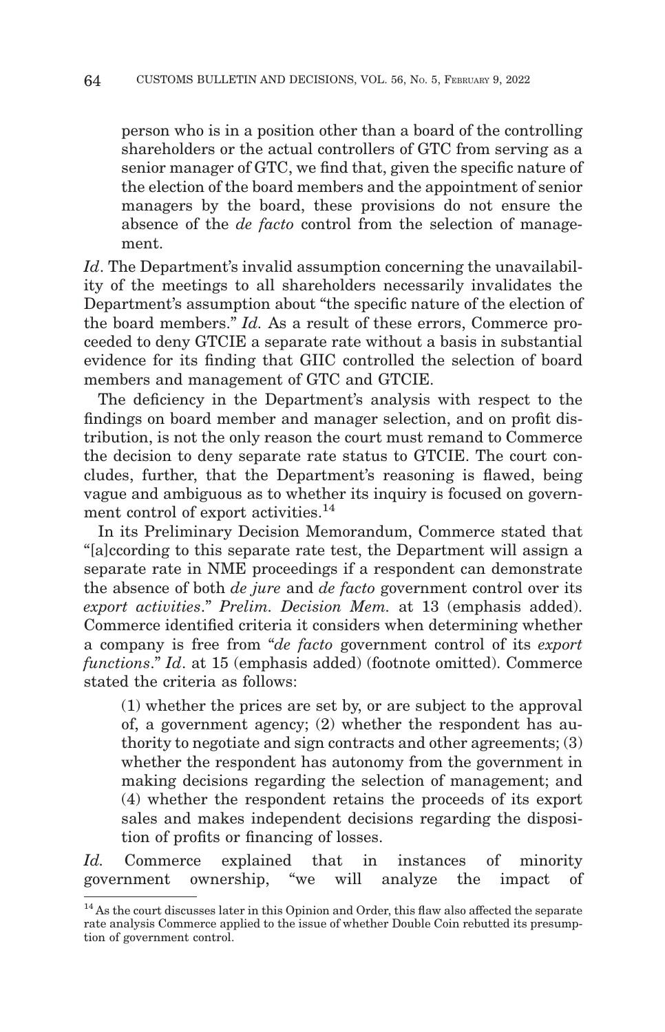person who is in a position other than a board of the controlling shareholders or the actual controllers of GTC from serving as a senior manager of GTC, we find that, given the specific nature of the election of the board members and the appointment of senior managers by the board, these provisions do not ensure the absence of the *de facto* control from the selection of management.

*Id*. The Department's invalid assumption concerning the unavailability of the meetings to all shareholders necessarily invalidates the Department's assumption about "the specific nature of the election of the board members." *Id.* As a result of these errors, Commerce proceeded to deny GTCIE a separate rate without a basis in substantial evidence for its finding that GIIC controlled the selection of board members and management of GTC and GTCIE.

The deficiency in the Department's analysis with respect to the findings on board member and manager selection, and on profit distribution, is not the only reason the court must remand to Commerce the decision to deny separate rate status to GTCIE. The court concludes, further, that the Department's reasoning is flawed, being vague and ambiguous as to whether its inquiry is focused on government control of export activities.[14]

In its Preliminary Decision Memorandum, Commerce stated that "[a]ccording to this separate rate test, the Department will assign a separate rate in NME proceedings if a respondent can demonstrate the absence of both *de jure* and *de facto* government control over its *export activities*." *Prelim. Decision Mem.* at 13 (emphasis added). Commerce identified criteria it considers when determining whether a company is free from "*de facto* government control of its *export functions*." *Id*. at 15 (emphasis added) (footnote omitted). Commerce stated the criteria as follows:

(1) whether the prices are set by, or are subject to the approval of, a government agency; (2) whether the respondent has authority to negotiate and sign contracts and other agreements; (3) whether the respondent has autonomy from the government in making decisions regarding the selection of management; and (4) whether the respondent retains the proceeds of its export sales and makes independent decisions regarding the disposition of profits or financing of losses.

*Id.* Commerce explained that in instances of minority government ownership, "we will analyze the impact of

[14] As the court discusses later in this Opinion and Order, this flaw also affected the separate rate analysis Commerce applied to the issue of whether Double Coin rebutted its presumption of government control.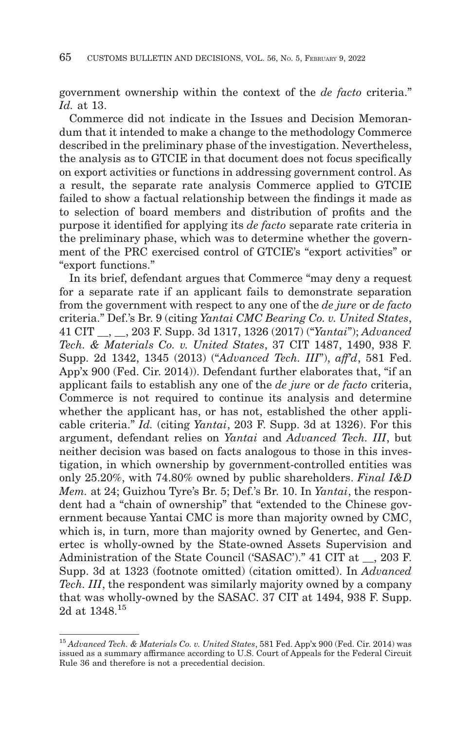government ownership within the context of the *de facto* criteria." *Id.* at 13.

Commerce did not indicate in the Issues and Decision Memorandum that it intended to make a change to the methodology Commerce described in the preliminary phase of the investigation. Nevertheless, the analysis as to GTCIE in that document does not focus specifically on export activities or functions in addressing government control. As a result, the separate rate analysis Commerce applied to GTCIE failed to show a factual relationship between the findings it made as to selection of board members and distribution of profits and the purpose it identified for applying its *de facto* separate rate criteria in the preliminary phase, which was to determine whether the government of the PRC exercised control of GTCIE's "export activities" or "export functions."

In its brief, defendant argues that Commerce "may deny a request for a separate rate if an applicant fails to demonstrate separation from the government with respect to any one of the *de jure* or *de facto* criteria." Def.'s Br. 9 (citing *Yantai CMC Bearing Co. v. United States*, 41 CIT __, __, 203 F. Supp. 3d 1317, 1326 (2017) ("*Yantai*"); *Advanced Tech. & Materials Co. v. United States*, 37 CIT 1487, 1490, 938 F. Supp. 2d 1342, 1345 (2013) ("*Advanced Tech. III*"), *aff'd*, 581 Fed. App'x 900 (Fed. Cir. 2014)). Defendant further elaborates that, "if an applicant fails to establish any one of the *de jure* or *de facto* criteria, Commerce is not required to continue its analysis and determine whether the applicant has, or has not, established the other applicable criteria." *Id.* (citing *Yantai*, 203 F. Supp. 3d at 1326). For this argument, defendant relies on *Yantai* and *Advanced Tech. III*, but neither decision was based on facts analogous to those in this investigation, in which ownership by government-controlled entities was only 25.20%, with 74.80% owned by public shareholders. *Final I&D Mem.* at 24; Guizhou Tyre's Br. 5; Def.'s Br. 10. In *Yantai*, the respondent had a "chain of ownership" that "extended to the Chinese government because Yantai CMC is more than majority owned by CMC, which is, in turn, more than majority owned by Genertec, and Genertec is wholly-owned by the State-owned Assets Supervision and Administration of the State Council ('SASAC')." 41 CIT at __, 203 F. Supp. 3d at 1323 (footnote omitted) (citation omitted). In *Advanced Tech. III*, the respondent was similarly majority owned by a company that was wholly-owned by the SASAC. 37 CIT at 1494, 938 F. Supp. 2d at 1348.[15]

[15] *Advanced Tech. & Materials Co. v. United States*, 581 Fed. App'x 900 (Fed. Cir. 2014) was issued as a summary affirmance according to U.S. Court of Appeals for the Federal Circuit Rule 36 and therefore is not a precedential decision.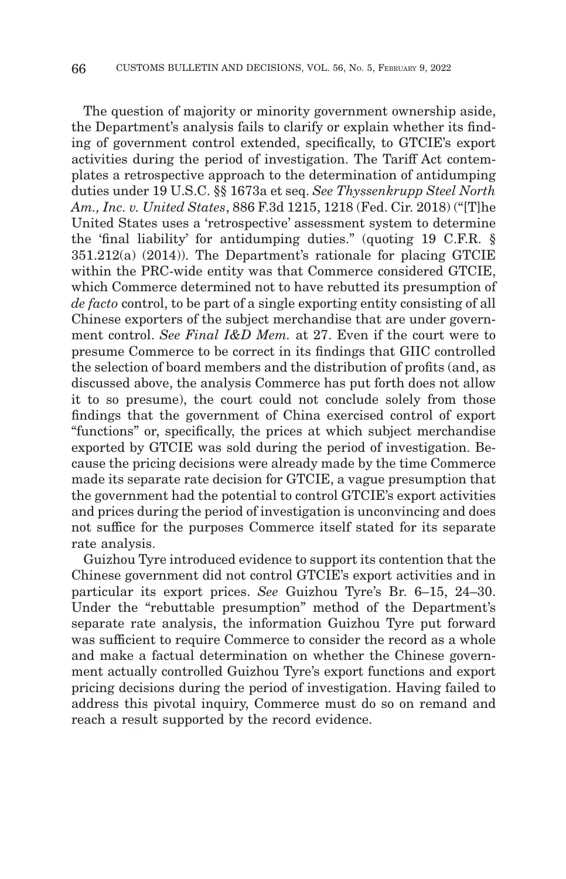The question of majority or minority government ownership aside, the Department's analysis fails to clarify or explain whether its finding of government control extended, specifically, to GTCIE's export activities during the period of investigation. The Tariff Act contemplates a retrospective approach to the determination of antidumping duties under 19 U.S.C. §§ 1673a et seq. *See Thyssenkrupp Steel North Am., Inc. v. United States*, 886 F.3d 1215, 1218 (Fed. Cir. 2018) ("[T]he United States uses a 'retrospective' assessment system to determine the 'final liability' for antidumping duties." (quoting 19 C.F.R. § 351.212(a) (2014)). The Department's rationale for placing GTCIE within the PRC-wide entity was that Commerce considered GTCIE, which Commerce determined not to have rebutted its presumption of *de facto* control, to be part of a single exporting entity consisting of all Chinese exporters of the subject merchandise that are under government control. *See Final I&D Mem.* at 27. Even if the court were to presume Commerce to be correct in its findings that GIIC controlled the selection of board members and the distribution of profits (and, as discussed above, the analysis Commerce has put forth does not allow it to so presume), the court could not conclude solely from those findings that the government of China exercised control of export "functions" or, specifically, the prices at which subject merchandise exported by GTCIE was sold during the period of investigation. Because the pricing decisions were already made by the time Commerce made its separate rate decision for GTCIE, a vague presumption that the government had the potential to control GTCIE's export activities and prices during the period of investigation is unconvincing and does not suffice for the purposes Commerce itself stated for its separate rate analysis.

Guizhou Tyre introduced evidence to support its contention that the Chinese government did not control GTCIE's export activities and in particular its export prices. *See* Guizhou Tyre's Br. 6–15, 24–30. Under the "rebuttable presumption" method of the Department's separate rate analysis, the information Guizhou Tyre put forward was sufficient to require Commerce to consider the record as a whole and make a factual determination on whether the Chinese government actually controlled Guizhou Tyre's export functions and export pricing decisions during the period of investigation. Having failed to address this pivotal inquiry, Commerce must do so on remand and reach a result supported by the record evidence.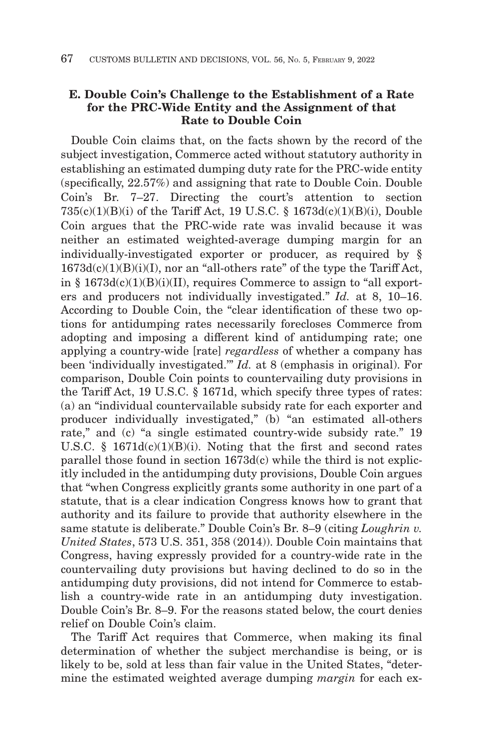### E. Double Coin's Challenge to the Establishment of a Rate for the PRC-Wide Entity and the Assignment of that Rate to Double Coin

Double Coin claims that, on the facts shown by the record of the subject investigation, Commerce acted without statutory authority in establishing an estimated dumping duty rate for the PRC-wide entity (specifically, 22.57%) and assigning that rate to Double Coin. Double Coin's Br. 7–27. Directing the court's attention to section 735(c)(1)(B)(i) of the Tariff Act, 19 U.S.C. § 1673d(c)(1)(B)(i), Double Coin argues that the PRC-wide rate was invalid because it was neither an estimated weighted-average dumping margin for an individually-investigated exporter or producer, as required by § 1673d(c)(1)(B)(i)(I), nor an "all-others rate" of the type the Tariff Act, in § 1673d(c)(1)(B)(i)(II), requires Commerce to assign to "all exporters and producers not individually investigated." *Id.* at 8, 10–16. According to Double Coin, the "clear identification of these two options for antidumping rates necessarily forecloses Commerce from adopting and imposing a different kind of antidumping rate; one applying a country-wide [rate] *regardless* of whether a company has been 'individually investigated.'" *Id.* at 8 (emphasis in original). For comparison, Double Coin points to countervailing duty provisions in the Tariff Act, 19 U.S.C. § 1671d, which specify three types of rates: (a) an "individual countervailable subsidy rate for each exporter and producer individually investigated," (b) "an estimated all-others rate," and (c) "a single estimated country-wide subsidy rate." 19 U.S.C. § 1671d(c)(1)(B)(i). Noting that the first and second rates parallel those found in section 1673d(c) while the third is not explicitly included in the antidumping duty provisions, Double Coin argues that "when Congress explicitly grants some authority in one part of a statute, that is a clear indication Congress knows how to grant that authority and its failure to provide that authority elsewhere in the same statute is deliberate." Double Coin's Br. 8–9 (citing *Loughrin v. United States*, 573 U.S. 351, 358 (2014)). Double Coin maintains that Congress, having expressly provided for a country-wide rate in the countervailing duty provisions but having declined to do so in the antidumping duty provisions, did not intend for Commerce to establish a country-wide rate in an antidumping duty investigation. Double Coin's Br. 8–9. For the reasons stated below, the court denies relief on Double Coin's claim.

The Tariff Act requires that Commerce, when making its final determination of whether the subject merchandise is being, or is likely to be, sold at less than fair value in the United States, "determine the estimated weighted average dumping *margin* for each ex-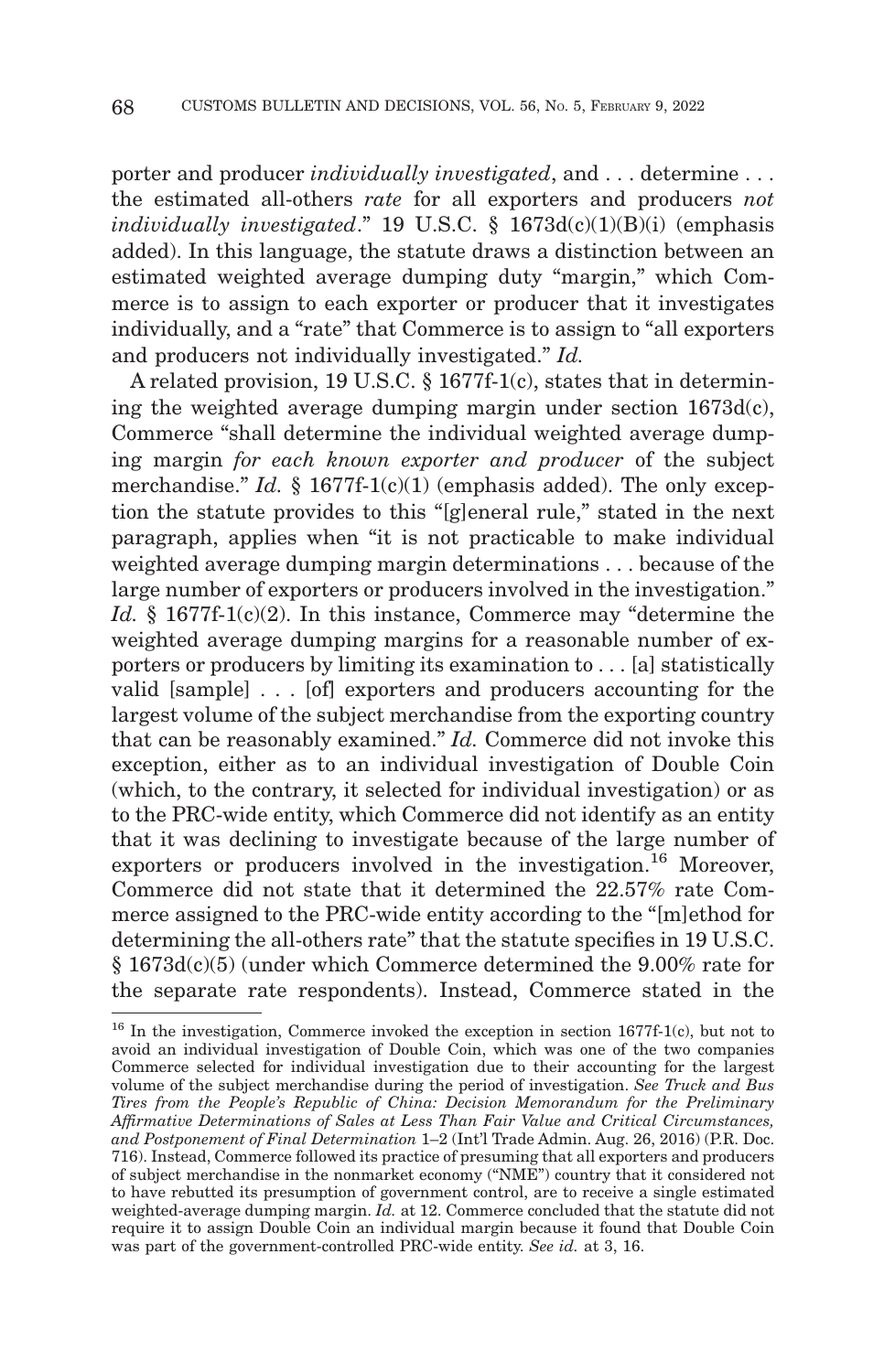porter and producer *individually investigated*, and . . . determine . . . the estimated all-others *rate* for all exporters and producers *not individually investigated*." 19 U.S.C. § 1673d(c)(1)(B)(i) (emphasis added). In this language, the statute draws a distinction between an estimated weighted average dumping duty "margin," which Commerce is to assign to each exporter or producer that it investigates individually, and a "rate" that Commerce is to assign to "all exporters and producers not individually investigated." *Id.*

A related provision, 19 U.S.C. § 1677f-1(c), states that in determining the weighted average dumping margin under section 1673d(c), Commerce "shall determine the individual weighted average dumping margin *for each known exporter and producer* of the subject merchandise." *Id.* § 1677f-1(c)(1) (emphasis added). The only exception the statute provides to this "[g]eneral rule," stated in the next paragraph, applies when "it is not practicable to make individual weighted average dumping margin determinations . . . because of the large number of exporters or producers involved in the investigation." *Id.* § 1677f-1(c)(2). In this instance, Commerce may "determine the weighted average dumping margins for a reasonable number of exporters or producers by limiting its examination to . . . [a] statistically valid [sample] . . . [of] exporters and producers accounting for the largest volume of the subject merchandise from the exporting country that can be reasonably examined." *Id.* Commerce did not invoke this exception, either as to an individual investigation of Double Coin (which, to the contrary, it selected for individual investigation) or as to the PRC-wide entity, which Commerce did not identify as an entity that it was declining to investigate because of the large number of exporters or producers involved in the investigation.[16] Moreover, Commerce did not state that it determined the 22.57% rate Commerce assigned to the PRC-wide entity according to the "[m]ethod for determining the all-others rate" that the statute specifies in 19 U.S.C. § 1673d(c)(5) (under which Commerce determined the 9.00% rate for the separate rate respondents). Instead, Commerce stated in the

[16] In the investigation, Commerce invoked the exception in section 1677f-1(c), but not to avoid an individual investigation of Double Coin, which was one of the two companies Commerce selected for individual investigation due to their accounting for the largest volume of the subject merchandise during the period of investigation. *See Truck and Bus Tires from the People's Republic of China: Decision Memorandum for the Preliminary Affirmative Determinations of Sales at Less Than Fair Value and Critical Circumstances, and Postponement of Final Determination* 1–2 (Int'l Trade Admin. Aug. 26, 2016) (P.R. Doc. 716). Instead, Commerce followed its practice of presuming that all exporters and producers of subject merchandise in the nonmarket economy ("NME") country that it considered not to have rebutted its presumption of government control, are to receive a single estimated weighted-average dumping margin. *Id.* at 12. Commerce concluded that the statute did not require it to assign Double Coin an individual margin because it found that Double Coin was part of the government-controlled PRC-wide entity. *See id.* at 3, 16.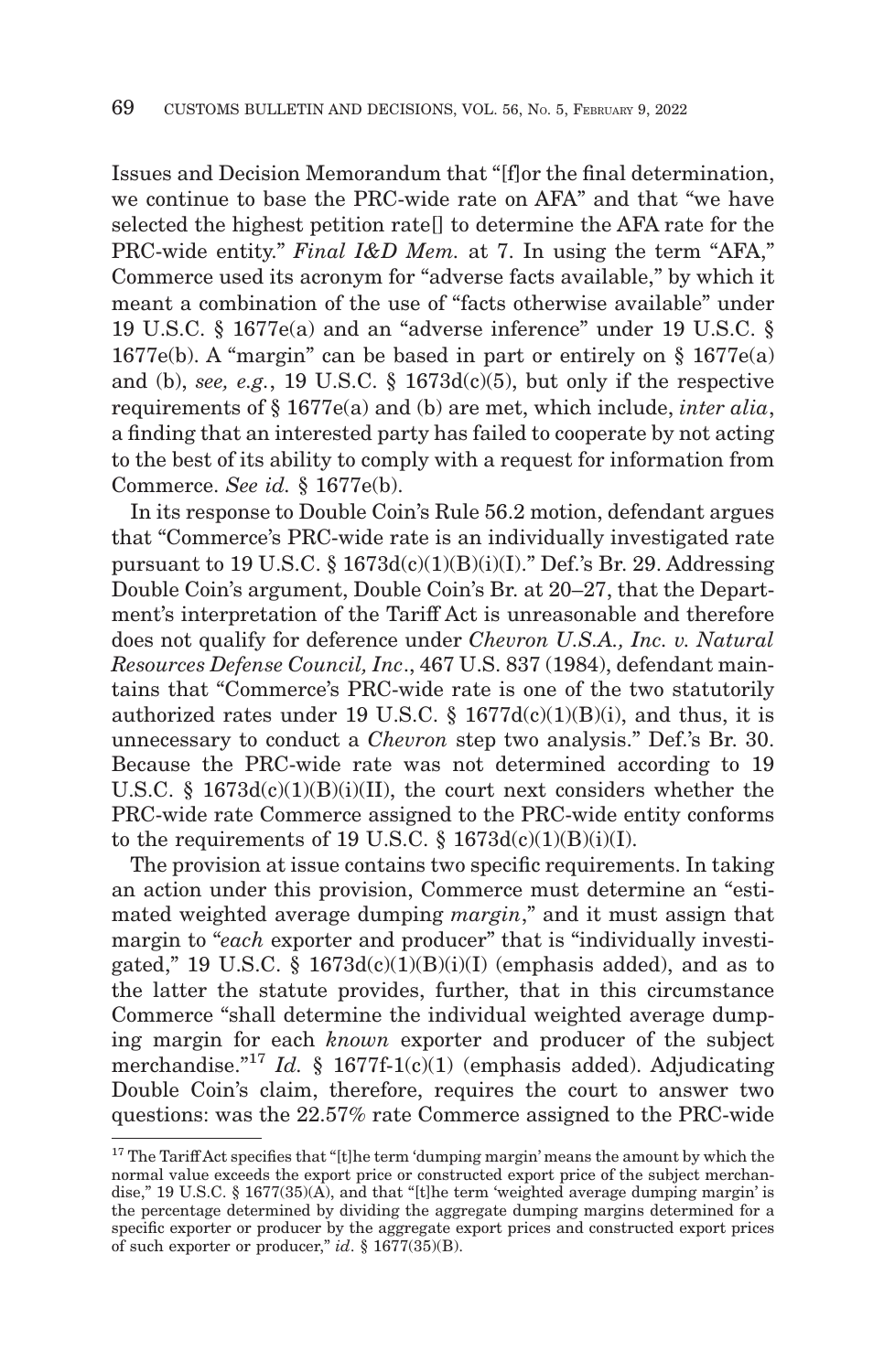Issues and Decision Memorandum that "[f]or the final determination, we continue to base the PRC-wide rate on AFA" and that "we have selected the highest petition rate[] to determine the AFA rate for the PRC-wide entity." *Final I&D Mem.* at 7. In using the term "AFA," Commerce used its acronym for "adverse facts available," by which it meant a combination of the use of "facts otherwise available" under 19 U.S.C. § 1677e(a) and an "adverse inference" under 19 U.S.C. § 1677e(b). A "margin" can be based in part or entirely on § 1677e(a) and (b), *see, e.g.*, 19 U.S.C. § 1673d(c)(5), but only if the respective requirements of § 1677e(a) and (b) are met, which include, *inter alia*, a finding that an interested party has failed to cooperate by not acting to the best of its ability to comply with a request for information from Commerce. *See id.* § 1677e(b).

In its response to Double Coin's Rule 56.2 motion, defendant argues that "Commerce's PRC-wide rate is an individually investigated rate pursuant to 19 U.S.C. § 1673d(c)(1)(B)(i)(I)." Def.'s Br. 29. Addressing Double Coin's argument, Double Coin's Br. at 20–27, that the Department's interpretation of the Tariff Act is unreasonable and therefore does not qualify for deference under *Chevron U.S.A., Inc. v. Natural Resources Defense Council, Inc*., 467 U.S. 837 (1984), defendant maintains that "Commerce's PRC-wide rate is one of the two statutorily authorized rates under 19 U.S.C. § 1677d(c)(1)(B)(i), and thus, it is unnecessary to conduct a *Chevron* step two analysis." Def.'s Br. 30. Because the PRC-wide rate was not determined according to 19 U.S.C. § 1673d(c)(1)(B)(i)(II), the court next considers whether the PRC-wide rate Commerce assigned to the PRC-wide entity conforms to the requirements of 19 U.S.C. § 1673d(c)(1)(B)(i)(I).

The provision at issue contains two specific requirements. In taking an action under this provision, Commerce must determine an "estimated weighted average dumping *margin*," and it must assign that margin to "*each* exporter and producer" that is "individually investigated," 19 U.S.C. § 1673d(c)(1)(B)(i)(I) (emphasis added), and as to the latter the statute provides, further, that in this circumstance Commerce "shall determine the individual weighted average dumping margin for each *known* exporter and producer of the subject merchandise."[17] *Id.* § 1677f-1(c)(1) (emphasis added). Adjudicating Double Coin's claim, therefore, requires the court to answer two questions: was the 22.57% rate Commerce assigned to the PRC-wide

[17] The Tariff Act specifies that "[t]he term 'dumping margin' means the amount by which the normal value exceeds the export price or constructed export price of the subject merchandise," 19 U.S.C. § 1677(35)(A), and that "[t]he term 'weighted average dumping margin' is the percentage determined by dividing the aggregate dumping margins determined for a specific exporter or producer by the aggregate export prices and constructed export prices of such exporter or producer," *id*. § 1677(35)(B).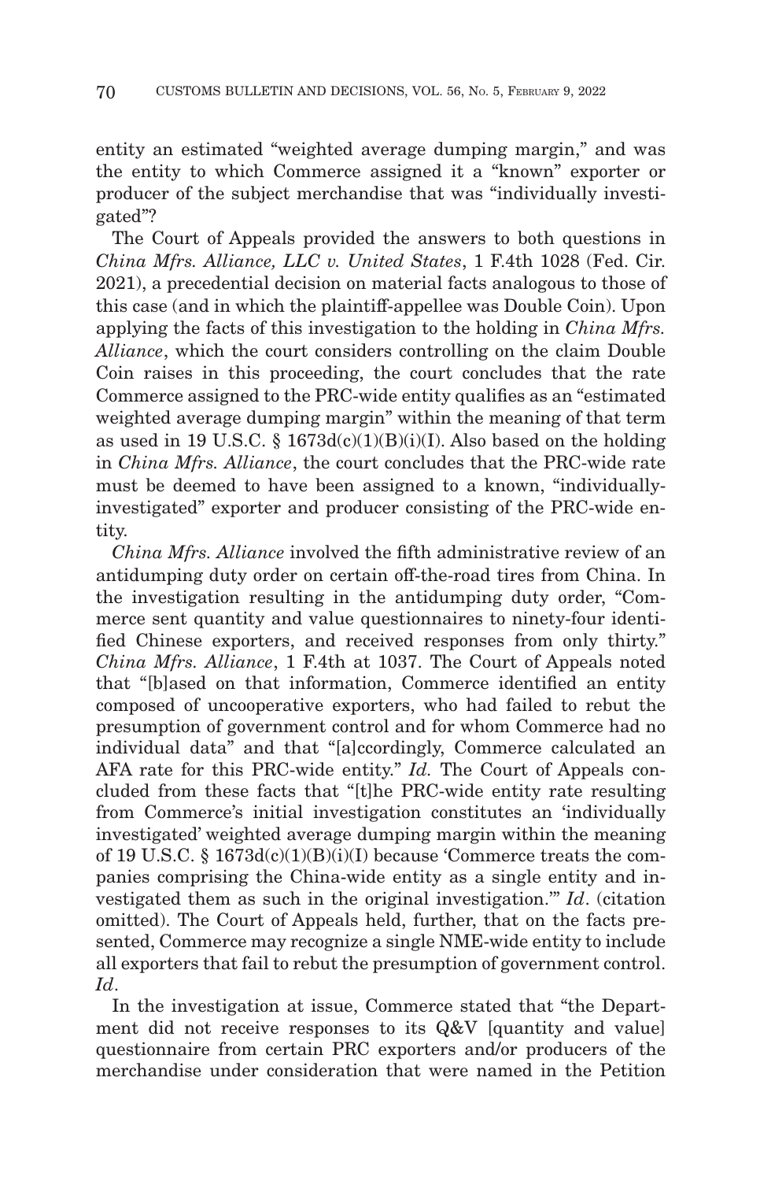entity an estimated "weighted average dumping margin," and was the entity to which Commerce assigned it a "known" exporter or producer of the subject merchandise that was "individually investigated"?

The Court of Appeals provided the answers to both questions in *China Mfrs. Alliance, LLC v. United States*, 1 F.4th 1028 (Fed. Cir. 2021), a precedential decision on material facts analogous to those of this case (and in which the plaintiff-appellee was Double Coin). Upon applying the facts of this investigation to the holding in *China Mfrs. Alliance*, which the court considers controlling on the claim Double Coin raises in this proceeding, the court concludes that the rate Commerce assigned to the PRC-wide entity qualifies as an "estimated weighted average dumping margin" within the meaning of that term as used in 19 U.S.C. § 1673d(c)(1)(B)(i)(I). Also based on the holding in *China Mfrs. Alliance*, the court concludes that the PRC-wide rate must be deemed to have been assigned to a known, "individually-investigated" exporter and producer consisting of the PRC-wide entity.

*China Mfrs. Alliance* involved the fifth administrative review of an antidumping duty order on certain off-the-road tires from China. In the investigation resulting in the antidumping duty order, "Commerce sent quantity and value questionnaires to ninety-four identified Chinese exporters, and received responses from only thirty." *China Mfrs. Alliance*, 1 F.4th at 1037. The Court of Appeals noted that "[b]ased on that information, Commerce identified an entity composed of uncooperative exporters, who had failed to rebut the presumption of government control and for whom Commerce had no individual data" and that "[a]ccordingly, Commerce calculated an AFA rate for this PRC-wide entity." *Id.* The Court of Appeals concluded from these facts that "[t]he PRC-wide entity rate resulting from Commerce's initial investigation constitutes an 'individually investigated' weighted average dumping margin within the meaning of 19 U.S.C. § 1673d(c)(1)(B)(i)(I) because 'Commerce treats the companies comprising the China-wide entity as a single entity and investigated them as such in the original investigation.'" *Id*. (citation omitted). The Court of Appeals held, further, that on the facts presented, Commerce may recognize a single NME-wide entity to include all exporters that fail to rebut the presumption of government control. *Id*.

In the investigation at issue, Commerce stated that "the Department did not receive responses to its Q&V [quantity and value] questionnaire from certain PRC exporters and/or producers of the merchandise under consideration that were named in the Petition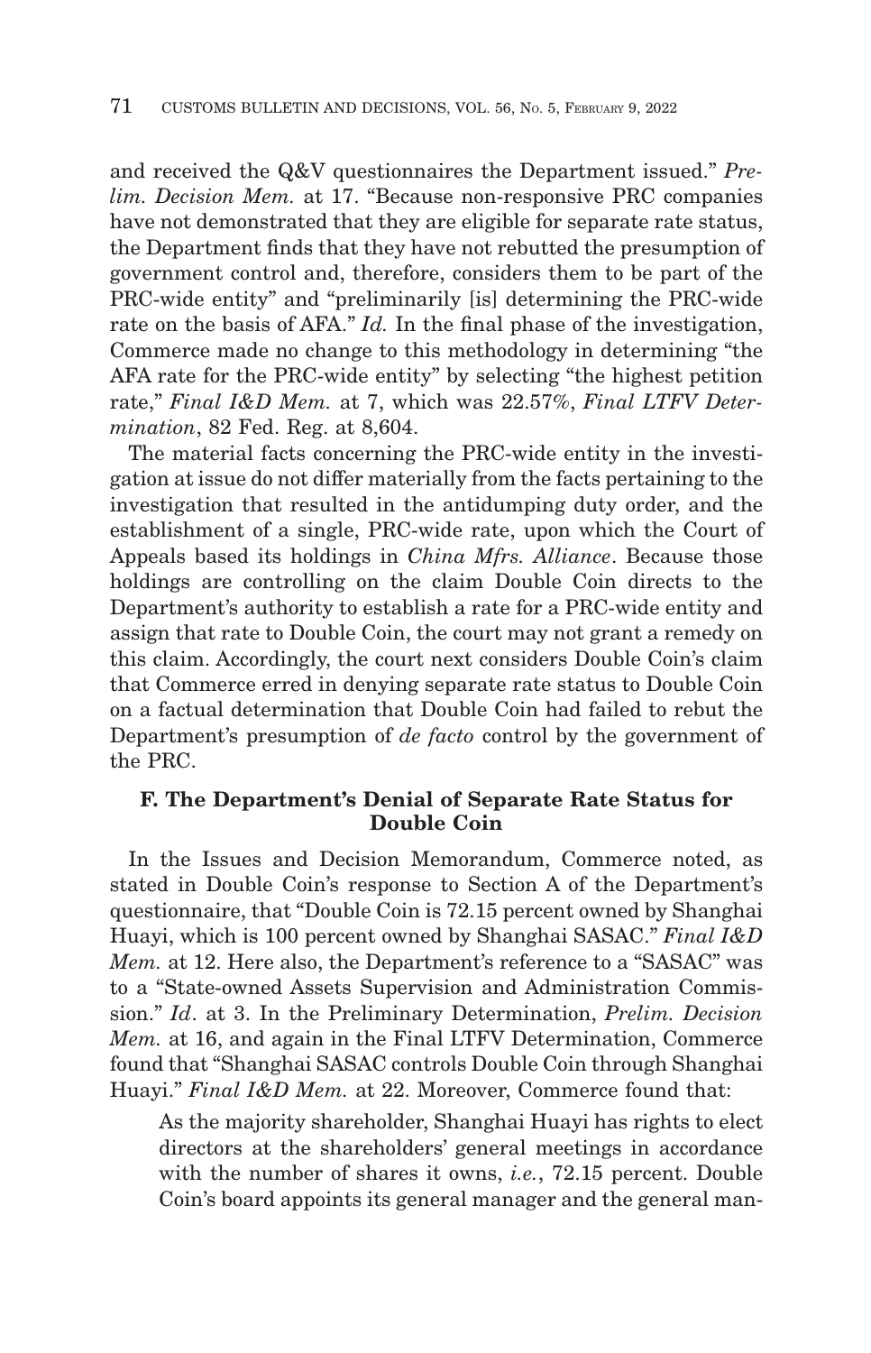and received the Q&V questionnaires the Department issued." *Prelim. Decision Mem.* at 17. "Because non-responsive PRC companies have not demonstrated that they are eligible for separate rate status, the Department finds that they have not rebutted the presumption of government control and, therefore, considers them to be part of the PRC-wide entity" and "preliminarily [is] determining the PRC-wide rate on the basis of AFA." *Id.* In the final phase of the investigation, Commerce made no change to this methodology in determining "the AFA rate for the PRC-wide entity" by selecting "the highest petition rate," *Final I&D Mem.* at 7, which was 22.57%, *Final LTFV Determination*, 82 Fed. Reg. at 8,604.

The material facts concerning the PRC-wide entity in the investigation at issue do not differ materially from the facts pertaining to the investigation that resulted in the antidumping duty order, and the establishment of a single, PRC-wide rate, upon which the Court of Appeals based its holdings in *China Mfrs. Alliance*. Because those holdings are controlling on the claim Double Coin directs to the Department's authority to establish a rate for a PRC-wide entity and assign that rate to Double Coin, the court may not grant a remedy on this claim. Accordingly, the court next considers Double Coin's claim that Commerce erred in denying separate rate status to Double Coin on a factual determination that Double Coin had failed to rebut the Department's presumption of *de facto* control by the government of the PRC.

### F. The Department's Denial of Separate Rate Status for Double Coin

In the Issues and Decision Memorandum, Commerce noted, as stated in Double Coin's response to Section A of the Department's questionnaire, that "Double Coin is 72.15 percent owned by Shanghai Huayi, which is 100 percent owned by Shanghai SASAC." *Final I&D Mem.* at 12. Here also, the Department's reference to a "SASAC" was to a "State-owned Assets Supervision and Administration Commission." *Id*. at 3. In the Preliminary Determination, *Prelim. Decision Mem.* at 16, and again in the Final LTFV Determination, Commerce found that "Shanghai SASAC controls Double Coin through Shanghai Huayi." *Final I&D Mem.* at 22. Moreover, Commerce found that:

> As the majority shareholder, Shanghai Huayi has rights to elect directors at the shareholders' general meetings in accordance with the number of shares it owns, *i.e.*, 72.15 percent. Double Coin's board appoints its general manager and the general man-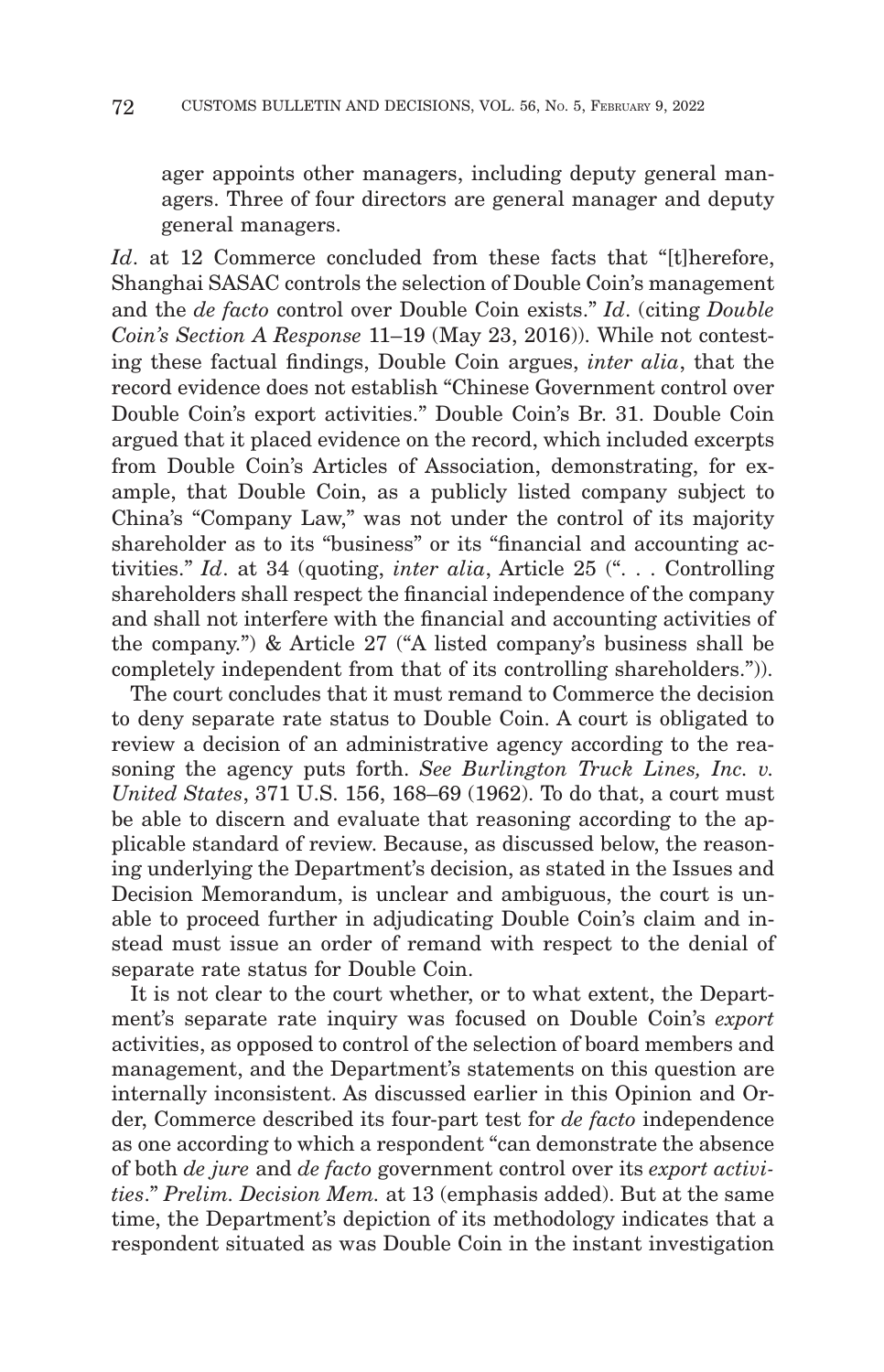ager appoints other managers, including deputy general managers. Three of four directors are general manager and deputy general managers.

*Id*. at 12 Commerce concluded from these facts that "[t]herefore, Shanghai SASAC controls the selection of Double Coin's management and the *de facto* control over Double Coin exists." *Id*. (citing *Double Coin's Section A Response* 11–19 (May 23, 2016)). While not contesting these factual findings, Double Coin argues, *inter alia*, that the record evidence does not establish "Chinese Government control over Double Coin's export activities." Double Coin's Br. 31. Double Coin argued that it placed evidence on the record, which included excerpts from Double Coin's Articles of Association, demonstrating, for example, that Double Coin, as a publicly listed company subject to China's "Company Law," was not under the control of its majority shareholder as to its "business" or its "financial and accounting activities." *Id*. at 34 (quoting, *inter alia*, Article 25 (". . . Controlling shareholders shall respect the financial independence of the company and shall not interfere with the financial and accounting activities of the company.") & Article 27 ("A listed company's business shall be completely independent from that of its controlling shareholders.")).

The court concludes that it must remand to Commerce the decision to deny separate rate status to Double Coin. A court is obligated to review a decision of an administrative agency according to the reasoning the agency puts forth. *See Burlington Truck Lines, Inc. v. United States*, 371 U.S. 156, 168–69 (1962). To do that, a court must be able to discern and evaluate that reasoning according to the applicable standard of review. Because, as discussed below, the reasoning underlying the Department's decision, as stated in the Issues and Decision Memorandum, is unclear and ambiguous, the court is unable to proceed further in adjudicating Double Coin's claim and instead must issue an order of remand with respect to the denial of separate rate status for Double Coin.

It is not clear to the court whether, or to what extent, the Department's separate rate inquiry was focused on Double Coin's *export* activities, as opposed to control of the selection of board members and management, and the Department's statements on this question are internally inconsistent. As discussed earlier in this Opinion and Order, Commerce described its four-part test for *de facto* independence as one according to which a respondent "can demonstrate the absence of both *de jure* and *de facto* government control over its *export activities*." *Prelim. Decision Mem.* at 13 (emphasis added). But at the same time, the Department's depiction of its methodology indicates that a respondent situated as was Double Coin in the instant investigation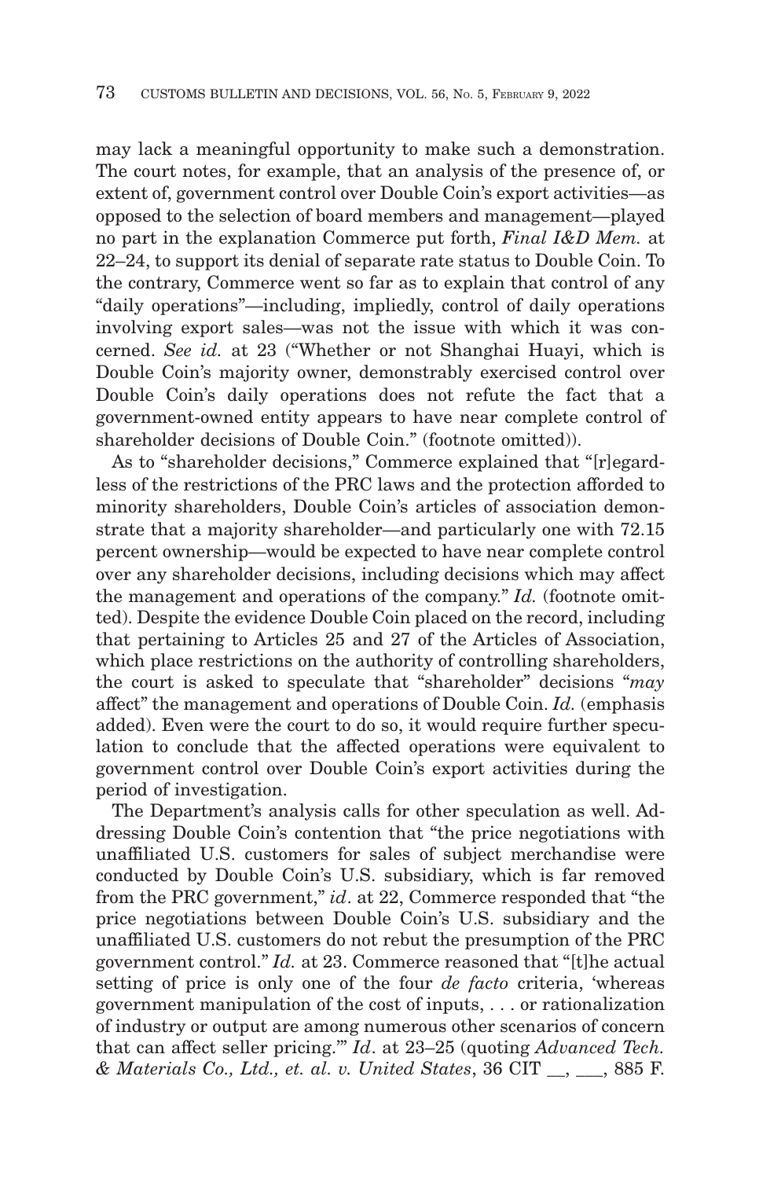may lack a meaningful opportunity to make such a demonstration. The court notes, for example, that an analysis of the presence of, or extent of, government control over Double Coin's export activities—as opposed to the selection of board members and management—played no part in the explanation Commerce put forth, *Final I&D Mem.* at 22–24, to support its denial of separate rate status to Double Coin. To the contrary, Commerce went so far as to explain that control of any "daily operations"—including, impliedly, control of daily operations involving export sales—was not the issue with which it was concerned. *See id.* at 23 ("Whether or not Shanghai Huayi, which is Double Coin's majority owner, demonstrably exercised control over Double Coin's daily operations does not refute the fact that a government-owned entity appears to have near complete control of shareholder decisions of Double Coin." (footnote omitted)).

As to "shareholder decisions," Commerce explained that "[r]egardless of the restrictions of the PRC laws and the protection afforded to minority shareholders, Double Coin's articles of association demonstrate that a majority shareholder—and particularly one with 72.15 percent ownership—would be expected to have near complete control over any shareholder decisions, including decisions which may affect the management and operations of the company." *Id.* (footnote omitted). Despite the evidence Double Coin placed on the record, including that pertaining to Articles 25 and 27 of the Articles of Association, which place restrictions on the authority of controlling shareholders, the court is asked to speculate that "shareholder" decisions "*may* affect" the management and operations of Double Coin. *Id.* (emphasis added). Even were the court to do so, it would require further speculation to conclude that the affected operations were equivalent to government control over Double Coin's export activities during the period of investigation.

The Department's analysis calls for other speculation as well. Addressing Double Coin's contention that "the price negotiations with unaffiliated U.S. customers for sales of subject merchandise were conducted by Double Coin's U.S. subsidiary, which is far removed from the PRC government," *id*. at 22, Commerce responded that "the price negotiations between Double Coin's U.S. subsidiary and the unaffiliated U.S. customers do not rebut the presumption of the PRC government control." *Id.* at 23. Commerce reasoned that "[t]he actual setting of price is only one of the four *de facto* criteria, 'whereas government manipulation of the cost of inputs, . . . or rationalization of industry or output are among numerous other scenarios of concern that can affect seller pricing.'" *Id*. at 23–25 (quoting *Advanced Tech. & Materials Co., Ltd., et. al. v. United States*, 36 CIT __, ___, 885 F.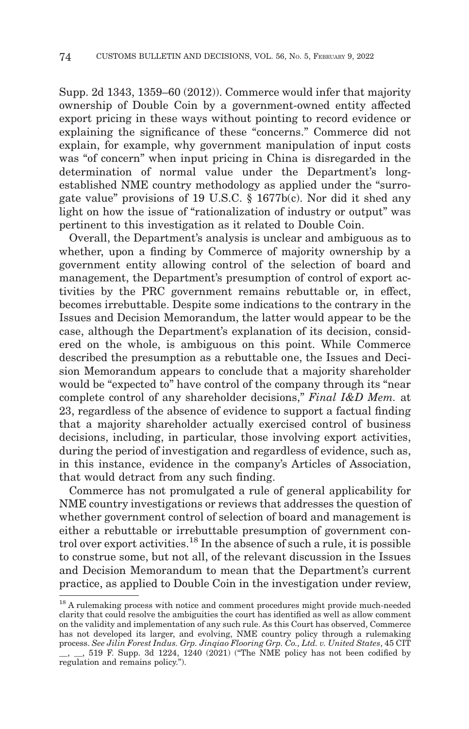Supp. 2d 1343, 1359–60 (2012)). Commerce would infer that majority ownership of Double Coin by a government-owned entity affected export pricing in these ways without pointing to record evidence or explaining the significance of these "concerns." Commerce did not explain, for example, why government manipulation of input costs was "of concern" when input pricing in China is disregarded in the determination of normal value under the Department's long-established NME country methodology as applied under the "surrogate value" provisions of 19 U.S.C. § 1677b(c). Nor did it shed any light on how the issue of "rationalization of industry or output" was pertinent to this investigation as it related to Double Coin.

Overall, the Department's analysis is unclear and ambiguous as to whether, upon a finding by Commerce of majority ownership by a government entity allowing control of the selection of board and management, the Department's presumption of control of export activities by the PRC government remains rebuttable or, in effect, becomes irrebuttable. Despite some indications to the contrary in the Issues and Decision Memorandum, the latter would appear to be the case, although the Department's explanation of its decision, considered on the whole, is ambiguous on this point. While Commerce described the presumption as a rebuttable one, the Issues and Decision Memorandum appears to conclude that a majority shareholder would be "expected to" have control of the company through its "near complete control of any shareholder decisions," *Final I&D Mem.* at 23, regardless of the absence of evidence to support a factual finding that a majority shareholder actually exercised control of business decisions, including, in particular, those involving export activities, during the period of investigation and regardless of evidence, such as, in this instance, evidence in the company's Articles of Association, that would detract from any such finding.

Commerce has not promulgated a rule of general applicability for NME country investigations or reviews that addresses the question of whether government control of selection of board and management is either a rebuttable or irrebuttable presumption of government control over export activities.[18] In the absence of such a rule, it is possible to construe some, but not all, of the relevant discussion in the Issues and Decision Memorandum to mean that the Department's current practice, as applied to Double Coin in the investigation under review,

---

[18] A rulemaking process with notice and comment procedures might provide much-needed clarity that could resolve the ambiguities the court has identified as well as allow comment on the validity and implementation of any such rule. As this Court has observed, Commerce has not developed its larger, and evolving, NME country policy through a rulemaking process. *See Jilin Forest Indus. Grp. Jinqiao Flooring Grp. Co., Ltd. v. United States*, 45 CIT __, __, 519 F. Supp. 3d 1224, 1240 (2021) ("The NME policy has not been codified by regulation and remains policy.").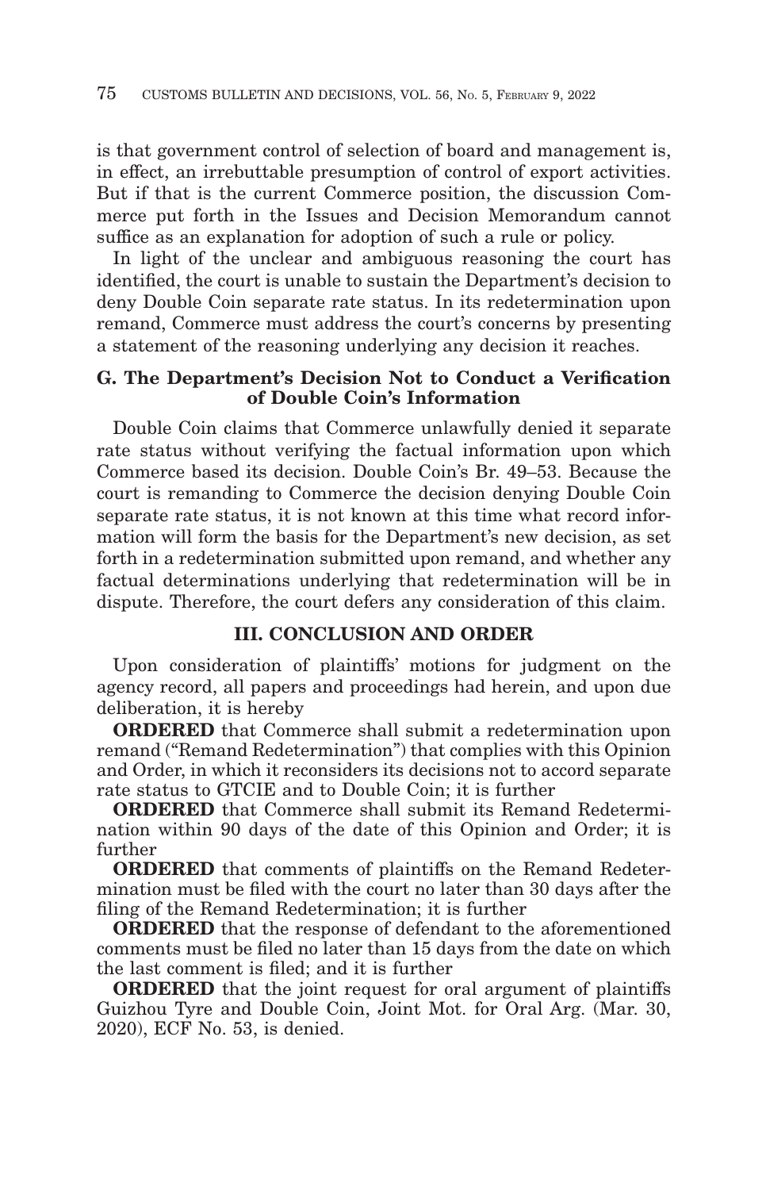is that government control of selection of board and management is, in effect, an irrebuttable presumption of control of export activities. But if that is the current Commerce position, the discussion Commerce put forth in the Issues and Decision Memorandum cannot suffice as an explanation for adoption of such a rule or policy.

In light of the unclear and ambiguous reasoning the court has identified, the court is unable to sustain the Department's decision to deny Double Coin separate rate status. In its redetermination upon remand, Commerce must address the court's concerns by presenting a statement of the reasoning underlying any decision it reaches.

### G. The Department's Decision Not to Conduct a Verification of Double Coin's Information

Double Coin claims that Commerce unlawfully denied it separate rate status without verifying the factual information upon which Commerce based its decision. Double Coin's Br. 49–53. Because the court is remanding to Commerce the decision denying Double Coin separate rate status, it is not known at this time what record information will form the basis for the Department's new decision, as set forth in a redetermination submitted upon remand, and whether any factual determinations underlying that redetermination will be in dispute. Therefore, the court defers any consideration of this claim.

## III. CONCLUSION AND ORDER

Upon consideration of plaintiffs' motions for judgment on the agency record, all papers and proceedings had herein, and upon due deliberation, it is hereby

**ORDERED** that Commerce shall submit a redetermination upon remand ("Remand Redetermination") that complies with this Opinion and Order, in which it reconsiders its decisions not to accord separate rate status to GTCIE and to Double Coin; it is further

**ORDERED** that Commerce shall submit its Remand Redetermination within 90 days of the date of this Opinion and Order; it is further

**ORDERED** that comments of plaintiffs on the Remand Redetermination must be filed with the court no later than 30 days after the filing of the Remand Redetermination; it is further

**ORDERED** that the response of defendant to the aforementioned comments must be filed no later than 15 days from the date on which the last comment is filed; and it is further

**ORDERED** that the joint request for oral argument of plaintiffs Guizhou Tyre and Double Coin, Joint Mot. for Oral Arg. (Mar. 30, 2020), ECF No. 53, is denied.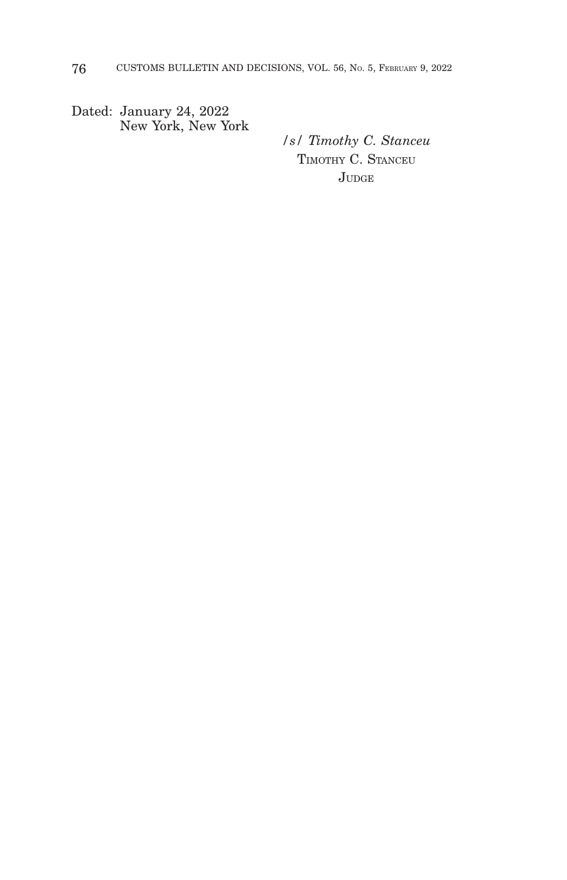Dated: January 24, 2022
New York, New York

*/s/ Timothy C. Stanceu*
TIMOTHY C. STANCEU
JUDGE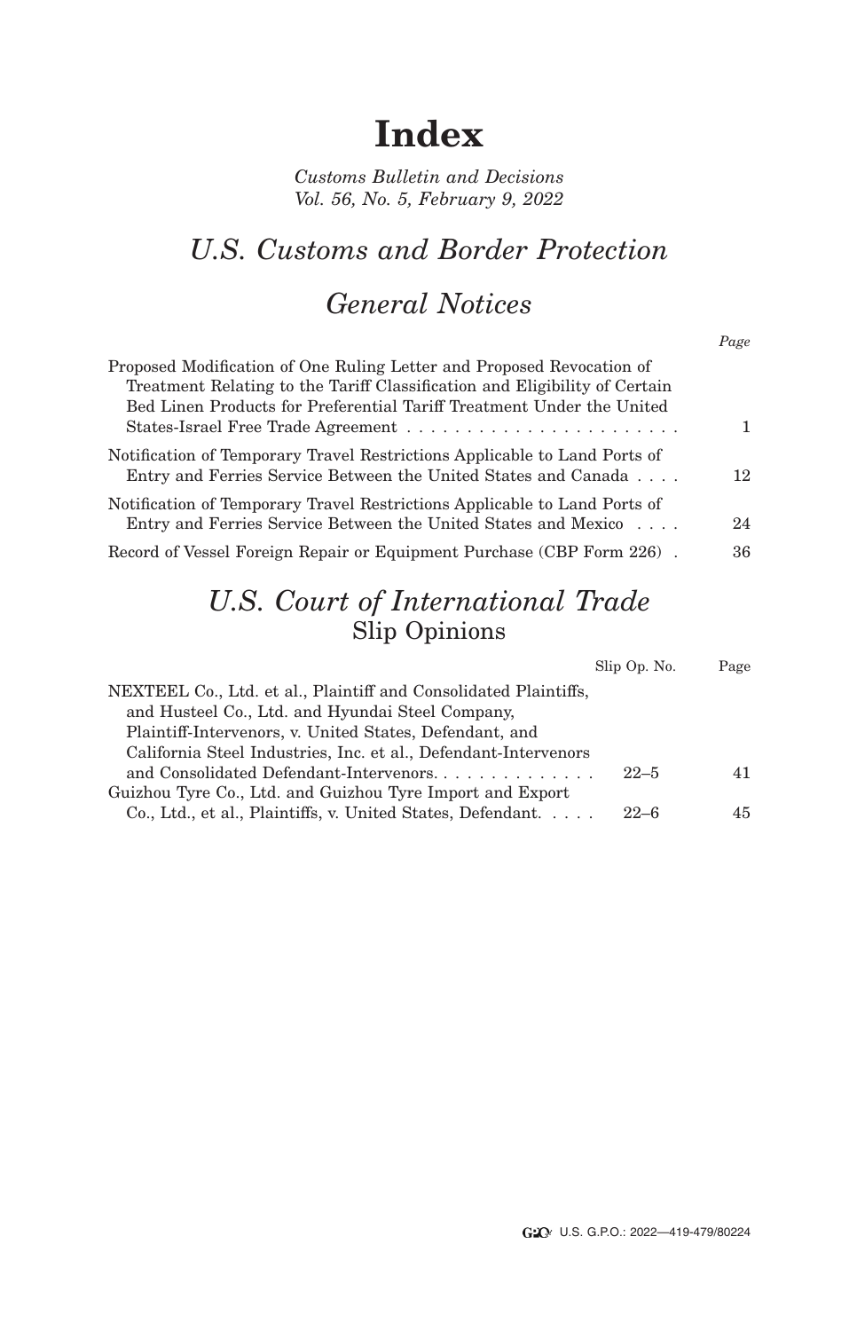# Index

*Customs Bulletin and Decisions*
*Vol. 56, No. 5, February 9, 2022*

## *U.S. Customs and Border Protection*

## *General Notices*

| | *Page* |
|---|---|
| Proposed Modification of One Ruling Letter and Proposed Revocation of Treatment Relating to the Tariff Classification and Eligibility of Certain Bed Linen Products for Preferential Tariff Treatment Under the United States-Israel Free Trade Agreement | 1 |
| Notification of Temporary Travel Restrictions Applicable to Land Ports of Entry and Ferries Service Between the United States and Canada | 12 |
| Notification of Temporary Travel Restrictions Applicable to Land Ports of Entry and Ferries Service Between the United States and Mexico | 24 |
| Record of Vessel Foreign Repair or Equipment Purchase (CBP Form 226) | 36 |

## *U.S. Court of International Trade*
### Slip Opinions

| | Slip Op. No. | Page |
|---|---|---|
| NEXTEEL Co., Ltd. et al., Plaintiff and Consolidated Plaintiffs, and Husteel Co., Ltd. and Hyundai Steel Company, Plaintiff-Intervenors, v. United States, Defendant, and California Steel Industries, Inc. et al., Defendant-Intervenors and Consolidated Defendant-Intervenors | 22–5 | 41 |
| Guizhou Tyre Co., Ltd. and Guizhou Tyre Import and Export Co., Ltd., et al., Plaintiffs, v. United States, Defendant. | 22–6 | 45 |

U.S. G.P.O.: 2022—419-479/80224